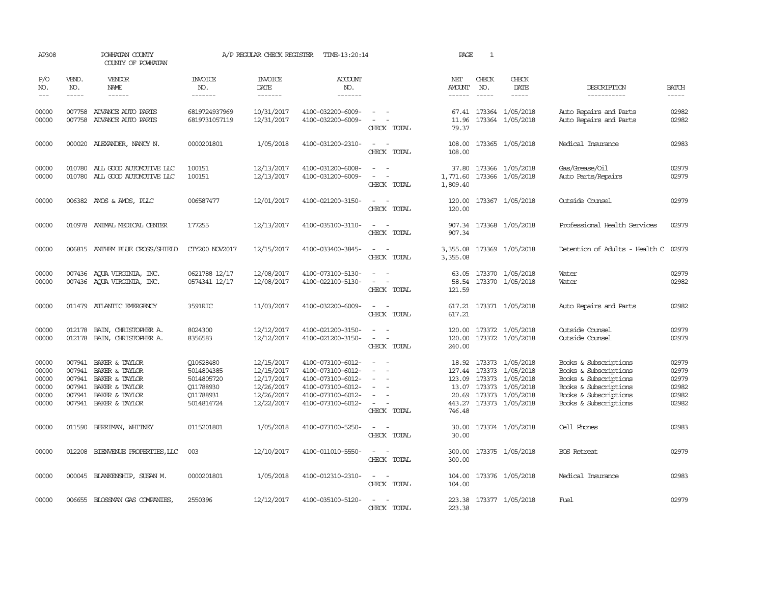AP308 POWHATAN COUNTY COUNTY OF POWHATAN A/P REGULAR CHECK REGISTER TIME-13:20:14 PAGE 1

| P/O NO. | VEND. NO. | VENDOR NAME | INVOICE NO. | INVOICE DATE | ACCOUNT NO. | | NET AMOUNT | CHECK NO. | CHECK DATE | DESCRIPTION | BATCH |
|---|---|---|---|---|---|---|---|---|---|---|---|
| 00000 | 007758 | ADVANCE AUTO PARTS | 6819724937969 | 10/31/2017 | 4100-032200-6009- | - - | 67.41 | 173364 | 1/05/2018 | Auto Repairs and Parts | 02982 |
| 00000 | 007758 | ADVANCE AUTO PARTS | 6819731057119 | 12/31/2017 | 4100-032200-6009- | - - | 11.96 | 173364 | 1/05/2018 | Auto Repairs and Parts | 02982 |
| | | | | | | CHECK TOTAL | 79.37 | | | | |
| 00000 | 000020 | ALEXANDER, NANCY N. | 0000201801 | 1/05/2018 | 4100-031200-2310- | - - | 108.00 | 173365 | 1/05/2018 | Medical Insurance | 02983 |
| | | | | | | CHECK TOTAL | 108.00 | | | | |
| 00000 | 010780 | ALL GOOD AUTOMOTIVE LLC | 100151 | 12/13/2017 | 4100-031200-6008- | - - | 37.80 | 173366 | 1/05/2018 | Gas/Grease/Oil | 02979 |
| 00000 | 010780 | ALL GOOD AUTOMOTIVE LLC | 100151 | 12/13/2017 | 4100-031200-6009- | - - | 1,771.60 | 173366 | 1/05/2018 | Auto Parts/Repairs | 02979 |
| | | | | | | CHECK TOTAL | 1,809.40 | | | | |
| 00000 | 006382 | AMOS & AMOS, PLLC | 006587477 | 12/01/2017 | 4100-021200-3150- | - - | 120.00 | 173367 | 1/05/2018 | Outside Counsel | 02979 |
| | | | | | | CHECK TOTAL | 120.00 | | | | |
| 00000 | 010978 | ANIMAL MEDICAL CENTER | 177255 | 12/13/2017 | 4100-035100-3110- | - - | 907.34 | 173368 | 1/05/2018 | Professional Health Services | 02979 |
| | | | | | | CHECK TOTAL | 907.34 | | | | |
| 00000 | 006815 | ANTHEM BLUE CROSS/SHIELD | CTY200 NOV2017 | 12/15/2017 | 4100-033400-3845- | - - | 3,355.08 | 173369 | 1/05/2018 | Detention of Adults - Health C | 02979 |
| | | | | | | CHECK TOTAL | 3,355.08 | | | | |
| 00000 | 007436 | AQUA VIRGINIA, INC. | 0621788 12/17 | 12/08/2017 | 4100-073100-5130- | - - | 63.05 | 173370 | 1/05/2018 | Water | 02979 |
| 00000 | 007436 | AQUA VIRGINIA, INC. | 0574341 12/17 | 12/08/2017 | 4100-022100-5130- | - - | 58.54 | 173370 | 1/05/2018 | Water | 02982 |
| | | | | | | CHECK TOTAL | 121.59 | | | | |
| 00000 | 011479 | ATLANTIC EMERGENCY | 3591RIC | 11/03/2017 | 4100-032200-6009- | - - | 617.21 | 173371 | 1/05/2018 | Auto Repairs and Parts | 02982 |
| | | | | | | CHECK TOTAL | 617.21 | | | | |
| 00000 | 012178 | BAIN, CHRISTOPHER A. | 8024300 | 12/12/2017 | 4100-021200-3150- | - - | 120.00 | 173372 | 1/05/2018 | Outside Counsel | 02979 |
| 00000 | 012178 | BAIN, CHRISTOPHER A. | 8356583 | 12/12/2017 | 4100-021200-3150- | - - | 120.00 | 173372 | 1/05/2018 | Outside Counsel | 02979 |
| | | | | | | CHECK TOTAL | 240.00 | | | | |
| 00000 | 007941 | BAKER & TAYLOR | Q10628480 | 12/15/2017 | 4100-073100-6012- | - - | 18.92 | 173373 | 1/05/2018 | Books & Subscriptions | 02979 |
| 00000 | 007941 | BAKER & TAYLOR | 5014804385 | 12/15/2017 | 4100-073100-6012- | - - | 127.44 | 173373 | 1/05/2018 | Books & Subscriptions | 02979 |
| 00000 | 007941 | BAKER & TAYLOR | 5014805720 | 12/17/2017 | 4100-073100-6012- | - - | 123.09 | 173373 | 1/05/2018 | Books & Subscriptions | 02979 |
| 00000 | 007941 | BAKER & TAYLOR | Q11788930 | 12/26/2017 | 4100-073100-6012- | - - | 13.07 | 173373 | 1/05/2018 | Books & Subscriptions | 02982 |
| 00000 | 007941 | BAKER & TAYLOR | Q11788931 | 12/26/2017 | 4100-073100-6012- | - - | 20.69 | 173373 | 1/05/2018 | Books & Subscriptions | 02982 |
| 00000 | 007941 | BAKER & TAYLOR | 5014814724 | 12/22/2017 | 4100-073100-6012- | - - | 443.27 | 173373 | 1/05/2018 | Books & Subscriptions | 02982 |
| | | | | | | CHECK TOTAL | 746.48 | | | | |
| 00000 | 011590 | BERRIMAN, WHITNEY | 0115201801 | 1/05/2018 | 4100-073100-5250- | - - | 30.00 | 173374 | 1/05/2018 | Cell Phones | 02983 |
| | | | | | | CHECK TOTAL | 30.00 | | | | |
| 00000 | 012208 | BIENVENUE PROPERTIES,LLC | 003 | 12/10/2017 | 4100-011010-5550- | - - | 300.00 | 173375 | 1/05/2018 | BOS Retreat | 02979 |
| | | | | | | CHECK TOTAL | 300.00 | | | | |
| 00000 | 000045 | BLANKENSHIP, SUSAN M. | 0000201801 | 1/05/2018 | 4100-012310-2310- | - - | 104.00 | 173376 | 1/05/2018 | Medical Insurance | 02983 |
| | | | | | | CHECK TOTAL | 104.00 | | | | |
| 00000 | 006655 | BLOSSMAN GAS COMPANIES, | 2550396 | 12/12/2017 | 4100-035100-5120- | - - | 223.38 | 173377 | 1/05/2018 | Fuel | 02979 |
| | | | | | | CHECK TOTAL | 223.38 | | | | |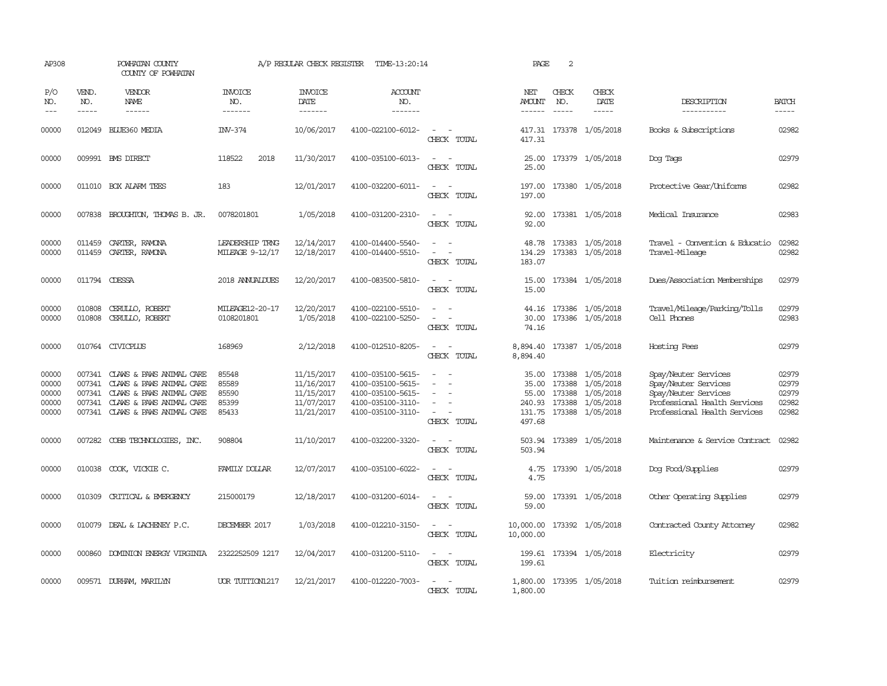AP308 POWHATAN COUNTY A/P REGULAR CHECK REGISTER TIME-13:20:14 PAGE 2

COUNTY OF POWHATAN

| P/O NO. | VEND. NO. | VENDOR NAME | INVOICE NO. | INVOICE DATE | ACCOUNT NO. | | NET AMOUNT | CHECK NO. | CHECK DATE | DESCRIPTION | BATCH |
|---|---|---|---|---|---|---|---|---|---|---|---|
| 00000 | 012049 | BLUE360 MEDIA | INV-374 | 10/06/2017 | 4100-022100-6012- | - - | 417.31 | 173378 | 1/05/2018 | Books & Subscriptions | 02982 |
| | | | | | | CHECK TOTAL | 417.31 | | | | |
| 00000 | 009991 | BMS DIRECT | 118522 2018 | 11/30/2017 | 4100-035100-6013- | - - | 25.00 | 173379 | 1/05/2018 | Dog Tags | 02979 |
| | | | | | | CHECK TOTAL | 25.00 | | | | |
| 00000 | 011010 | BOX ALARM TEES | 183 | 12/01/2017 | 4100-032200-6011- | - - | 197.00 | 173380 | 1/05/2018 | Protective Gear/Uniforms | 02982 |
| | | | | | | CHECK TOTAL | 197.00 | | | | |
| 00000 | 007838 | BROUGHTON, THOMAS B. JR. | 0078201801 | 1/05/2018 | 4100-031200-2310- | - - | 92.00 | 173381 | 1/05/2018 | Medical Insurance | 02983 |
| | | | | | | CHECK TOTAL | 92.00 | | | | |
| 00000 | 011459 | CARTER, RAMONA | LEADERSHIP TRNG | 12/14/2017 | 4100-014400-5540- | - - | 48.78 | 173383 | 1/05/2018 | Travel - Convention & Educatio | 02982 |
| 00000 | 011459 | CARTER, RAMONA | MILEAGE 9-12/17 | 12/18/2017 | 4100-014400-5510- | - - | 134.29 | 173383 | 1/05/2018 | Travel-Mileage | 02982 |
| | | | | | | CHECK TOTAL | 183.07 | | | | |
| 00000 | 011794 | CDESSA | 2018 ANNUALDUES | 12/20/2017 | 4100-083500-5810- | - - | 15.00 | 173384 | 1/05/2018 | Dues/Association Memberships | 02979 |
| | | | | | | CHECK TOTAL | 15.00 | | | | |
| 00000 | 010808 | CERULLO, ROBERT | MILEAGE12-20-17 | 12/20/2017 | 4100-022100-5510- | - - | 44.16 | 173386 | 1/05/2018 | Travel/Mileage/Parking/Tolls | 02979 |
| 00000 | 010808 | CERULLO, ROBERT | 0108201801 | 1/05/2018 | 4100-022100-5250- | - - | 30.00 | 173386 | 1/05/2018 | Cell Phones | 02983 |
| | | | | | | CHECK TOTAL | 74.16 | | | | |
| 00000 | 010764 | CIVICPLUS | 168969 | 2/12/2018 | 4100-012510-8205- | - - | 8,894.40 | 173387 | 1/05/2018 | Hosting Fees | 02979 |
| | | | | | | CHECK TOTAL | 8,894.40 | | | | |
| 00000 | 007341 | CLAWS & PAWS ANIMAL CARE | 85548 | 11/15/2017 | 4100-035100-5615- | - - | 35.00 | 173388 | 1/05/2018 | Spay/Neuter Services | 02979 |
| 00000 | 007341 | CLAWS & PAWS ANIMAL CARE | 85589 | 11/16/2017 | 4100-035100-5615- | - - | 35.00 | 173388 | 1/05/2018 | Spay/Neuter Services | 02979 |
| 00000 | 007341 | CLAWS & PAWS ANIMAL CARE | 85590 | 11/15/2017 | 4100-035100-5615- | - - | 55.00 | 173388 | 1/05/2018 | Spay/Neuter Services | 02979 |
| 00000 | 007341 | CLAWS & PAWS ANIMAL CARE | 85399 | 11/07/2017 | 4100-035100-3110- | - - | 240.93 | 173388 | 1/05/2018 | Professional Health Services | 02982 |
| 00000 | 007341 | CLAWS & PAWS ANIMAL CARE | 85433 | 11/21/2017 | 4100-035100-3110- | - - | 131.75 | 173388 | 1/05/2018 | Professional Health Services | 02982 |
| | | | | | | CHECK TOTAL | 497.68 | | | | |
| 00000 | 007282 | COBB TECHNOLOGIES, INC. | 908804 | 11/10/2017 | 4100-032200-3320- | - - | 503.94 | 173389 | 1/05/2018 | Maintenance & Service Contract | 02982 |
| | | | | | | CHECK TOTAL | 503.94 | | | | |
| 00000 | 010038 | COOK, VICKIE C. | FAMILY DOLLAR | 12/07/2017 | 4100-035100-6022- | - - | 4.75 | 173390 | 1/05/2018 | Dog Food/Supplies | 02979 |
| | | | | | | CHECK TOTAL | 4.75 | | | | |
| 00000 | 010309 | CRITICAL & EMERGENCY | 215000179 | 12/18/2017 | 4100-031200-6014- | - - | 59.00 | 173391 | 1/05/2018 | Other Operating Supplies | 02979 |
| | | | | | | CHECK TOTAL | 59.00 | | | | |
| 00000 | 010079 | DEAL & LACHENEY P.C. | DECEMBER 2017 | 1/03/2018 | 4100-012210-3150- | - - | 10,000.00 | 173392 | 1/05/2018 | Contracted County Attorney | 02982 |
| | | | | | | CHECK TOTAL | 10,000.00 | | | | |
| 00000 | 000860 | DOMINION ENERGY VIRGINIA | 2322252509 1217 | 12/04/2017 | 4100-031200-5110- | - - | 199.61 | 173394 | 1/05/2018 | Electricity | 02979 |
| | | | | | | CHECK TOTAL | 199.61 | | | | |
| 00000 | 009571 | DURHAM, MARILYN | UOR TUITION1217 | 12/21/2017 | 4100-012220-7003- | - - | 1,800.00 | 173395 | 1/05/2018 | Tuition reimbursement | 02979 |
| | | | | | | CHECK TOTAL | 1,800.00 | | | | |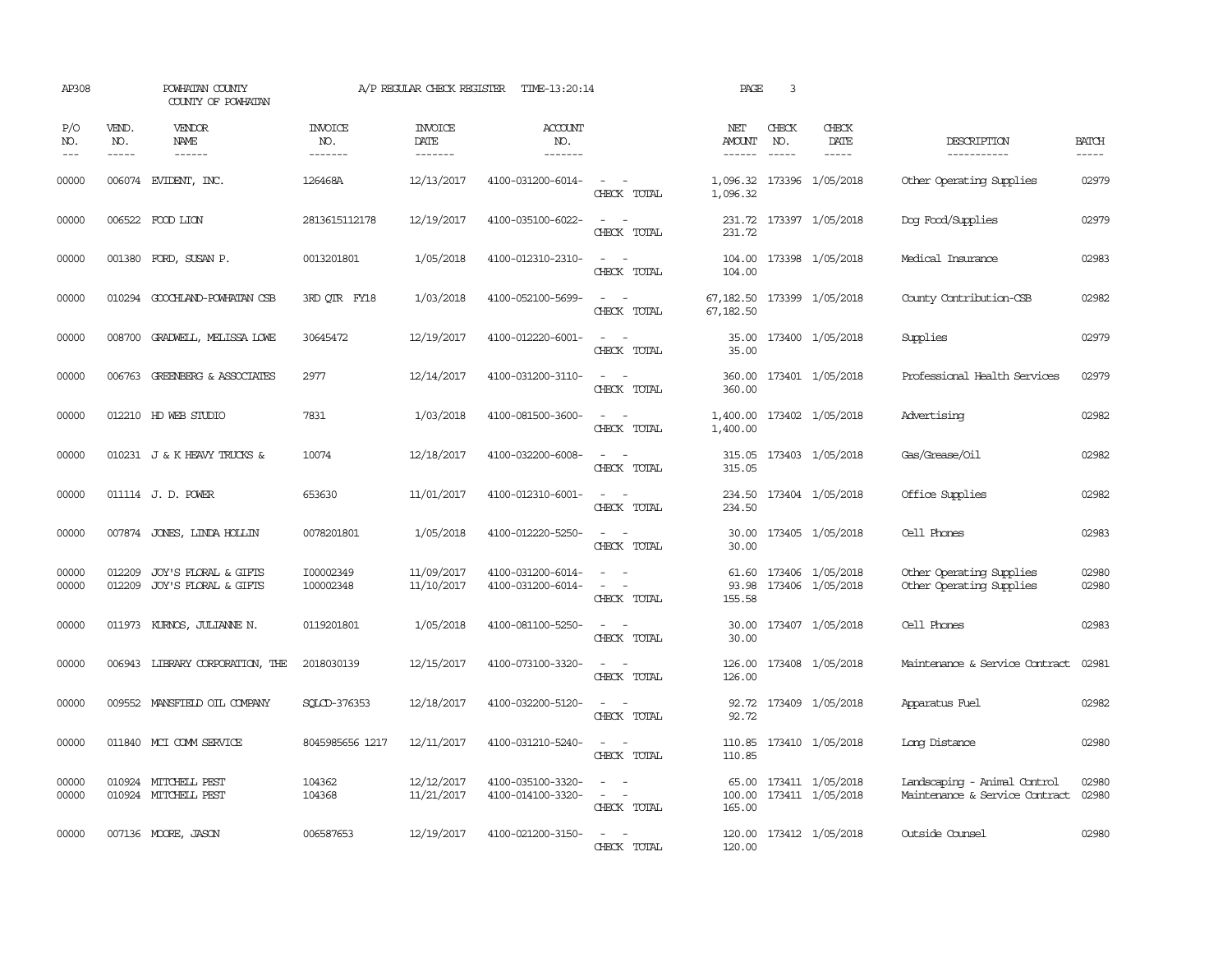AP308 POWHATAN COUNTY A/P REGULAR CHECK REGISTER TIME-13:20:14 PAGE 3
COUNTY OF POWHATAN

| P/O NO. | VEND. NO. | VENDOR NAME | INVOICE NO. | INVOICE DATE | ACCOUNT NO. | | NET AMOUNT | CHECK NO. | CHECK DATE | DESCRIPTION | BATCH |
|---|---|---|---|---|---|---|---|---|---|---|---|
| 00000 | 006074 | EVIDENT, INC. | 126468A | 12/13/2017 | 4100-031200-6014- | - - | 1,096.32 | 173396 | 1/05/2018 | Other Operating Supplies | 02979 |
| | | | | | | CHECK TOTAL | 1,096.32 | | | | |
| 00000 | 006522 | FOOD LION | 2813615112178 | 12/19/2017 | 4100-035100-6022- | - - | 231.72 | 173397 | 1/05/2018 | Dog Food/Supplies | 02979 |
| | | | | | | CHECK TOTAL | 231.72 | | | | |
| 00000 | 001380 | FORD, SUSAN P. | 0013201801 | 1/05/2018 | 4100-012310-2310- | - - | 104.00 | 173398 | 1/05/2018 | Medical Insurance | 02983 |
| | | | | | | CHECK TOTAL | 104.00 | | | | |
| 00000 | 010294 | GOOCHLAND-POWHATAN CSB | 3RD QTR FY18 | 1/03/2018 | 4100-052100-5699- | - - | 67,182.50 | 173399 | 1/05/2018 | County Contribution-CSB | 02982 |
| | | | | | | CHECK TOTAL | 67,182.50 | | | | |
| 00000 | 008700 | GRADWELL, MELISSA LOWE | 30645472 | 12/19/2017 | 4100-012220-6001- | - - | 35.00 | 173400 | 1/05/2018 | Supplies | 02979 |
| | | | | | | CHECK TOTAL | 35.00 | | | | |
| 00000 | 006763 | GREENBERG & ASSOCIATES | 2977 | 12/14/2017 | 4100-031200-3110- | - - | 360.00 | 173401 | 1/05/2018 | Professional Health Services | 02979 |
| | | | | | | CHECK TOTAL | 360.00 | | | | |
| 00000 | 012210 | HD WEB STUDIO | 7831 | 1/03/2018 | 4100-081500-3600- | - - | 1,400.00 | 173402 | 1/05/2018 | Advertising | 02982 |
| | | | | | | CHECK TOTAL | 1,400.00 | | | | |
| 00000 | 010231 | J & K HEAVY TRUCKS & | 10074 | 12/18/2017 | 4100-032200-6008- | - - | 315.05 | 173403 | 1/05/2018 | Gas/Grease/Oil | 02982 |
| | | | | | | CHECK TOTAL | 315.05 | | | | |
| 00000 | 011114 | J. D. POWER | 653630 | 11/01/2017 | 4100-012310-6001- | - - | 234.50 | 173404 | 1/05/2018 | Office Supplies | 02982 |
| | | | | | | CHECK TOTAL | 234.50 | | | | |
| 00000 | 007874 | JONES, LINDA HOLLIN | 0078201801 | 1/05/2018 | 4100-012220-5250- | - - | 30.00 | 173405 | 1/05/2018 | Cell Phones | 02983 |
| | | | | | | CHECK TOTAL | 30.00 | | | | |
| 00000 | 012209 | JOY'S FLORAL & GIFTS | I00002349 | 11/09/2017 | 4100-031200-6014- | - - | 61.60 | 173406 | 1/05/2018 | Other Operating Supplies | 02980 |
| 00000 | 012209 | JOY'S FLORAL & GIFTS | 100002348 | 11/10/2017 | 4100-031200-6014- | - - | 93.98 | 173406 | 1/05/2018 | Other Operating Supplies | 02980 |
| | | | | | | CHECK TOTAL | 155.58 | | | | |
| 00000 | 011973 | KURNOS, JULIANNE N. | 0119201801 | 1/05/2018 | 4100-081100-5250- | - - | 30.00 | 173407 | 1/05/2018 | Cell Phones | 02983 |
| | | | | | | CHECK TOTAL | 30.00 | | | | |
| 00000 | 006943 | LIBRARY CORPORATION, THE | 2018030139 | 12/15/2017 | 4100-073100-3320- | - - | 126.00 | 173408 | 1/05/2018 | Maintenance & Service Contract | 02981 |
| | | | | | | CHECK TOTAL | 126.00 | | | | |
| 00000 | 009552 | MANSFIELD OIL COMPANY | SQLCD-376353 | 12/18/2017 | 4100-032200-5120- | - - | 92.72 | 173409 | 1/05/2018 | Apparatus Fuel | 02982 |
| | | | | | | CHECK TOTAL | 92.72 | | | | |
| 00000 | 011840 | MCI COMM SERVICE | 8045985656 1217 | 12/11/2017 | 4100-031210-5240- | - - | 110.85 | 173410 | 1/05/2018 | Long Distance | 02980 |
| | | | | | | CHECK TOTAL | 110.85 | | | | |
| 00000 | 010924 | MITCHELL PEST | 104362 | 12/12/2017 | 4100-035100-3320- | - - | 65.00 | 173411 | 1/05/2018 | Landscaping - Animal Control | 02980 |
| 00000 | 010924 | MITCHELL PEST | 104368 | 11/21/2017 | 4100-014100-3320- | - - | 100.00 | 173411 | 1/05/2018 | Maintenance & Service Contract | 02980 |
| | | | | | | CHECK TOTAL | 165.00 | | | | |
| 00000 | 007136 | MOORE, JASON | 006587653 | 12/19/2017 | 4100-021200-3150- | - - | 120.00 | 173412 | 1/05/2018 | Outside Counsel | 02980 |
| | | | | | | CHECK TOTAL | 120.00 | | | | |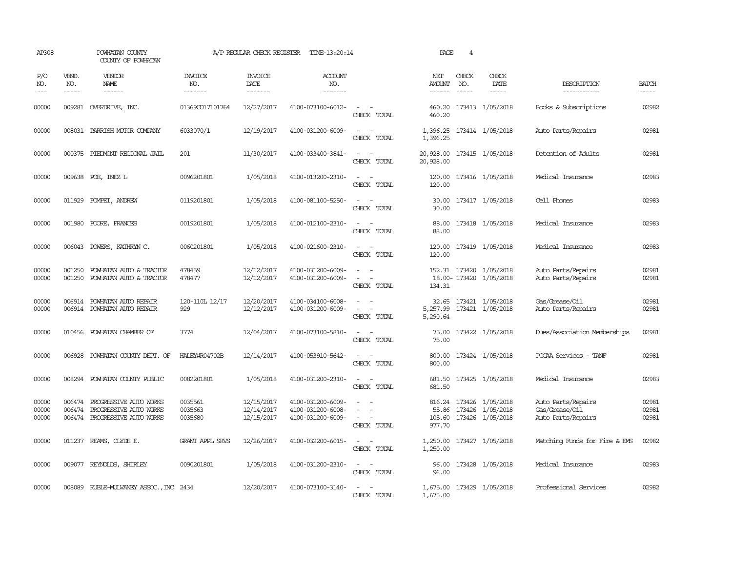AP308 POWHATAN COUNTY A/P REGULAR CHECK REGISTER TIME-13:20:14 PAGE 4

COUNTY OF POWHATAN

| P/O NO. | VEND. NO. | VENDOR NAME | INVOICE NO. | INVOICE DATE | ACCOUNT NO. | | NET AMOUNT | CHECK NO. | CHECK DATE | DESCRIPTION | BATCH |
|---|---|---|---|---|---|---|---|---|---|---|---|
| 00000 | 009281 | OVERDRIVE, INC. | 01369CO17101764 | 12/27/2017 | 4100-073100-6012- | - - | 460.20 | 173413 | 1/05/2018 | Books & Subscriptions | 02982 |
| | | | | | | CHECK TOTAL | 460.20 | | | | |
| 00000 | 008031 | PARRISH MOTOR COMPANY | 6033070/1 | 12/19/2017 | 4100-031200-6009- | - - | 1,396.25 | 173414 | 1/05/2018 | Auto Parts/Repairs | 02981 |
| | | | | | | CHECK TOTAL | 1,396.25 | | | | |
| 00000 | 000375 | PIEDMONT REGIONAL JAIL | 201 | 11/30/2017 | 4100-033400-3841- | - - | 20,928.00 | 173415 | 1/05/2018 | Detention of Adults | 02981 |
| | | | | | | CHECK TOTAL | 20,928.00 | | | | |
| 00000 | 009638 | POE, INEZ L | 0096201801 | 1/05/2018 | 4100-013200-2310- | - - | 120.00 | 173416 | 1/05/2018 | Medical Insurance | 02983 |
| | | | | | | CHECK TOTAL | 120.00 | | | | |
| 00000 | 011929 | POMPEI, ANDREW | 0119201801 | 1/05/2018 | 4100-081100-5250- | - - | 30.00 | 173417 | 1/05/2018 | Cell Phones | 02983 |
| | | | | | | CHECK TOTAL | 30.00 | | | | |
| 00000 | 001980 | POORE, FRANCES | 0019201801 | 1/05/2018 | 4100-012100-2310- | - - | 88.00 | 173418 | 1/05/2018 | Medical Insurance | 02983 |
| | | | | | | CHECK TOTAL | 88.00 | | | | |
| 00000 | 006043 | POWERS, KATHRYN C. | 0060201801 | 1/05/2018 | 4100-021600-2310- | - - | 120.00 | 173419 | 1/05/2018 | Medical Insurance | 02983 |
| | | | | | | CHECK TOTAL | 120.00 | | | | |
| 00000 | 001250 | POWHATAN AUTO & TRACTOR | 478459 | 12/12/2017 | 4100-031200-6009- | - - | 152.31 | 173420 | 1/05/2018 | Auto Parts/Repairs | 02981 |
| 00000 | 001250 | POWHATAN AUTO & TRACTOR | 478477 | 12/12/2017 | 4100-031200-6009- | - - | 18.00- | 173420 | 1/05/2018 | Auto Parts/Repairs | 02981 |
| | | | | | | CHECK TOTAL | 134.31 | | | | |
| 00000 | 006914 | POWHATAN AUTO REPAIR | 120-110L 12/17 | 12/20/2017 | 4100-034100-6008- | - - | 32.65 | 173421 | 1/05/2018 | Gas/Grease/Oil | 02981 |
| 00000 | 006914 | POWHATAN AUTO REPAIR | 929 | 12/12/2017 | 4100-031200-6009- | - - | 5,257.99 | 173421 | 1/05/2018 | Auto Parts/Repairs | 02981 |
| | | | | | | CHECK TOTAL | 5,290.64 | | | | |
| 00000 | 010456 | POWHATAN CHAMBER OF | 3774 | 12/04/2017 | 4100-073100-5810- | - - | 75.00 | 173422 | 1/05/2018 | Dues/Association Memberships | 02981 |
| | | | | | | CHECK TOTAL | 75.00 | | | | |
| 00000 | 006928 | POWHATAN COUNTY DEPT. OF | HALEY#R04702B | 12/14/2017 | 4100-053910-5642- | - - | 800.00 | 173424 | 1/05/2018 | PCCAA Services - TANF | 02981 |
| | | | | | | CHECK TOTAL | 800.00 | | | | |
| 00000 | 008294 | POWHATAN COUNTY PUBLIC | 0082201801 | 1/05/2018 | 4100-031200-2310- | - - | 681.50 | 173425 | 1/05/2018 | Medical Insurance | 02983 |
| | | | | | | CHECK TOTAL | 681.50 | | | | |
| 00000 | 006474 | PROGRESSIVE AUTO WORKS | 0035561 | 12/15/2017 | 4100-031200-6009- | - - | 816.24 | 173426 | 1/05/2018 | Auto Parts/Repairs | 02981 |
| 00000 | 006474 | PROGRESSIVE AUTO WORKS | 0035663 | 12/14/2017 | 4100-031200-6008- | - - | 55.86 | 173426 | 1/05/2018 | Gas/Grease/Oil | 02981 |
| 00000 | 006474 | PROGRESSIVE AUTO WORKS | 0035680 | 12/15/2017 | 4100-031200-6009- | - - | 105.60 | 173426 | 1/05/2018 | Auto Parts/Repairs | 02981 |
| | | | | | | CHECK TOTAL | 977.70 | | | | |
| 00000 | 011237 | REAMS, CLYDE E. | GRANT APPL SRVS | 12/26/2017 | 4100-032200-6015- | - - | 1,250.00 | 173427 | 1/05/2018 | Matching Funds for Fire & EMS | 02982 |
| | | | | | | CHECK TOTAL | 1,250.00 | | | | |
| 00000 | 009077 | REYNOLDS, SHIRLEY | 0090201801 | 1/05/2018 | 4100-031200-2310- | - - | 96.00 | 173428 | 1/05/2018 | Medical Insurance | 02983 |
| | | | | | | CHECK TOTAL | 96.00 | | | | |
| 00000 | 008089 | RUBLE-MULVANEY ASSOC.,INC | 2434 | 12/20/2017 | 4100-073100-3140- | - - | 1,675.00 | 173429 | 1/05/2018 | Professional Services | 02982 |
| | | | | | | CHECK TOTAL | 1,675.00 | | | | |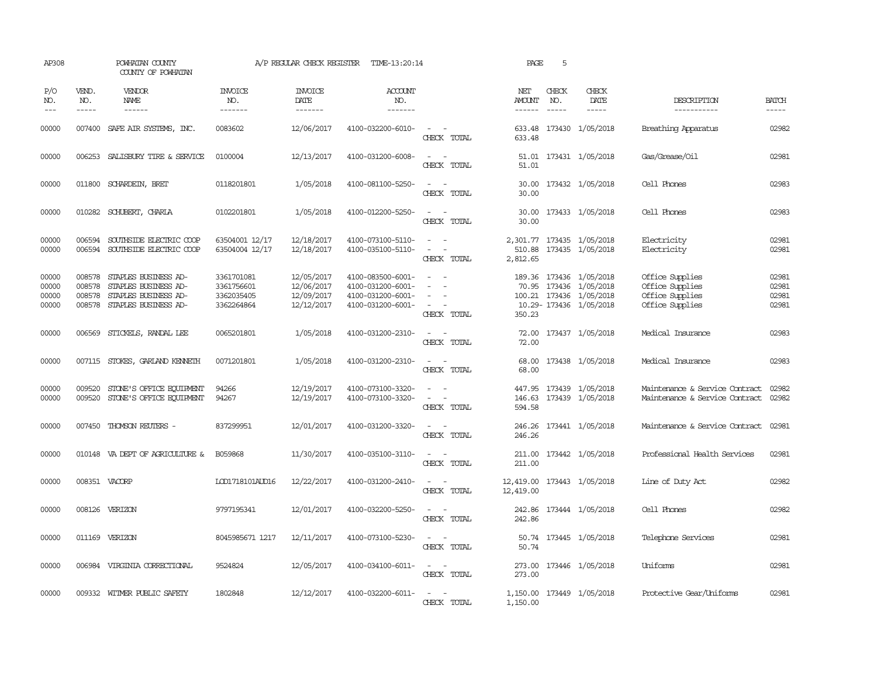AP308 POWHATAN COUNTY A/P REGULAR CHECK REGISTER TIME-13:20:14 PAGE 5

COUNTY OF POWHATAN

| P/O NO. | VEND. NO. | VENDOR NAME | INVOICE NO. | INVOICE DATE | ACCOUNT NO. | | NET AMOUNT | CHECK NO. | CHECK DATE | DESCRIPTION | BATCH |
|---|---|---|---|---|---|---|---|---|---|---|---|
| 00000 | 007400 | SAFE AIR SYSTEMS, INC. | 0083602 | 12/06/2017 | 4100-032200-6010- | - - | 633.48 | 173430 | 1/05/2018 | Breathing Apparatus | 02982 |
| | | | | | | CHECK TOTAL | 633.48 | | | | |
| 00000 | 006253 | SALISBURY TIRE & SERVICE | 0100004 | 12/13/2017 | 4100-031200-6008- | - - | 51.01 | 173431 | 1/05/2018 | Gas/Grease/Oil | 02981 |
| | | | | | | CHECK TOTAL | 51.01 | | | | |
| 00000 | 011800 | SCHARDEIN, BRET | 0118201801 | 1/05/2018 | 4100-081100-5250- | - - | 30.00 | 173432 | 1/05/2018 | Cell Phones | 02983 |
| | | | | | | CHECK TOTAL | 30.00 | | | | |
| 00000 | 010282 | SCHUBERT, CHARLA | 0102201801 | 1/05/2018 | 4100-012200-5250- | - - | 30.00 | 173433 | 1/05/2018 | Cell Phones | 02983 |
| | | | | | | CHECK TOTAL | 30.00 | | | | |
| 00000 | 006594 | SOUTHSIDE ELECTRIC COOP | 63504001 12/17 | 12/18/2017 | 4100-073100-5110- | - - | 2,301.77 | 173435 | 1/05/2018 | Electricity | 02981 |
| 00000 | 006594 | SOUTHSIDE ELECTRIC COOP | 63504004 12/17 | 12/18/2017 | 4100-035100-5110- | - - | 510.88 | 173435 | 1/05/2018 | Electricity | 02981 |
| | | | | | | CHECK TOTAL | 2,812.65 | | | | |
| 00000 | 008578 | STAPLES BUSINESS AD- | 3361701081 | 12/05/2017 | 4100-083500-6001- | - - | 189.36 | 173436 | 1/05/2018 | Office Supplies | 02981 |
| 00000 | 008578 | STAPLES BUSINESS AD- | 3361756601 | 12/06/2017 | 4100-031200-6001- | - - | 70.95 | 173436 | 1/05/2018 | Office Supplies | 02981 |
| 00000 | 008578 | STAPLES BUSINESS AD- | 3362035405 | 12/09/2017 | 4100-031200-6001- | - - | 100.21 | 173436 | 1/05/2018 | Office Supplies | 02981 |
| 00000 | 008578 | STAPLES BUSINESS AD- | 3362264864 | 12/12/2017 | 4100-031200-6001- | - - | 10.29- | 173436 | 1/05/2018 | Office Supplies | 02981 |
| | | | | | | CHECK TOTAL | 350.23 | | | | |
| 00000 | 006569 | STICKELS, RANDAL LEE | 0065201801 | 1/05/2018 | 4100-031200-2310- | - - | 72.00 | 173437 | 1/05/2018 | Medical Insurance | 02983 |
| | | | | | | CHECK TOTAL | 72.00 | | | | |
| 00000 | 007115 | STOKES, GARLAND KENNETH | 0071201801 | 1/05/2018 | 4100-031200-2310- | - - | 68.00 | 173438 | 1/05/2018 | Medical Insurance | 02983 |
| | | | | | | CHECK TOTAL | 68.00 | | | | |
| 00000 | 009520 | STONE'S OFFICE EQUIPMENT | 94266 | 12/19/2017 | 4100-073100-3320- | - - | 447.95 | 173439 | 1/05/2018 | Maintenance & Service Contract | 02982 |
| 00000 | 009520 | STONE'S OFFICE EQUIPMENT | 94267 | 12/19/2017 | 4100-073100-3320- | - - | 146.63 | 173439 | 1/05/2018 | Maintenance & Service Contract | 02982 |
| | | | | | | CHECK TOTAL | 594.58 | | | | |
| 00000 | 007450 | THOMSON REUTERS - | 837299951 | 12/01/2017 | 4100-031200-3320- | - - | 246.26 | 173441 | 1/05/2018 | Maintenance & Service Contract | 02981 |
| | | | | | | CHECK TOTAL | 246.26 | | | | |
| 00000 | 010148 | VA DEPT OF AGRICULTURE & | B059868 | 11/30/2017 | 4100-035100-3110- | - - | 211.00 | 173442 | 1/05/2018 | Professional Health Services | 02981 |
| | | | | | | CHECK TOTAL | 211.00 | | | | |
| 00000 | 008351 | VACORP | LOD1718101AUD16 | 12/22/2017 | 4100-031200-2410- | - - | 12,419.00 | 173443 | 1/05/2018 | Line of Duty Act | 02982 |
| | | | | | | CHECK TOTAL | 12,419.00 | | | | |
| 00000 | 008126 | VERIZON | 9797195341 | 12/01/2017 | 4100-032200-5250- | - - | 242.86 | 173444 | 1/05/2018 | Cell Phones | 02982 |
| | | | | | | CHECK TOTAL | 242.86 | | | | |
| 00000 | 011169 | VERIZON | 8045985671 1217 | 12/11/2017 | 4100-073100-5230- | - - | 50.74 | 173445 | 1/05/2018 | Telephone Services | 02981 |
| | | | | | | CHECK TOTAL | 50.74 | | | | |
| 00000 | 006984 | VIRGINIA CORRECTIONAL | 9524824 | 12/05/2017 | 4100-034100-6011- | - - | 273.00 | 173446 | 1/05/2018 | Uniforms | 02981 |
| | | | | | | CHECK TOTAL | 273.00 | | | | |
| 00000 | 009332 | WITMER PUBLIC SAFETY | 1802848 | 12/12/2017 | 4100-032200-6011- | - - | 1,150.00 | 173449 | 1/05/2018 | Protective Gear/Uniforms | 02981 |
| | | | | | | CHECK TOTAL | 1,150.00 | | | | |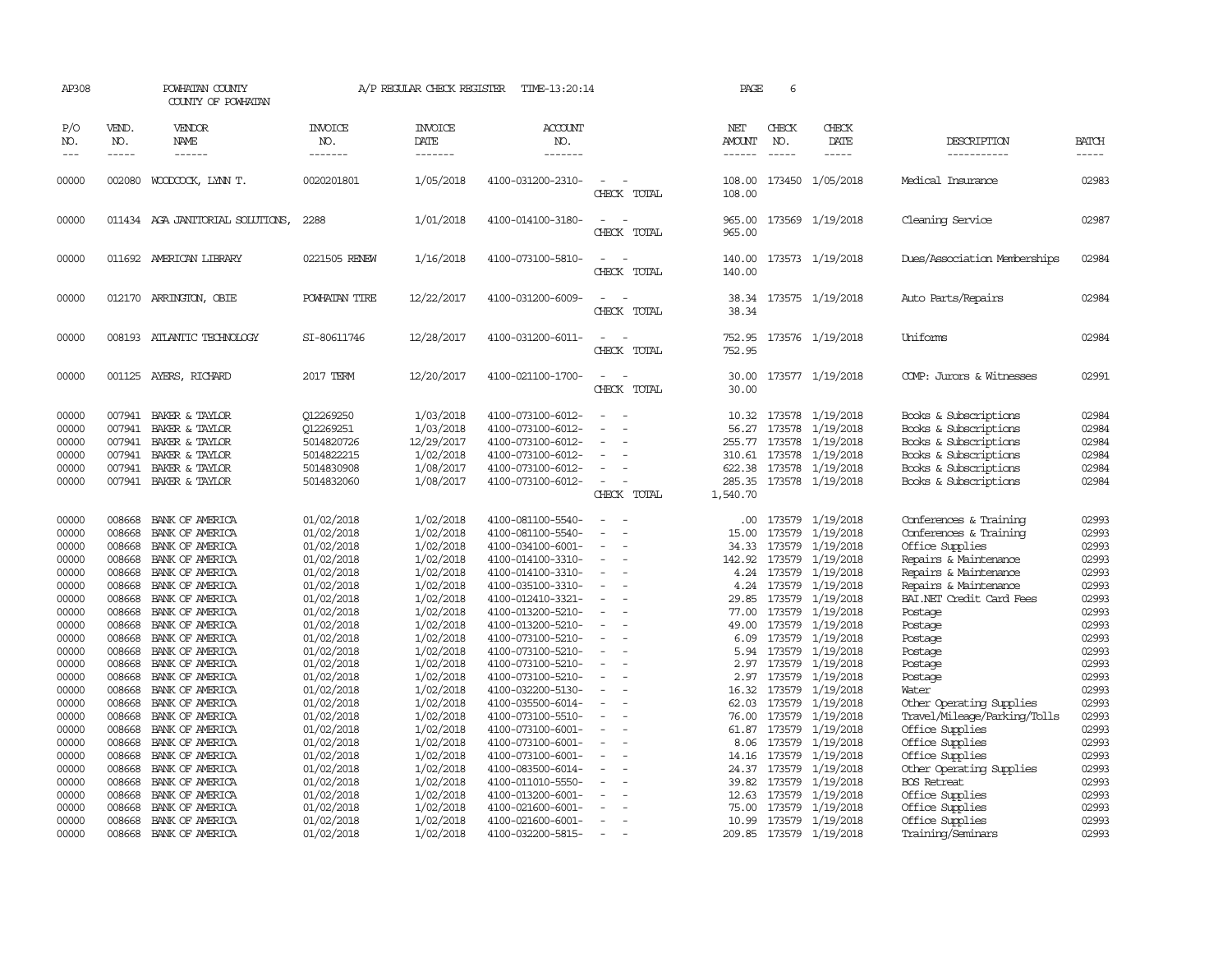AP308 POWHATAN COUNTY A/P REGULAR CHECK REGISTER TIME-13:20:14

COUNTY OF POWHATAN

| P/O NO. | VEND. NO. | VENDOR NAME | INVOICE NO. | INVOICE DATE | ACCOUNT NO. | | NET AMOUNT | CHECK NO. | CHECK DATE | DESCRIPTION | BATCH |
|---|---|---|---|---|---|---|---|---|---|---|---|
| 00000 | 002080 | WOODCOCK, LYNN T. | 0020201801 | 1/05/2018 | 4100-031200-2310- | - - | 108.00 | 173450 | 1/05/2018 | Medical Insurance | 02983 |
| | | | | | | CHECK TOTAL | 108.00 | | | | |
| 00000 | 011434 | AGA JANITORIAL SOLUTIONS, | 2288 | 1/01/2018 | 4100-014100-3180- | - - | 965.00 | 173569 | 1/19/2018 | Cleaning Service | 02987 |
| | | | | | | CHECK TOTAL | 965.00 | | | | |
| 00000 | 011692 | AMERICAN LIBRARY | 0221505 RENEW | 1/16/2018 | 4100-073100-5810- | - - | 140.00 | 173573 | 1/19/2018 | Dues/Association Memberships | 02984 |
| | | | | | | CHECK TOTAL | 140.00 | | | | |
| 00000 | 012170 | ARRINGTON, OBIE | POWHATAN TIRE | 12/22/2017 | 4100-031200-6009- | - - | 38.34 | 173575 | 1/19/2018 | Auto Parts/Repairs | 02984 |
| | | | | | | CHECK TOTAL | 38.34 | | | | |
| 00000 | 008193 | ATLANTIC TECHNOLOGY | SI-80611746 | 12/28/2017 | 4100-031200-6011- | - - | 752.95 | 173576 | 1/19/2018 | Uniforms | 02984 |
| | | | | | | CHECK TOTAL | 752.95 | | | | |
| 00000 | 001125 | AYERS, RICHARD | 2017 TERM | 12/20/2017 | 4100-021100-1700- | - - | 30.00 | 173577 | 1/19/2018 | COMP: Jurors & Witnesses | 02991 |
| | | | | | | CHECK TOTAL | 30.00 | | | | |
| 00000 | 007941 | BAKER & TAYLOR | Q12269250 | 1/03/2018 | 4100-073100-6012- | - - | 10.32 | 173578 | 1/19/2018 | Books & Subscriptions | 02984 |
| 00000 | 007941 | BAKER & TAYLOR | Q12269251 | 1/03/2018 | 4100-073100-6012- | - - | 56.27 | 173578 | 1/19/2018 | Books & Subscriptions | 02984 |
| 00000 | 007941 | BAKER & TAYLOR | 5014820726 | 12/29/2017 | 4100-073100-6012- | - - | 255.77 | 173578 | 1/19/2018 | Books & Subscriptions | 02984 |
| 00000 | 007941 | BAKER & TAYLOR | 5014822215 | 1/02/2018 | 4100-073100-6012- | - - | 310.61 | 173578 | 1/19/2018 | Books & Subscriptions | 02984 |
| 00000 | 007941 | BAKER & TAYLOR | 5014830908 | 1/08/2017 | 4100-073100-6012- | - - | 622.38 | 173578 | 1/19/2018 | Books & Subscriptions | 02984 |
| 00000 | 007941 | BAKER & TAYLOR | 5014832060 | 1/08/2017 | 4100-073100-6012- | - - | 285.35 | 173578 | 1/19/2018 | Books & Subscriptions | 02984 |
| | | | | | | CHECK TOTAL | 1,540.70 | | | | |
| 00000 | 008668 | BANK OF AMERICA | 01/02/2018 | 1/02/2018 | 4100-081100-5540- | - - | .00 | 173579 | 1/19/2018 | Conferences & Training | 02993 |
| 00000 | 008668 | BANK OF AMERICA | 01/02/2018 | 1/02/2018 | 4100-081100-5540- | - - | 15.00 | 173579 | 1/19/2018 | Conferences & Training | 02993 |
| 00000 | 008668 | BANK OF AMERICA | 01/02/2018 | 1/02/2018 | 4100-034100-6001- | - - | 34.33 | 173579 | 1/19/2018 | Office Supplies | 02993 |
| 00000 | 008668 | BANK OF AMERICA | 01/02/2018 | 1/02/2018 | 4100-014100-3310- | - - | 142.92 | 173579 | 1/19/2018 | Repairs & Maintenance | 02993 |
| 00000 | 008668 | BANK OF AMERICA | 01/02/2018 | 1/02/2018 | 4100-014100-3310- | - - | 4.24 | 173579 | 1/19/2018 | Repairs & Maintenance | 02993 |
| 00000 | 008668 | BANK OF AMERICA | 01/02/2018 | 1/02/2018 | 4100-035100-3310- | - - | 4.24 | 173579 | 1/19/2018 | Repairs & Maintenance | 02993 |
| 00000 | 008668 | BANK OF AMERICA | 01/02/2018 | 1/02/2018 | 4100-012410-3321- | - - | 29.85 | 173579 | 1/19/2018 | BAI.NET Credit Card Fees | 02993 |
| 00000 | 008668 | BANK OF AMERICA | 01/02/2018 | 1/02/2018 | 4100-013200-5210- | - - | 77.00 | 173579 | 1/19/2018 | Postage | 02993 |
| 00000 | 008668 | BANK OF AMERICA | 01/02/2018 | 1/02/2018 | 4100-013200-5210- | - - | 49.00 | 173579 | 1/19/2018 | Postage | 02993 |
| 00000 | 008668 | BANK OF AMERICA | 01/02/2018 | 1/02/2018 | 4100-073100-5210- | - - | 6.09 | 173579 | 1/19/2018 | Postage | 02993 |
| 00000 | 008668 | BANK OF AMERICA | 01/02/2018 | 1/02/2018 | 4100-073100-5210- | - - | 5.94 | 173579 | 1/19/2018 | Postage | 02993 |
| 00000 | 008668 | BANK OF AMERICA | 01/02/2018 | 1/02/2018 | 4100-073100-5210- | - - | 2.97 | 173579 | 1/19/2018 | Postage | 02993 |
| 00000 | 008668 | BANK OF AMERICA | 01/02/2018 | 1/02/2018 | 4100-073100-5210- | - - | 2.97 | 173579 | 1/19/2018 | Postage | 02993 |
| 00000 | 008668 | BANK OF AMERICA | 01/02/2018 | 1/02/2018 | 4100-032200-5130- | - - | 16.32 | 173579 | 1/19/2018 | Water | 02993 |
| 00000 | 008668 | BANK OF AMERICA | 01/02/2018 | 1/02/2018 | 4100-035500-6014- | - - | 62.03 | 173579 | 1/19/2018 | Other Operating Supplies | 02993 |
| 00000 | 008668 | BANK OF AMERICA | 01/02/2018 | 1/02/2018 | 4100-073100-5510- | - - | 76.00 | 173579 | 1/19/2018 | Travel/Mileage/Parking/Tolls | 02993 |
| 00000 | 008668 | BANK OF AMERICA | 01/02/2018 | 1/02/2018 | 4100-073100-6001- | - - | 61.87 | 173579 | 1/19/2018 | Office Supplies | 02993 |
| 00000 | 008668 | BANK OF AMERICA | 01/02/2018 | 1/02/2018 | 4100-073100-6001- | - - | 8.06 | 173579 | 1/19/2018 | Office Supplies | 02993 |
| 00000 | 008668 | BANK OF AMERICA | 01/02/2018 | 1/02/2018 | 4100-073100-6001- | - - | 14.16 | 173579 | 1/19/2018 | Office Supplies | 02993 |
| 00000 | 008668 | BANK OF AMERICA | 01/02/2018 | 1/02/2018 | 4100-083500-6014- | - - | 24.37 | 173579 | 1/19/2018 | Other Operating Supplies | 02993 |
| 00000 | 008668 | BANK OF AMERICA | 01/02/2018 | 1/02/2018 | 4100-011010-5550- | - - | 39.82 | 173579 | 1/19/2018 | BOS Retreat | 02993 |
| 00000 | 008668 | BANK OF AMERICA | 01/02/2018 | 1/02/2018 | 4100-013200-6001- | - - | 12.63 | 173579 | 1/19/2018 | Office Supplies | 02993 |
| 00000 | 008668 | BANK OF AMERICA | 01/02/2018 | 1/02/2018 | 4100-021600-6001- | - - | 75.00 | 173579 | 1/19/2018 | Office Supplies | 02993 |
| 00000 | 008668 | BANK OF AMERICA | 01/02/2018 | 1/02/2018 | 4100-021600-6001- | - - | 10.99 | 173579 | 1/19/2018 | Office Supplies | 02993 |
| 00000 | 008668 | BANK OF AMERICA | 01/02/2018 | 1/02/2018 | 4100-032200-5815- | - - | 209.85 | 173579 | 1/19/2018 | Training/Seminars | 02993 |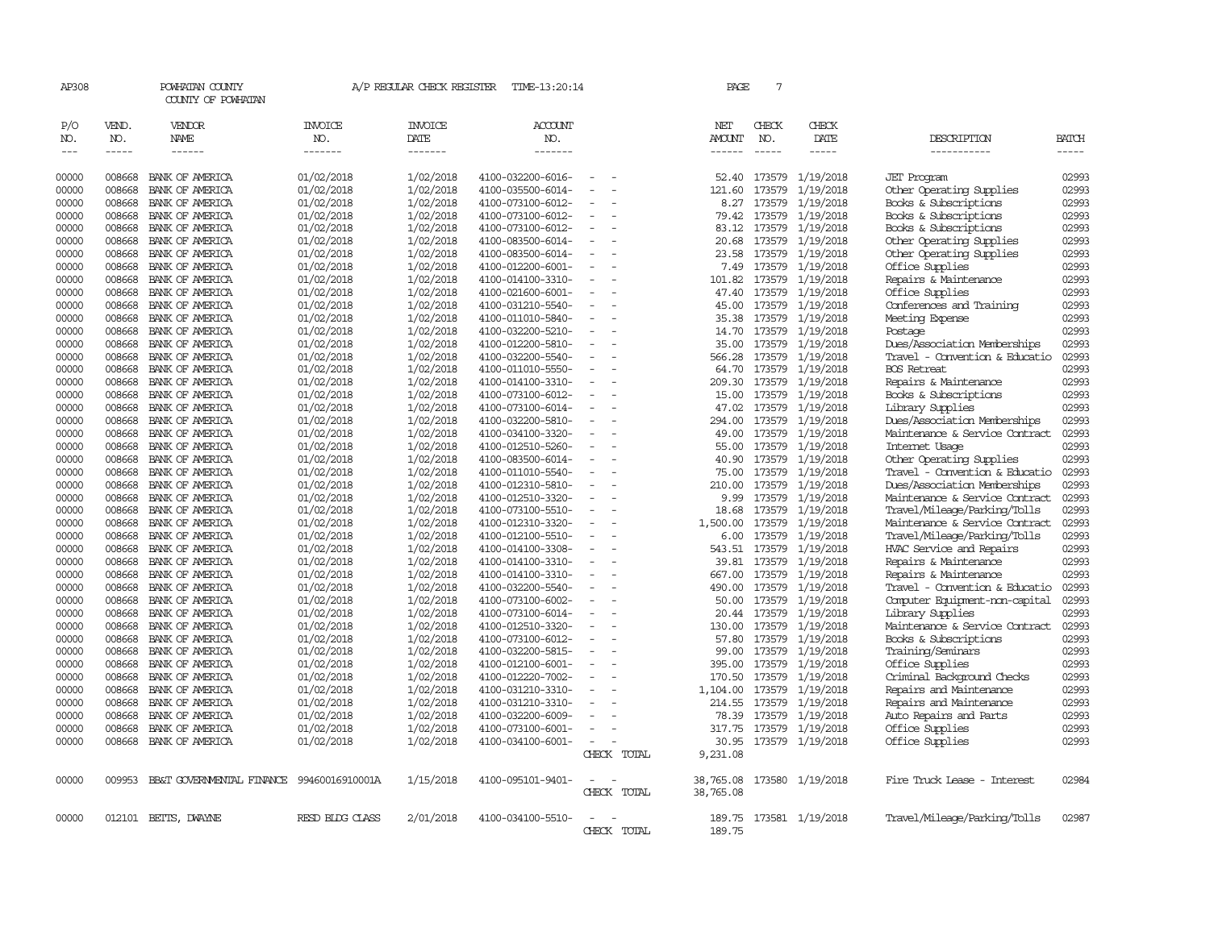AP308 POWHATAN COUNTY A/P REGULAR CHECK REGISTER TIME-13:20:14 PAGE 7

COUNTY OF POWHATAN

| P/O NO. | VEND. NO. | VENDOR NAME | INVOICE NO. | INVOICE DATE | ACCOUNT NO. | | NET AMOUNT | CHECK NO. | CHECK DATE | DESCRIPTION | BATCH |
|---|---|---|---|---|---|---|---|---|---|---|---|
| --- | ----- | ------ | ------- | ------- | ------- | | ------ | ----- | ----- | ----------- | ----- |
| 00000 | 008668 | BANK OF AMERICA | 01/02/2018 | 1/02/2018 | 4100-032200-6016- | - - | 52.40 | 173579 | 1/19/2018 | JET Program | 02993 |
| 00000 | 008668 | BANK OF AMERICA | 01/02/2018 | 1/02/2018 | 4100-035500-6014- | - - | 121.60 | 173579 | 1/19/2018 | Other Operating Supplies | 02993 |
| 00000 | 008668 | BANK OF AMERICA | 01/02/2018 | 1/02/2018 | 4100-073100-6012- | - - | 8.27 | 173579 | 1/19/2018 | Books & Subscriptions | 02993 |
| 00000 | 008668 | BANK OF AMERICA | 01/02/2018 | 1/02/2018 | 4100-073100-6012- | - - | 79.42 | 173579 | 1/19/2018 | Books & Subscriptions | 02993 |
| 00000 | 008668 | BANK OF AMERICA | 01/02/2018 | 1/02/2018 | 4100-073100-6012- | - - | 83.12 | 173579 | 1/19/2018 | Books & Subscriptions | 02993 |
| 00000 | 008668 | BANK OF AMERICA | 01/02/2018 | 1/02/2018 | 4100-083500-6014- | - - | 20.68 | 173579 | 1/19/2018 | Other Operating Supplies | 02993 |
| 00000 | 008668 | BANK OF AMERICA | 01/02/2018 | 1/02/2018 | 4100-083500-6014- | - - | 23.58 | 173579 | 1/19/2018 | Other Operating Supplies | 02993 |
| 00000 | 008668 | BANK OF AMERICA | 01/02/2018 | 1/02/2018 | 4100-012200-6001- | - - | 7.49 | 173579 | 1/19/2018 | Office Supplies | 02993 |
| 00000 | 008668 | BANK OF AMERICA | 01/02/2018 | 1/02/2018 | 4100-014100-3310- | - - | 101.82 | 173579 | 1/19/2018 | Repairs & Maintenance | 02993 |
| 00000 | 008668 | BANK OF AMERICA | 01/02/2018 | 1/02/2018 | 4100-021600-6001- | - - | 47.40 | 173579 | 1/19/2018 | Office Supplies | 02993 |
| 00000 | 008668 | BANK OF AMERICA | 01/02/2018 | 1/02/2018 | 4100-031210-5540- | - - | 45.00 | 173579 | 1/19/2018 | Conferences and Training | 02993 |
| 00000 | 008668 | BANK OF AMERICA | 01/02/2018 | 1/02/2018 | 4100-011010-5840- | - - | 35.38 | 173579 | 1/19/2018 | Meeting Expense | 02993 |
| 00000 | 008668 | BANK OF AMERICA | 01/02/2018 | 1/02/2018 | 4100-032200-5210- | - - | 14.70 | 173579 | 1/19/2018 | Postage | 02993 |
| 00000 | 008668 | BANK OF AMERICA | 01/02/2018 | 1/02/2018 | 4100-012200-5810- | - - | 35.00 | 173579 | 1/19/2018 | Dues/Association Memberships | 02993 |
| 00000 | 008668 | BANK OF AMERICA | 01/02/2018 | 1/02/2018 | 4100-032200-5540- | - - | 566.28 | 173579 | 1/19/2018 | Travel - Convention & Educatio | 02993 |
| 00000 | 008668 | BANK OF AMERICA | 01/02/2018 | 1/02/2018 | 4100-011010-5550- | - - | 64.70 | 173579 | 1/19/2018 | BOS Retreat | 02993 |
| 00000 | 008668 | BANK OF AMERICA | 01/02/2018 | 1/02/2018 | 4100-014100-3310- | - - | 209.30 | 173579 | 1/19/2018 | Repairs & Maintenance | 02993 |
| 00000 | 008668 | BANK OF AMERICA | 01/02/2018 | 1/02/2018 | 4100-073100-6012- | - - | 15.00 | 173579 | 1/19/2018 | Books & Subscriptions | 02993 |
| 00000 | 008668 | BANK OF AMERICA | 01/02/2018 | 1/02/2018 | 4100-073100-6014- | - - | 47.02 | 173579 | 1/19/2018 | Library Supplies | 02993 |
| 00000 | 008668 | BANK OF AMERICA | 01/02/2018 | 1/02/2018 | 4100-032200-5810- | - - | 294.00 | 173579 | 1/19/2018 | Dues/Association Memberships | 02993 |
| 00000 | 008668 | BANK OF AMERICA | 01/02/2018 | 1/02/2018 | 4100-034100-3320- | - - | 49.00 | 173579 | 1/19/2018 | Maintenance & Service Contract | 02993 |
| 00000 | 008668 | BANK OF AMERICA | 01/02/2018 | 1/02/2018 | 4100-012510-5260- | - - | 55.00 | 173579 | 1/19/2018 | Internet Usage | 02993 |
| 00000 | 008668 | BANK OF AMERICA | 01/02/2018 | 1/02/2018 | 4100-083500-6014- | - - | 40.90 | 173579 | 1/19/2018 | Other Operating Supplies | 02993 |
| 00000 | 008668 | BANK OF AMERICA | 01/02/2018 | 1/02/2018 | 4100-011010-5540- | - - | 75.00 | 173579 | 1/19/2018 | Travel - Convention & Educatio | 02993 |
| 00000 | 008668 | BANK OF AMERICA | 01/02/2018 | 1/02/2018 | 4100-012310-5810- | - - | 210.00 | 173579 | 1/19/2018 | Dues/Association Memberships | 02993 |
| 00000 | 008668 | BANK OF AMERICA | 01/02/2018 | 1/02/2018 | 4100-012510-3320- | - - | 9.99 | 173579 | 1/19/2018 | Maintenance & Service Contract | 02993 |
| 00000 | 008668 | BANK OF AMERICA | 01/02/2018 | 1/02/2018 | 4100-073100-5510- | - - | 18.68 | 173579 | 1/19/2018 | Travel/Mileage/Parking/Tolls | 02993 |
| 00000 | 008668 | BANK OF AMERICA | 01/02/2018 | 1/02/2018 | 4100-012310-3320- | - - | 1,500.00 | 173579 | 1/19/2018 | Maintenance & Service Contract | 02993 |
| 00000 | 008668 | BANK OF AMERICA | 01/02/2018 | 1/02/2018 | 4100-012100-5510- | - - | 6.00 | 173579 | 1/19/2018 | Travel/Mileage/Parking/Tolls | 02993 |
| 00000 | 008668 | BANK OF AMERICA | 01/02/2018 | 1/02/2018 | 4100-014100-3308- | - - | 543.51 | 173579 | 1/19/2018 | HVAC Service and Repairs | 02993 |
| 00000 | 008668 | BANK OF AMERICA | 01/02/2018 | 1/02/2018 | 4100-014100-3310- | - - | 39.81 | 173579 | 1/19/2018 | Repairs & Maintenance | 02993 |
| 00000 | 008668 | BANK OF AMERICA | 01/02/2018 | 1/02/2018 | 4100-014100-3310- | - - | 667.00 | 173579 | 1/19/2018 | Repairs & Maintenance | 02993 |
| 00000 | 008668 | BANK OF AMERICA | 01/02/2018 | 1/02/2018 | 4100-032200-5540- | - - | 490.00 | 173579 | 1/19/2018 | Travel - Convention & Educatio | 02993 |
| 00000 | 008668 | BANK OF AMERICA | 01/02/2018 | 1/02/2018 | 4100-073100-6002- | - - | 50.00 | 173579 | 1/19/2018 | Computer Equipment-non-capital | 02993 |
| 00000 | 008668 | BANK OF AMERICA | 01/02/2018 | 1/02/2018 | 4100-073100-6014- | - - | 20.44 | 173579 | 1/19/2018 | Library Supplies | 02993 |
| 00000 | 008668 | BANK OF AMERICA | 01/02/2018 | 1/02/2018 | 4100-012510-3320- | - - | 130.00 | 173579 | 1/19/2018 | Maintenance & Service Contract | 02993 |
| 00000 | 008668 | BANK OF AMERICA | 01/02/2018 | 1/02/2018 | 4100-073100-6012- | - - | 57.80 | 173579 | 1/19/2018 | Books & Subscriptions | 02993 |
| 00000 | 008668 | BANK OF AMERICA | 01/02/2018 | 1/02/2018 | 4100-032200-5815- | - - | 99.00 | 173579 | 1/19/2018 | Training/Seminars | 02993 |
| 00000 | 008668 | BANK OF AMERICA | 01/02/2018 | 1/02/2018 | 4100-012100-6001- | - - | 395.00 | 173579 | 1/19/2018 | Office Supplies | 02993 |
| 00000 | 008668 | BANK OF AMERICA | 01/02/2018 | 1/02/2018 | 4100-012220-7002- | - - | 170.50 | 173579 | 1/19/2018 | Criminal Background Checks | 02993 |
| 00000 | 008668 | BANK OF AMERICA | 01/02/2018 | 1/02/2018 | 4100-031210-3310- | - - | 1,104.00 | 173579 | 1/19/2018 | Repairs and Maintenance | 02993 |
| 00000 | 008668 | BANK OF AMERICA | 01/02/2018 | 1/02/2018 | 4100-031210-3310- | - - | 214.55 | 173579 | 1/19/2018 | Repairs and Maintenance | 02993 |
| 00000 | 008668 | BANK OF AMERICA | 01/02/2018 | 1/02/2018 | 4100-032200-6009- | - - | 78.39 | 173579 | 1/19/2018 | Auto Repairs and Parts | 02993 |
| 00000 | 008668 | BANK OF AMERICA | 01/02/2018 | 1/02/2018 | 4100-073100-6001- | - - | 317.75 | 173579 | 1/19/2018 | Office Supplies | 02993 |
| 00000 | 008668 | BANK OF AMERICA | 01/02/2018 | 1/02/2018 | 4100-034100-6001- | - - | 30.95 | 173579 | 1/19/2018 | Office Supplies | 02993 |
| | | | | | | CHECK TOTAL | 9,231.08 | | | | |
| 00000 | 009953 | BB&T GOVERNMENTAL FINANCE | 99460016910001A | 1/15/2018 | 4100-095101-9401- | - - | 38,765.08 | 173580 | 1/19/2018 | Fire Truck Lease - Interest | 02984 |
| | | | | | | CHECK TOTAL | 38,765.08 | | | | |
| 00000 | 012101 | BETTS, DWAYNE | RESD BLDG CLASS | 2/01/2018 | 4100-034100-5510- | - - | 189.75 | 173581 | 1/19/2018 | Travel/Mileage/Parking/Tolls | 02987 |
| | | | | | | CHECK TOTAL | 189.75 | | | | |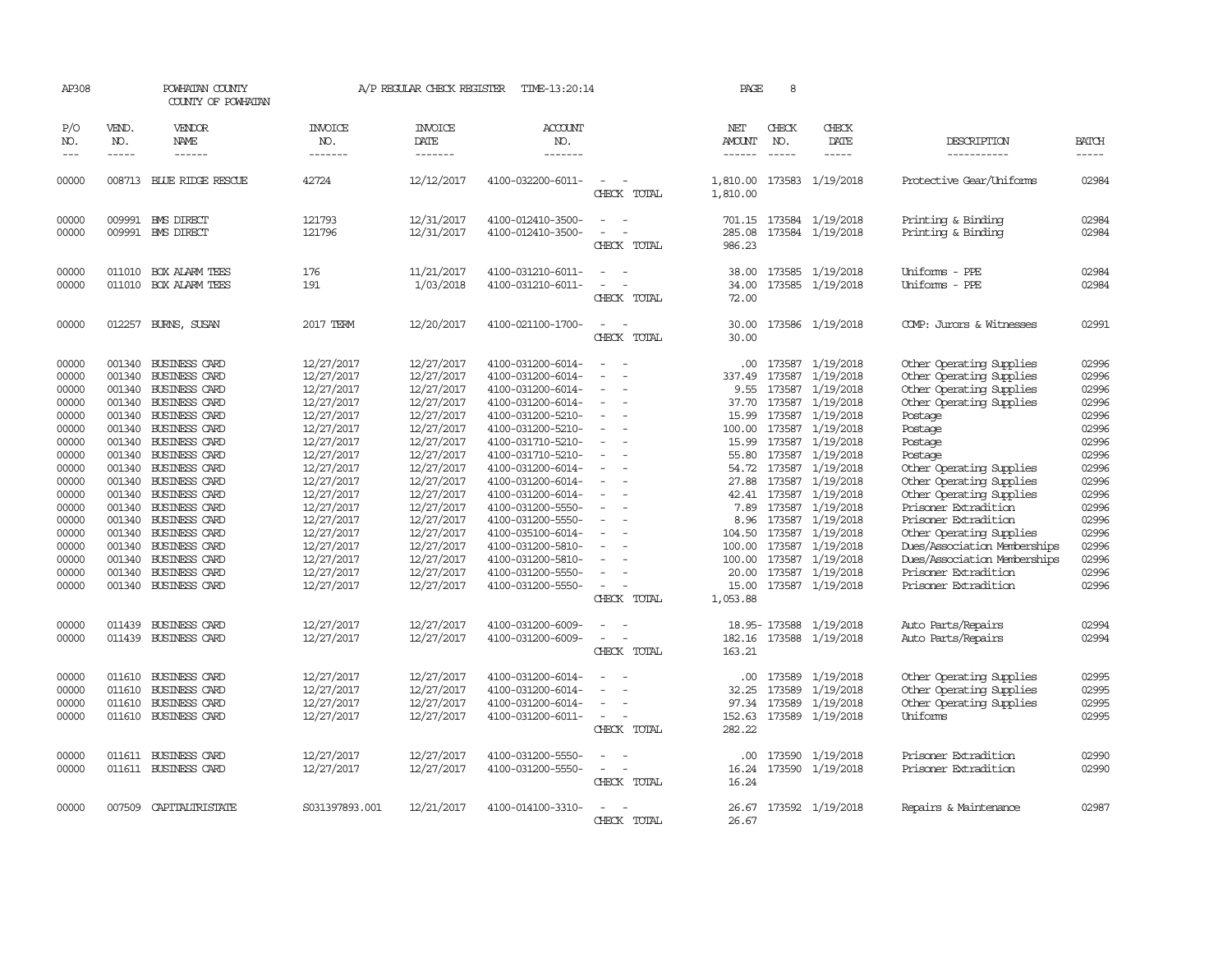AP308 POWHATAN COUNTY A/P REGULAR CHECK REGISTER TIME-13:20:14 PAGE 8

COUNTY OF POWHATAN

| P/O NO. | VEND. NO. | VENDOR NAME | INVOICE NO. | INVOICE DATE | ACCOUNT NO. | | NET AMOUNT | CHECK NO. | CHECK DATE | DESCRIPTION | BATCH |
|---|---|---|---|---|---|---|---|---|---|---|---|
| --- | ----- | ------ | ------- | ------- | ------- | | ------ | ----- | ----- | ----------- | ----- |
| 00000 | 008713 | BLUE RIDGE RESCUE | 42724 | 12/12/2017 | 4100-032200-6011- | - - | 1,810.00 | 173583 | 1/19/2018 | Protective Gear/Uniforms | 02984 |
| | | | | | | CHECK TOTAL | 1,810.00 | | | | |
| 00000 | 009991 | BMS DIRECT | 121793 | 12/31/2017 | 4100-012410-3500- | - - | 701.15 | 173584 | 1/19/2018 | Printing & Binding | 02984 |
| 00000 | 009991 | BMS DIRECT | 121796 | 12/31/2017 | 4100-012410-3500- | - - | 285.08 | 173584 | 1/19/2018 | Printing & Binding | 02984 |
| | | | | | | CHECK TOTAL | 986.23 | | | | |
| 00000 | 011010 | BOX ALARM TEES | 176 | 11/21/2017 | 4100-031210-6011- | - - | 38.00 | 173585 | 1/19/2018 | Uniforms - PPE | 02984 |
| 00000 | 011010 | BOX ALARM TEES | 191 | 1/03/2018 | 4100-031210-6011- | - - | 34.00 | 173585 | 1/19/2018 | Uniforms - PPE | 02984 |
| | | | | | | CHECK TOTAL | 72.00 | | | | |
| 00000 | 012257 | BURNS, SUSAN | 2017 TERM | 12/20/2017 | 4100-021100-1700- | - - | 30.00 | 173586 | 1/19/2018 | COMP: Jurors & Witnesses | 02991 |
| | | | | | | CHECK TOTAL | 30.00 | | | | |
| 00000 | 001340 | BUSINESS CARD | 12/27/2017 | 12/27/2017 | 4100-031200-6014- | - - | .00 | 173587 | 1/19/2018 | Other Operating Supplies | 02996 |
| 00000 | 001340 | BUSINESS CARD | 12/27/2017 | 12/27/2017 | 4100-031200-6014- | - - | 337.49 | 173587 | 1/19/2018 | Other Operating Supplies | 02996 |
| 00000 | 001340 | BUSINESS CARD | 12/27/2017 | 12/27/2017 | 4100-031200-6014- | - - | 9.55 | 173587 | 1/19/2018 | Other Operating Supplies | 02996 |
| 00000 | 001340 | BUSINESS CARD | 12/27/2017 | 12/27/2017 | 4100-031200-6014- | - - | 37.70 | 173587 | 1/19/2018 | Other Operating Supplies | 02996 |
| 00000 | 001340 | BUSINESS CARD | 12/27/2017 | 12/27/2017 | 4100-031200-5210- | - - | 15.99 | 173587 | 1/19/2018 | Postage | 02996 |
| 00000 | 001340 | BUSINESS CARD | 12/27/2017 | 12/27/2017 | 4100-031200-5210- | - - | 100.00 | 173587 | 1/19/2018 | Postage | 02996 |
| 00000 | 001340 | BUSINESS CARD | 12/27/2017 | 12/27/2017 | 4100-031710-5210- | - - | 15.99 | 173587 | 1/19/2018 | Postage | 02996 |
| 00000 | 001340 | BUSINESS CARD | 12/27/2017 | 12/27/2017 | 4100-031710-5210- | - - | 55.80 | 173587 | 1/19/2018 | Postage | 02996 |
| 00000 | 001340 | BUSINESS CARD | 12/27/2017 | 12/27/2017 | 4100-031200-6014- | - - | 54.72 | 173587 | 1/19/2018 | Other Operating Supplies | 02996 |
| 00000 | 001340 | BUSINESS CARD | 12/27/2017 | 12/27/2017 | 4100-031200-6014- | - - | 27.88 | 173587 | 1/19/2018 | Other Operating Supplies | 02996 |
| 00000 | 001340 | BUSINESS CARD | 12/27/2017 | 12/27/2017 | 4100-031200-6014- | - - | 42.41 | 173587 | 1/19/2018 | Other Operating Supplies | 02996 |
| 00000 | 001340 | BUSINESS CARD | 12/27/2017 | 12/27/2017 | 4100-031200-5550- | - - | 7.89 | 173587 | 1/19/2018 | Prisoner Extradition | 02996 |
| 00000 | 001340 | BUSINESS CARD | 12/27/2017 | 12/27/2017 | 4100-031200-5550- | - - | 8.96 | 173587 | 1/19/2018 | Prisoner Extradition | 02996 |
| 00000 | 001340 | BUSINESS CARD | 12/27/2017 | 12/27/2017 | 4100-035100-6014- | - - | 104.50 | 173587 | 1/19/2018 | Other Operating Supplies | 02996 |
| 00000 | 001340 | BUSINESS CARD | 12/27/2017 | 12/27/2017 | 4100-031200-5810- | - - | 100.00 | 173587 | 1/19/2018 | Dues/Association Memberships | 02996 |
| 00000 | 001340 | BUSINESS CARD | 12/27/2017 | 12/27/2017 | 4100-031200-5810- | - - | 100.00 | 173587 | 1/19/2018 | Dues/Association Memberships | 02996 |
| 00000 | 001340 | BUSINESS CARD | 12/27/2017 | 12/27/2017 | 4100-031200-5550- | - - | 20.00 | 173587 | 1/19/2018 | Prisoner Extradition | 02996 |
| 00000 | 001340 | BUSINESS CARD | 12/27/2017 | 12/27/2017 | 4100-031200-5550- | - - | 15.00 | 173587 | 1/19/2018 | Prisoner Extradition | 02996 |
| | | | | | | CHECK TOTAL | 1,053.88 | | | | |
| 00000 | 011439 | BUSINESS CARD | 12/27/2017 | 12/27/2017 | 4100-031200-6009- | - - | 18.95- | 173588 | 1/19/2018 | Auto Parts/Repairs | 02994 |
| 00000 | 011439 | BUSINESS CARD | 12/27/2017 | 12/27/2017 | 4100-031200-6009- | - - | 182.16 | 173588 | 1/19/2018 | Auto Parts/Repairs | 02994 |
| | | | | | | CHECK TOTAL | 163.21 | | | | |
| 00000 | 011610 | BUSINESS CARD | 12/27/2017 | 12/27/2017 | 4100-031200-6014- | - - | .00 | 173589 | 1/19/2018 | Other Operating Supplies | 02995 |
| 00000 | 011610 | BUSINESS CARD | 12/27/2017 | 12/27/2017 | 4100-031200-6014- | - - | 32.25 | 173589 | 1/19/2018 | Other Operating Supplies | 02995 |
| 00000 | 011610 | BUSINESS CARD | 12/27/2017 | 12/27/2017 | 4100-031200-6014- | - - | 97.34 | 173589 | 1/19/2018 | Other Operating Supplies | 02995 |
| 00000 | 011610 | BUSINESS CARD | 12/27/2017 | 12/27/2017 | 4100-031200-6011- | - - | 152.63 | 173589 | 1/19/2018 | Uniforms | 02995 |
| | | | | | | CHECK TOTAL | 282.22 | | | | |
| 00000 | 011611 | BUSINESS CARD | 12/27/2017 | 12/27/2017 | 4100-031200-5550- | - - | .00 | 173590 | 1/19/2018 | Prisoner Extradition | 02990 |
| 00000 | 011611 | BUSINESS CARD | 12/27/2017 | 12/27/2017 | 4100-031200-5550- | - - | 16.24 | 173590 | 1/19/2018 | Prisoner Extradition | 02990 |
| | | | | | | CHECK TOTAL | 16.24 | | | | |
| 00000 | 007509 | CAPITALTRISTATE | S031397893.001 | 12/21/2017 | 4100-014100-3310- | - - | 26.67 | 173592 | 1/19/2018 | Repairs & Maintenance | 02987 |
| | | | | | | CHECK TOTAL | 26.67 | | | | |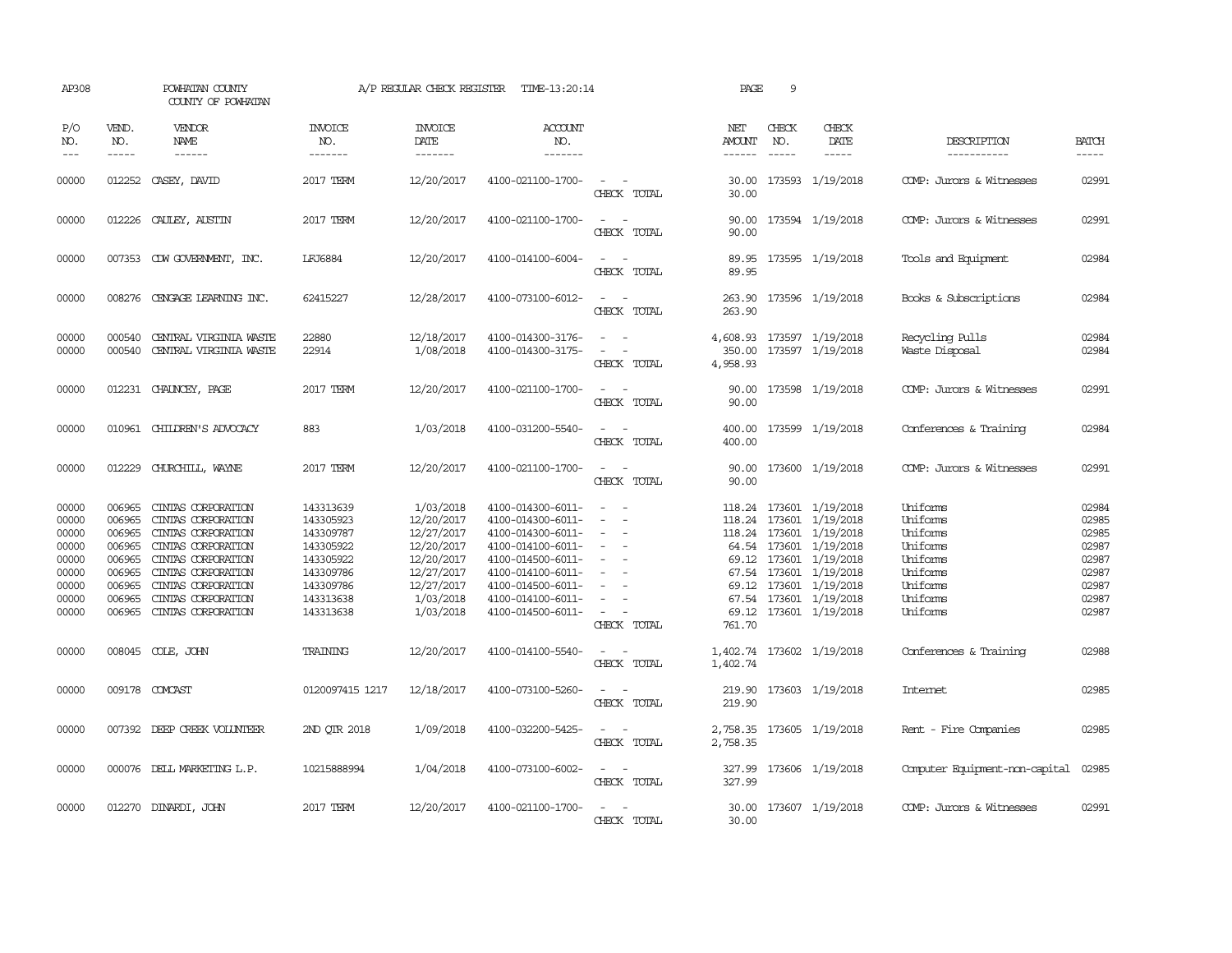AP308 POWHATAN COUNTY A/P REGULAR CHECK REGISTER TIME-13:20:14
COUNTY OF POWHATAN

| P/O NO. | VEND. NO. | VENDOR NAME | INVOICE NO. | INVOICE DATE | ACCOUNT NO. | | NET AMOUNT | CHECK NO. | CHECK DATE | DESCRIPTION | BATCH |
|---|---|---|---|---|---|---|---|---|---|---|---|
| 00000 | 012252 | CASEY, DAVID | 2017 TERM | 12/20/2017 | 4100-021100-1700- | - - | 30.00 | 173593 | 1/19/2018 | COMP: Jurors & Witnesses | 02991 |
| | | | | | | CHECK TOTAL | 30.00 | | | | |
| 00000 | 012226 | CAULEY, AUSTIN | 2017 TERM | 12/20/2017 | 4100-021100-1700- | - - | 90.00 | 173594 | 1/19/2018 | COMP: Jurors & Witnesses | 02991 |
| | | | | | | CHECK TOTAL | 90.00 | | | | |
| 00000 | 007353 | CDW GOVERNMENT, INC. | LFJ6884 | 12/20/2017 | 4100-014100-6004- | - - | 89.95 | 173595 | 1/19/2018 | Tools and Equipment | 02984 |
| | | | | | | CHECK TOTAL | 89.95 | | | | |
| 00000 | 008276 | CENGAGE LEARNING INC. | 62415227 | 12/28/2017 | 4100-073100-6012- | - - | 263.90 | 173596 | 1/19/2018 | Books & Subscriptions | 02984 |
| | | | | | | CHECK TOTAL | 263.90 | | | | |
| 00000 | 000540 | CENTRAL VIRGINIA WASTE | 22880 | 12/18/2017 | 4100-014300-3176- | - - | 4,608.93 | 173597 | 1/19/2018 | Recycling Pulls | 02984 |
| 00000 | 000540 | CENTRAL VIRGINIA WASTE | 22914 | 1/08/2018 | 4100-014300-3175- | - - | 350.00 | 173597 | 1/19/2018 | Waste Disposal | 02984 |
| | | | | | | CHECK TOTAL | 4,958.93 | | | | |
| 00000 | 012231 | CHAUNCEY, PAGE | 2017 TERM | 12/20/2017 | 4100-021100-1700- | - - | 90.00 | 173598 | 1/19/2018 | COMP: Jurors & Witnesses | 02991 |
| | | | | | | CHECK TOTAL | 90.00 | | | | |
| 00000 | 010961 | CHILDREN'S ADVOCACY | 883 | 1/03/2018 | 4100-031200-5540- | - - | 400.00 | 173599 | 1/19/2018 | Conferences & Training | 02984 |
| | | | | | | CHECK TOTAL | 400.00 | | | | |
| 00000 | 012229 | CHURCHILL, WAYNE | 2017 TERM | 12/20/2017 | 4100-021100-1700- | - - | 90.00 | 173600 | 1/19/2018 | COMP: Jurors & Witnesses | 02991 |
| | | | | | | CHECK TOTAL | 90.00 | | | | |
| 00000 | 006965 | CINTAS CORPORATION | 143313639 | 1/03/2018 | 4100-014300-6011- | - - | 118.24 | 173601 | 1/19/2018 | Uniforms | 02984 |
| 00000 | 006965 | CINTAS CORPORATION | 143305923 | 12/20/2017 | 4100-014300-6011- | - - | 118.24 | 173601 | 1/19/2018 | Uniforms | 02985 |
| 00000 | 006965 | CINTAS CORPORATION | 143309787 | 12/27/2017 | 4100-014300-6011- | - - | 118.24 | 173601 | 1/19/2018 | Uniforms | 02985 |
| 00000 | 006965 | CINTAS CORPORATION | 143305922 | 12/20/2017 | 4100-014100-6011- | - - | 64.54 | 173601 | 1/19/2018 | Uniforms | 02987 |
| 00000 | 006965 | CINTAS CORPORATION | 143305922 | 12/20/2017 | 4100-014500-6011- | - - | 69.12 | 173601 | 1/19/2018 | Uniforms | 02987 |
| 00000 | 006965 | CINTAS CORPORATION | 143309786 | 12/27/2017 | 4100-014100-6011- | - - | 67.54 | 173601 | 1/19/2018 | Uniforms | 02987 |
| 00000 | 006965 | CINTAS CORPORATION | 143309786 | 12/27/2017 | 4100-014500-6011- | - - | 69.12 | 173601 | 1/19/2018 | Uniforms | 02987 |
| 00000 | 006965 | CINTAS CORPORATION | 143313638 | 1/03/2018 | 4100-014100-6011- | - - | 67.54 | 173601 | 1/19/2018 | Uniforms | 02987 |
| 00000 | 006965 | CINTAS CORPORATION | 143313638 | 1/03/2018 | 4100-014500-6011- | - - | 69.12 | 173601 | 1/19/2018 | Uniforms | 02987 |
| | | | | | | CHECK TOTAL | 761.70 | | | | |
| 00000 | 008045 | COLE, JOHN | TRAINING | 12/20/2017 | 4100-014100-5540- | - - | 1,402.74 | 173602 | 1/19/2018 | Conferences & Training | 02988 |
| | | | | | | CHECK TOTAL | 1,402.74 | | | | |
| 00000 | 009178 | COMCAST | 0120097415 1217 | 12/18/2017 | 4100-073100-5260- | - - | 219.90 | 173603 | 1/19/2018 | Internet | 02985 |
| | | | | | | CHECK TOTAL | 219.90 | | | | |
| 00000 | 007392 | DEEP CREEK VOLUNTEER | 2ND QTR 2018 | 1/09/2018 | 4100-032200-5425- | - - | 2,758.35 | 173605 | 1/19/2018 | Rent - Fire Companies | 02985 |
| | | | | | | CHECK TOTAL | 2,758.35 | | | | |
| 00000 | 000076 | DELL MARKETING L.P. | 10215888994 | 1/04/2018 | 4100-073100-6002- | - - | 327.99 | 173606 | 1/19/2018 | Computer Equipment-non-capital | 02985 |
| | | | | | | CHECK TOTAL | 327.99 | | | | |
| 00000 | 012270 | DINARDI, JOHN | 2017 TERM | 12/20/2017 | 4100-021100-1700- | - - | 30.00 | 173607 | 1/19/2018 | COMP: Jurors & Witnesses | 02991 |
| | | | | | | CHECK TOTAL | 30.00 | | | | |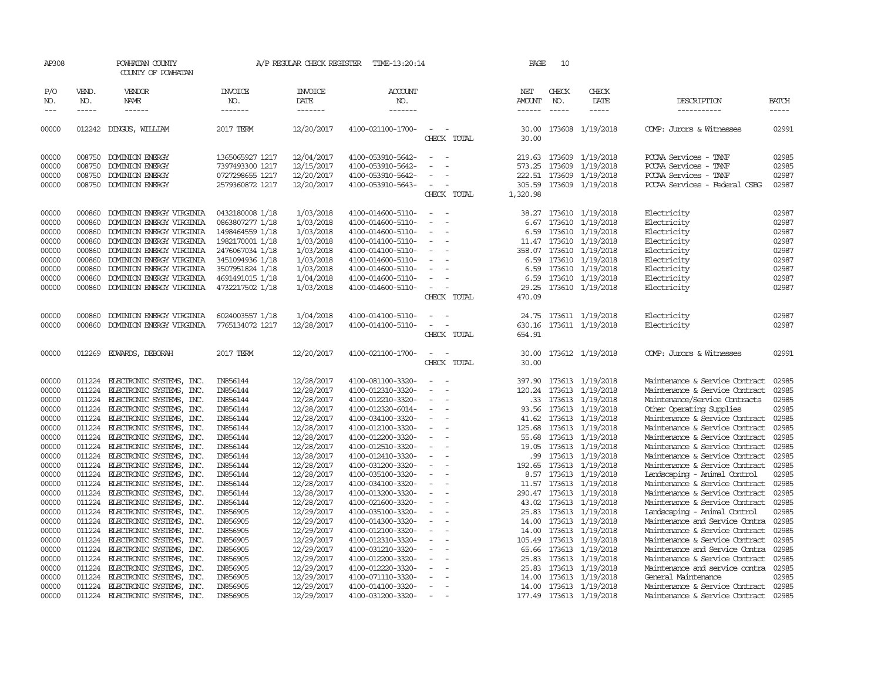AP308 POWHATAN COUNTY A/P REGULAR CHECK REGISTER TIME-13:20:14 PAGE 10

COUNTY OF POWHATAN

| P/O NO. | VEND. NO. | VENDOR NAME | INVOICE NO. | INVOICE DATE | ACCOUNT NO. | | NET AMOUNT | CHECK NO. | CHECK DATE | DESCRIPTION | BATCH |
|---|---|---|---|---|---|---|---|---|---|---|---|
| 00000 | 012242 | DINGUS, WILLIAM | 2017 TERM | 12/20/2017 | 4100-021100-1700- | - - | 30.00 | 173608 | 1/19/2018 | COMP: Jurors & Witnesses | 02991 |
| | | | | | | CHECK TOTAL | 30.00 | | | | |
| 00000 | 008750 | DOMINION ENERGY | 1365065927 1217 | 12/04/2017 | 4100-053910-5642- | - - | 219.63 | 173609 | 1/19/2018 | PCCAA Services - TANF | 02985 |
| 00000 | 008750 | DOMINION ENERGY | 7397493300 1217 | 12/15/2017 | 4100-053910-5642- | - - | 573.25 | 173609 | 1/19/2018 | PCCAA Services - TANF | 02985 |
| 00000 | 008750 | DOMINION ENERGY | 0727298655 1217 | 12/20/2017 | 4100-053910-5642- | - - | 222.51 | 173609 | 1/19/2018 | PCCAA Services - TANF | 02987 |
| 00000 | 008750 | DOMINION ENERGY | 2579360872 1217 | 12/20/2017 | 4100-053910-5643- | - - | 305.59 | 173609 | 1/19/2018 | PCCAA Services - Federal CSBG | 02987 |
| | | | | | | CHECK TOTAL | 1,320.98 | | | | |
| 00000 | 000860 | DOMINION ENERGY VIRGINIA | 0432180008 1/18 | 1/03/2018 | 4100-014600-5110- | - - | 38.27 | 173610 | 1/19/2018 | Electricity | 02987 |
| 00000 | 000860 | DOMINION ENERGY VIRGINIA | 0863807277 1/18 | 1/03/2018 | 4100-014600-5110- | - - | 6.67 | 173610 | 1/19/2018 | Electricity | 02987 |
| 00000 | 000860 | DOMINION ENERGY VIRGINIA | 1498464559 1/18 | 1/03/2018 | 4100-014600-5110- | - - | 6.59 | 173610 | 1/19/2018 | Electricity | 02987 |
| 00000 | 000860 | DOMINION ENERGY VIRGINIA | 1982170001 1/18 | 1/03/2018 | 4100-014100-5110- | - - | 11.47 | 173610 | 1/19/2018 | Electricity | 02987 |
| 00000 | 000860 | DOMINION ENERGY VIRGINIA | 2476067034 1/18 | 1/03/2018 | 4100-014100-5110- | - - | 358.07 | 173610 | 1/19/2018 | Electricity | 02987 |
| 00000 | 000860 | DOMINION ENERGY VIRGINIA | 3451094936 1/18 | 1/03/2018 | 4100-014600-5110- | - - | 6.59 | 173610 | 1/19/2018 | Electricity | 02987 |
| 00000 | 000860 | DOMINION ENERGY VIRGINIA | 3507951824 1/18 | 1/03/2018 | 4100-014600-5110- | - - | 6.59 | 173610 | 1/19/2018 | Electricity | 02987 |
| 00000 | 000860 | DOMINION ENERGY VIRGINIA | 4691491015 1/18 | 1/04/2018 | 4100-014600-5110- | - - | 6.59 | 173610 | 1/19/2018 | Electricity | 02987 |
| 00000 | 000860 | DOMINION ENERGY VIRGINIA | 4732217502 1/18 | 1/03/2018 | 4100-014600-5110- | - - | 29.25 | 173610 | 1/19/2018 | Electricity | 02987 |
| | | | | | | CHECK TOTAL | 470.09 | | | | |
| 00000 | 000860 | DOMINION ENERGY VIRGINIA | 6024003557 1/18 | 1/04/2018 | 4100-014100-5110- | - - | 24.75 | 173611 | 1/19/2018 | Electricity | 02987 |
| 00000 | 000860 | DOMINION ENERGY VIRGINIA | 7765134072 1217 | 12/28/2017 | 4100-014100-5110- | - - | 630.16 | 173611 | 1/19/2018 | Electricity | 02987 |
| | | | | | | CHECK TOTAL | 654.91 | | | | |
| 00000 | 012269 | EDWARDS, DEBORAH | 2017 TERM | 12/20/2017 | 4100-021100-1700- | - - | 30.00 | 173612 | 1/19/2018 | COMP: Jurors & Witnesses | 02991 |
| | | | | | | CHECK TOTAL | 30.00 | | | | |
| 00000 | 011224 | ELECTRONIC SYSTEMS, INC. | IN856144 | 12/28/2017 | 4100-081100-3320- | - - | 397.90 | 173613 | 1/19/2018 | Maintenance & Service Contract | 02985 |
| 00000 | 011224 | ELECTRONIC SYSTEMS, INC. | IN856144 | 12/28/2017 | 4100-012310-3320- | - - | 120.24 | 173613 | 1/19/2018 | Maintenance & Service Contract | 02985 |
| 00000 | 011224 | ELECTRONIC SYSTEMS, INC. | IN856144 | 12/28/2017 | 4100-012210-3320- | - - | .33 | 173613 | 1/19/2018 | Maintenance/Service Contracts | 02985 |
| 00000 | 011224 | ELECTRONIC SYSTEMS, INC. | IN856144 | 12/28/2017 | 4100-012320-6014- | - - | 93.56 | 173613 | 1/19/2018 | Other Operating Supplies | 02985 |
| 00000 | 011224 | ELECTRONIC SYSTEMS, INC. | IN856144 | 12/28/2017 | 4100-034100-3320- | - - | 41.62 | 173613 | 1/19/2018 | Maintenance & Service Contract | 02985 |
| 00000 | 011224 | ELECTRONIC SYSTEMS, INC. | IN856144 | 12/28/2017 | 4100-012100-3320- | - - | 125.68 | 173613 | 1/19/2018 | Maintenance & Service Contract | 02985 |
| 00000 | 011224 | ELECTRONIC SYSTEMS, INC. | IN856144 | 12/28/2017 | 4100-012200-3320- | - - | 55.68 | 173613 | 1/19/2018 | Maintenance & Service Contract | 02985 |
| 00000 | 011224 | ELECTRONIC SYSTEMS, INC. | IN856144 | 12/28/2017 | 4100-012510-3320- | - - | 19.05 | 173613 | 1/19/2018 | Maintenance & Service Contract | 02985 |
| 00000 | 011224 | ELECTRONIC SYSTEMS, INC. | IN856144 | 12/28/2017 | 4100-012410-3320- | - - | .99 | 173613 | 1/19/2018 | Maintenance & Service Contract | 02985 |
| 00000 | 011224 | ELECTRONIC SYSTEMS, INC. | IN856144 | 12/28/2017 | 4100-031200-3320- | - - | 192.65 | 173613 | 1/19/2018 | Maintenance & Service Contract | 02985 |
| 00000 | 011224 | ELECTRONIC SYSTEMS, INC. | IN856144 | 12/28/2017 | 4100-035100-3320- | - - | 8.57 | 173613 | 1/19/2018 | Landscaping - Animal Control | 02985 |
| 00000 | 011224 | ELECTRONIC SYSTEMS, INC. | IN856144 | 12/28/2017 | 4100-034100-3320- | - - | 11.57 | 173613 | 1/19/2018 | Maintenance & Service Contract | 02985 |
| 00000 | 011224 | ELECTRONIC SYSTEMS, INC. | IN856144 | 12/28/2017 | 4100-013200-3320- | - - | 290.47 | 173613 | 1/19/2018 | Maintenance & Service Contract | 02985 |
| 00000 | 011224 | ELECTRONIC SYSTEMS, INC. | IN856144 | 12/28/2017 | 4100-021600-3320- | - - | 43.02 | 173613 | 1/19/2018 | Maintenance & Service Contract | 02985 |
| 00000 | 011224 | ELECTRONIC SYSTEMS, INC. | IN856905 | 12/29/2017 | 4100-035100-3320- | - - | 25.83 | 173613 | 1/19/2018 | Landscaping - Animal Control | 02985 |
| 00000 | 011224 | ELECTRONIC SYSTEMS, INC. | IN856905 | 12/29/2017 | 4100-014300-3320- | - - | 14.00 | 173613 | 1/19/2018 | Maintenance and Service Contra | 02985 |
| 00000 | 011224 | ELECTRONIC SYSTEMS, INC. | IN856905 | 12/29/2017 | 4100-012100-3320- | - - | 14.00 | 173613 | 1/19/2018 | Maintenance & Service Contract | 02985 |
| 00000 | 011224 | ELECTRONIC SYSTEMS, INC. | IN856905 | 12/29/2017 | 4100-012310-3320- | - - | 105.49 | 173613 | 1/19/2018 | Maintenance & Service Contract | 02985 |
| 00000 | 011224 | ELECTRONIC SYSTEMS, INC. | IN856905 | 12/29/2017 | 4100-031210-3320- | - - | 65.66 | 173613 | 1/19/2018 | Maintenance and Service Contra | 02985 |
| 00000 | 011224 | ELECTRONIC SYSTEMS, INC. | IN856905 | 12/29/2017 | 4100-012200-3320- | - - | 25.83 | 173613 | 1/19/2018 | Maintenance & Service Contract | 02985 |
| 00000 | 011224 | ELECTRONIC SYSTEMS, INC. | IN856905 | 12/29/2017 | 4100-012220-3320- | - - | 25.83 | 173613 | 1/19/2018 | Maintenance and service contra | 02985 |
| 00000 | 011224 | ELECTRONIC SYSTEMS, INC. | IN856905 | 12/29/2017 | 4100-071110-3320- | - - | 14.00 | 173613 | 1/19/2018 | General Maintenance | 02985 |
| 00000 | 011224 | ELECTRONIC SYSTEMS, INC. | IN856905 | 12/29/2017 | 4100-014100-3320- | - - | 14.00 | 173613 | 1/19/2018 | Maintenance & Service Contract | 02985 |
| 00000 | 011224 | ELECTRONIC SYSTEMS, INC. | IN856905 | 12/29/2017 | 4100-031200-3320- | - - | 177.49 | 173613 | 1/19/2018 | Maintenance & Service Contract | 02985 |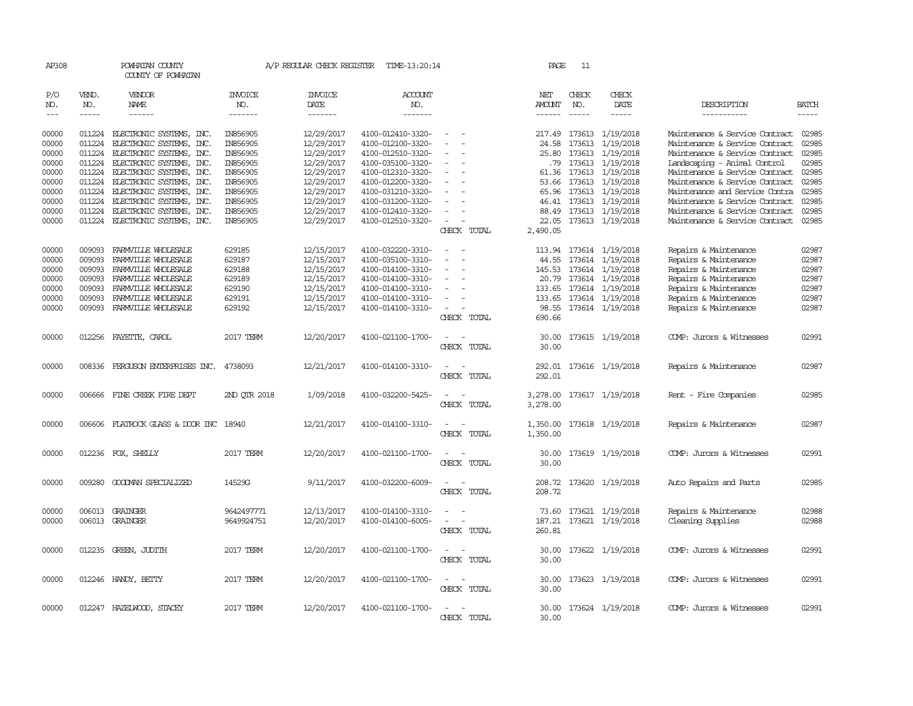AP308 POWHATAN COUNTY A/P REGULAR CHECK REGISTER TIME-13:20:14 PAGE 11

COUNTY OF POWHATAN

| P/O NO. | VEND. NO. | VENDOR NAME | INVOICE NO. | INVOICE DATE | ACCOUNT NO. | | NET AMOUNT | CHECK NO. | CHECK DATE | DESCRIPTION | BATCH |
|---|---|---|---|---|---|---|---|---|---|---|---|
| --- | ----- | ------ | ------- | ------- | ------- | | ------ | ----- | ----- | ----------- | ----- |
| 00000 | 011224 | ELECTRONIC SYSTEMS, INC. | IN856905 | 12/29/2017 | 4100-012410-3320- | - - | 217.49 | 173613 | 1/19/2018 | Maintenance & Service Contract | 02985 |
| 00000 | 011224 | ELECTRONIC SYSTEMS, INC. | IN856905 | 12/29/2017 | 4100-012100-3320- | - - | 24.58 | 173613 | 1/19/2018 | Maintenance & Service Contract | 02985 |
| 00000 | 011224 | ELECTRONIC SYSTEMS, INC. | IN856905 | 12/29/2017 | 4100-012510-3320- | - - | 25.80 | 173613 | 1/19/2018 | Maintenance & Service Contract | 02985 |
| 00000 | 011224 | ELECTRONIC SYSTEMS, INC. | IN856905 | 12/29/2017 | 4100-035100-3320- | - - | .79 | 173613 | 1/19/2018 | Landscaping - Animal Control | 02985 |
| 00000 | 011224 | ELECTRONIC SYSTEMS, INC. | IN856905 | 12/29/2017 | 4100-012310-3320- | - - | 61.36 | 173613 | 1/19/2018 | Maintenance & Service Contract | 02985 |
| 00000 | 011224 | ELECTRONIC SYSTEMS, INC. | IN856905 | 12/29/2017 | 4100-012200-3320- | - - | 53.66 | 173613 | 1/19/2018 | Maintenance & Service Contract | 02985 |
| 00000 | 011224 | ELECTRONIC SYSTEMS, INC. | IN856905 | 12/29/2017 | 4100-031210-3320- | - - | 65.96 | 173613 | 1/19/2018 | Maintenance and Service Contra | 02985 |
| 00000 | 011224 | ELECTRONIC SYSTEMS, INC. | IN856905 | 12/29/2017 | 4100-031200-3320- | - - | 46.41 | 173613 | 1/19/2018 | Maintenance & Service Contract | 02985 |
| 00000 | 011224 | ELECTRONIC SYSTEMS, INC. | IN856905 | 12/29/2017 | 4100-012410-3320- | - - | 88.49 | 173613 | 1/19/2018 | Maintenance & Service Contract | 02985 |
| 00000 | 011224 | ELECTRONIC SYSTEMS, INC. | IN856905 | 12/29/2017 | 4100-012510-3320- | - - | 22.05 | 173613 | 1/19/2018 | Maintenance & Service Contract | 02985 |
| | | | | | | CHECK TOTAL | 2,490.05 | | | | |
| 00000 | 009093 | FARMVILLE WHOLESALE | 629185 | 12/15/2017 | 4100-032220-3310- | - - | 113.94 | 173614 | 1/19/2018 | Repairs & Maintenance | 02987 |
| 00000 | 009093 | FARMVILLE WHOLESALE | 629187 | 12/15/2017 | 4100-035100-3310- | - - | 44.55 | 173614 | 1/19/2018 | Repairs & Maintenance | 02987 |
| 00000 | 009093 | FARMVILLE WHOLESALE | 629188 | 12/15/2017 | 4100-014100-3310- | - - | 145.53 | 173614 | 1/19/2018 | Repairs & Maintenance | 02987 |
| 00000 | 009093 | FARMVILLE WHOLESALE | 629189 | 12/15/2017 | 4100-014100-3310- | - - | 20.79 | 173614 | 1/19/2018 | Repairs & Maintenance | 02987 |
| 00000 | 009093 | FARMVILLE WHOLESALE | 629190 | 12/15/2017 | 4100-014100-3310- | - - | 133.65 | 173614 | 1/19/2018 | Repairs & Maintenance | 02987 |
| 00000 | 009093 | FARMVILLE WHOLESALE | 629191 | 12/15/2017 | 4100-014100-3310- | - - | 133.65 | 173614 | 1/19/2018 | Repairs & Maintenance | 02987 |
| 00000 | 009093 | FARMVILLE WHOLESALE | 629192 | 12/15/2017 | 4100-014100-3310- | - - | 98.55 | 173614 | 1/19/2018 | Repairs & Maintenance | 02987 |
| | | | | | | CHECK TOTAL | 690.66 | | | | |
| 00000 | 012256 | FAYETTE, CAROL | 2017 TERM | 12/20/2017 | 4100-021100-1700- | - - | 30.00 | 173615 | 1/19/2018 | COMP: Jurors & Witnesses | 02991 |
| | | | | | | CHECK TOTAL | 30.00 | | | | |
| 00000 | 008336 | FERGUSON ENTERPRISES INC. | 4738093 | 12/21/2017 | 4100-014100-3310- | - - | 292.01 | 173616 | 1/19/2018 | Repairs & Maintenance | 02987 |
| | | | | | | CHECK TOTAL | 292.01 | | | | |
| 00000 | 006666 | FINE CREEK FIRE DEPT | 2ND QTR 2018 | 1/09/2018 | 4100-032200-5425- | - - | 3,278.00 | 173617 | 1/19/2018 | Rent - Fire Companies | 02985 |
| | | | | | | CHECK TOTAL | 3,278.00 | | | | |
| 00000 | 006606 | FLATROCK GLASS & DOOR INC | 18940 | 12/21/2017 | 4100-014100-3310- | - - | 1,350.00 | 173618 | 1/19/2018 | Repairs & Maintenance | 02987 |
| | | | | | | CHECK TOTAL | 1,350.00 | | | | |
| 00000 | 012236 | FOX, SHELLY | 2017 TERM | 12/20/2017 | 4100-021100-1700- | - - | 30.00 | 173619 | 1/19/2018 | COMP: Jurors & Witnesses | 02991 |
| | | | | | | CHECK TOTAL | 30.00 | | | | |
| 00000 | 009280 | GOODMAN SPECIALIZED | 14529G | 9/11/2017 | 4100-032200-6009- | - - | 208.72 | 173620 | 1/19/2018 | Auto Repairs and Parts | 02985 |
| | | | | | | CHECK TOTAL | 208.72 | | | | |
| 00000 | 006013 | GRAINGER | 9642497771 | 12/13/2017 | 4100-014100-3310- | - - | 73.60 | 173621 | 1/19/2018 | Repairs & Maintenance | 02988 |
| 00000 | 006013 | GRAINGER | 9649924751 | 12/20/2017 | 4100-014100-6005- | - - | 187.21 | 173621 | 1/19/2018 | Cleaning Supplies | 02988 |
| | | | | | | CHECK TOTAL | 260.81 | | | | |
| 00000 | 012235 | GREEN, JUDITH | 2017 TERM | 12/20/2017 | 4100-021100-1700- | - - | 30.00 | 173622 | 1/19/2018 | COMP: Jurors & Witnesses | 02991 |
| | | | | | | CHECK TOTAL | 30.00 | | | | |
| 00000 | 012246 | HANDY, BETTY | 2017 TERM | 12/20/2017 | 4100-021100-1700- | - - | 30.00 | 173623 | 1/19/2018 | COMP: Jurors & Witnesses | 02991 |
| | | | | | | CHECK TOTAL | 30.00 | | | | |
| 00000 | 012247 | HAZELWOOD, STACEY | 2017 TERM | 12/20/2017 | 4100-021100-1700- | - - | 30.00 | 173624 | 1/19/2018 | COMP: Jurors & Witnesses | 02991 |
| | | | | | | CHECK TOTAL | 30.00 | | | | |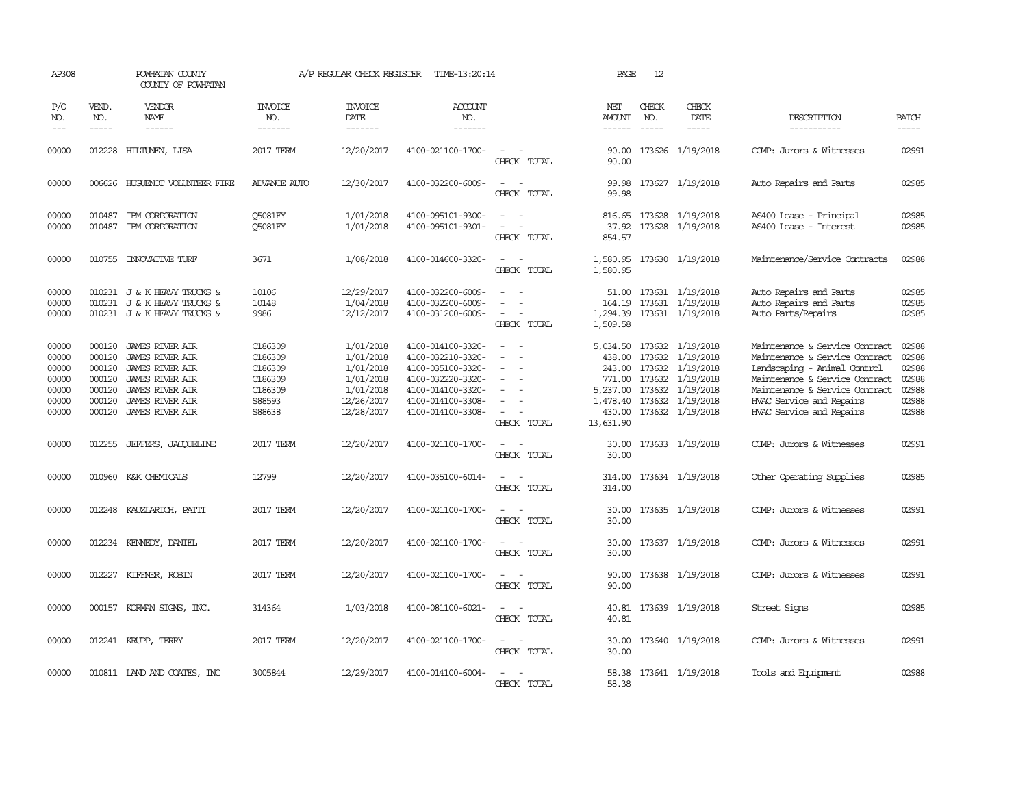AP308 POWHATAN COUNTY COUNTY OF POWHATAN A/P REGULAR CHECK REGISTER TIME-13:20:14 PAGE 12

| P/O NO. | VEND. NO. | VENDOR NAME | INVOICE NO. | INVOICE DATE | ACCOUNT NO. | | NET AMOUNT | CHECK NO. | CHECK DATE | DESCRIPTION | BATCH |
|---|---|---|---|---|---|---|---|---|---|---|---|
| 00000 | 012228 | HILTUNEN, LISA | 2017 TERM | 12/20/2017 | 4100-021100-1700- | - - | 90.00 | 173626 | 1/19/2018 | COMP: Jurors & Witnesses | 02991 |
| | | | | | | CHECK TOTAL | 90.00 | | | | |
| 00000 | 006626 | HUGUENOT VOLUNTEER FIRE | ADVANCE AUTO | 12/30/2017 | 4100-032200-6009- | - - | 99.98 | 173627 | 1/19/2018 | Auto Repairs and Parts | 02985 |
| | | | | | | CHECK TOTAL | 99.98 | | | | |
| 00000 | 010487 | IBM CORPORATION | Q5081FY | 1/01/2018 | 4100-095101-9300- | - - | 816.65 | 173628 | 1/19/2018 | AS400 Lease - Principal | 02985 |
| 00000 | 010487 | IBM CORPORATION | Q5081FY | 1/01/2018 | 4100-095101-9301- | - - | 37.92 | 173628 | 1/19/2018 | AS400 Lease - Interest | 02985 |
| | | | | | | CHECK TOTAL | 854.57 | | | | |
| 00000 | 010755 | INNOVATIVE TURF | 3671 | 1/08/2018 | 4100-014600-3320- | - - | 1,580.95 | 173630 | 1/19/2018 | Maintenance/Service Contracts | 02988 |
| | | | | | | CHECK TOTAL | 1,580.95 | | | | |
| 00000 | 010231 | J & K HEAVY TRUCKS & | 10106 | 12/29/2017 | 4100-032200-6009- | - - | 51.00 | 173631 | 1/19/2018 | Auto Repairs and Parts | 02985 |
| 00000 | 010231 | J & K HEAVY TRUCKS & | 10148 | 1/04/2018 | 4100-032200-6009- | - - | 164.19 | 173631 | 1/19/2018 | Auto Repairs and Parts | 02985 |
| 00000 | 010231 | J & K HEAVY TRUCKS & | 9986 | 12/12/2017 | 4100-031200-6009- | - - | 1,294.39 | 173631 | 1/19/2018 | Auto Parts/Repairs | 02985 |
| | | | | | | CHECK TOTAL | 1,509.58 | | | | |
| 00000 | 000120 | JAMES RIVER AIR | C186309 | 1/01/2018 | 4100-014100-3320- | - - | 5,034.50 | 173632 | 1/19/2018 | Maintenance & Service Contract | 02988 |
| 00000 | 000120 | JAMES RIVER AIR | C186309 | 1/01/2018 | 4100-032210-3320- | - - | 438.00 | 173632 | 1/19/2018 | Maintenance & Service Contract | 02988 |
| 00000 | 000120 | JAMES RIVER AIR | C186309 | 1/01/2018 | 4100-035100-3320- | - - | 243.00 | 173632 | 1/19/2018 | Landscaping - Animal Control | 02988 |
| 00000 | 000120 | JAMES RIVER AIR | C186309 | 1/01/2018 | 4100-032220-3320- | - - | 771.00 | 173632 | 1/19/2018 | Maintenance & Service Contract | 02988 |
| 00000 | 000120 | JAMES RIVER AIR | C186309 | 1/01/2018 | 4100-014100-3320- | - - | 5,237.00 | 173632 | 1/19/2018 | Maintenance & Service Contract | 02988 |
| 00000 | 000120 | JAMES RIVER AIR | S88593 | 12/26/2017 | 4100-014100-3308- | - - | 1,478.40 | 173632 | 1/19/2018 | HVAC Service and Repairs | 02988 |
| 00000 | 000120 | JAMES RIVER AIR | S88638 | 12/28/2017 | 4100-014100-3308- | - - | 430.00 | 173632 | 1/19/2018 | HVAC Service and Repairs | 02988 |
| | | | | | | CHECK TOTAL | 13,631.90 | | | | |
| 00000 | 012255 | JEFFERS, JACQUELINE | 2017 TERM | 12/20/2017 | 4100-021100-1700- | - - | 30.00 | 173633 | 1/19/2018 | COMP: Jurors & Witnesses | 02991 |
| | | | | | | CHECK TOTAL | 30.00 | | | | |
| 00000 | 010960 | K&K CHEMICALS | 12799 | 12/20/2017 | 4100-035100-6014- | - - | 314.00 | 173634 | 1/19/2018 | Other Operating Supplies | 02985 |
| | | | | | | CHECK TOTAL | 314.00 | | | | |
| 00000 | 012248 | KAUZLARICH, PATTI | 2017 TERM | 12/20/2017 | 4100-021100-1700- | - - | 30.00 | 173635 | 1/19/2018 | COMP: Jurors & Witnesses | 02991 |
| | | | | | | CHECK TOTAL | 30.00 | | | | |
| 00000 | 012234 | KENNEDY, DANIEL | 2017 TERM | 12/20/2017 | 4100-021100-1700- | - - | 30.00 | 173637 | 1/19/2018 | COMP: Jurors & Witnesses | 02991 |
| | | | | | | CHECK TOTAL | 30.00 | | | | |
| 00000 | 012227 | KIFFNER, ROBIN | 2017 TERM | 12/20/2017 | 4100-021100-1700- | - - | 90.00 | 173638 | 1/19/2018 | COMP: Jurors & Witnesses | 02991 |
| | | | | | | CHECK TOTAL | 90.00 | | | | |
| 00000 | 000157 | KORMAN SIGNS, INC. | 314364 | 1/03/2018 | 4100-081100-6021- | - - | 40.81 | 173639 | 1/19/2018 | Street Signs | 02985 |
| | | | | | | CHECK TOTAL | 40.81 | | | | |
| 00000 | 012241 | KRUPP, TERRY | 2017 TERM | 12/20/2017 | 4100-021100-1700- | - - | 30.00 | 173640 | 1/19/2018 | COMP: Jurors & Witnesses | 02991 |
| | | | | | | CHECK TOTAL | 30.00 | | | | |
| 00000 | 010811 | LAND AND COATES, INC | 3005844 | 12/29/2017 | 4100-014100-6004- | - - | 58.38 | 173641 | 1/19/2018 | Tools and Equipment | 02988 |
| | | | | | | CHECK TOTAL | 58.38 | | | | |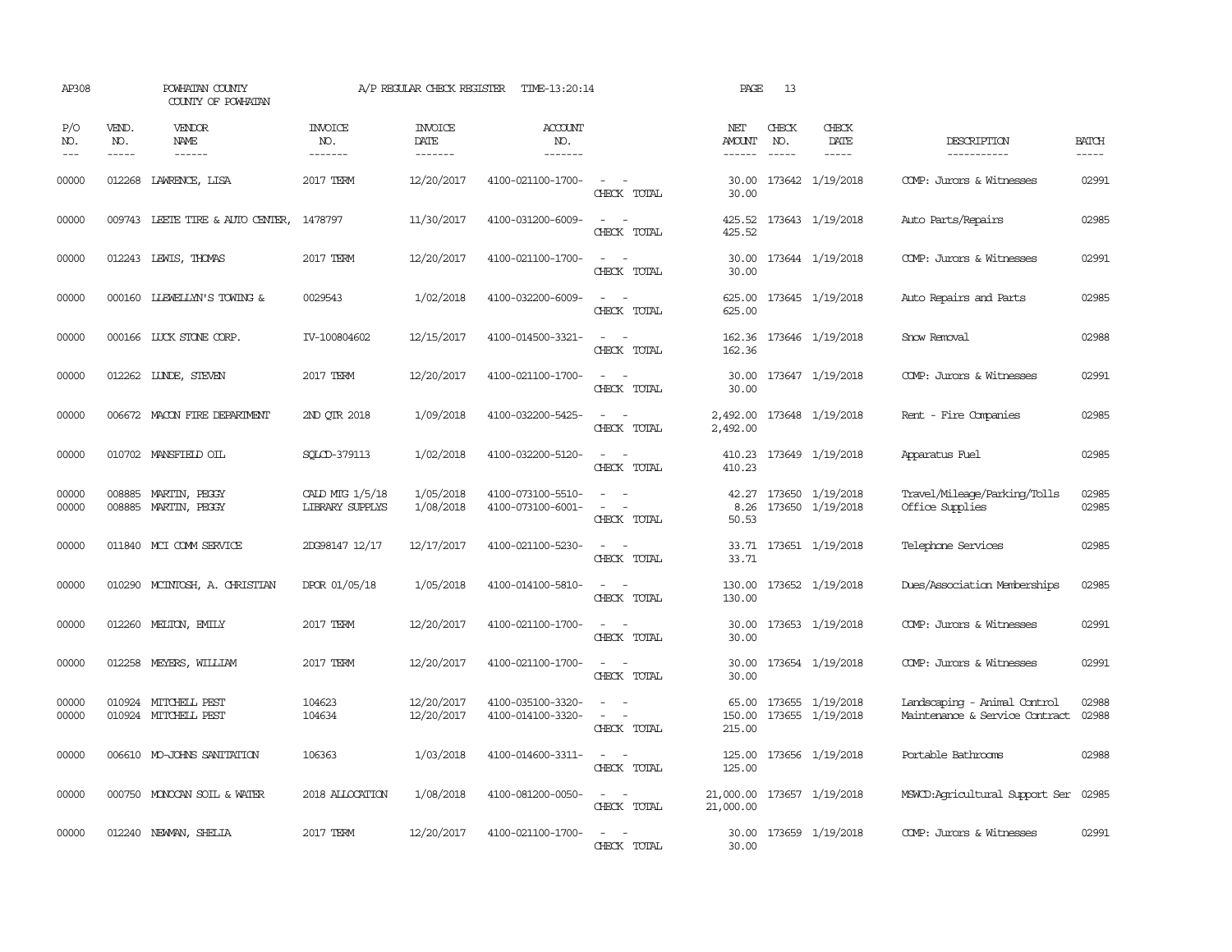AP308 POWHATAN COUNTY A/P REGULAR CHECK REGISTER TIME-13:20:14 PAGE 13

COUNTY OF POWHATAN

| P/O NO. | VEND. NO. | VENDOR NAME | INVOICE NO. | INVOICE DATE | ACCOUNT NO. | | NET AMOUNT | CHECK NO. | CHECK DATE | DESCRIPTION | BATCH |
|---|---|---|---|---|---|---|---|---|---|---|---|
| 00000 | 012268 | LAWRENCE, LISA | 2017 TERM | 12/20/2017 | 4100-021100-1700- | - - | 30.00 | 173642 | 1/19/2018 | COMP: Jurors & Witnesses | 02991 |
| | | | | | | CHECK TOTAL | 30.00 | | | | |
| 00000 | 009743 | LEETE TIRE & AUTO CENTER, | 1478797 | 11/30/2017 | 4100-031200-6009- | - - | 425.52 | 173643 | 1/19/2018 | Auto Parts/Repairs | 02985 |
| | | | | | | CHECK TOTAL | 425.52 | | | | |
| 00000 | 012243 | LEWIS, THOMAS | 2017 TERM | 12/20/2017 | 4100-021100-1700- | - - | 30.00 | 173644 | 1/19/2018 | COMP: Jurors & Witnesses | 02991 |
| | | | | | | CHECK TOTAL | 30.00 | | | | |
| 00000 | 000160 | LLEWELLYN'S TOWING & | 0029543 | 1/02/2018 | 4100-032200-6009- | - - | 625.00 | 173645 | 1/19/2018 | Auto Repairs and Parts | 02985 |
| | | | | | | CHECK TOTAL | 625.00 | | | | |
| 00000 | 000166 | LUCK STONE CORP. | IV-100804602 | 12/15/2017 | 4100-014500-3321- | - - | 162.36 | 173646 | 1/19/2018 | Snow Removal | 02988 |
| | | | | | | CHECK TOTAL | 162.36 | | | | |
| 00000 | 012262 | LUNDE, STEVEN | 2017 TERM | 12/20/2017 | 4100-021100-1700- | - - | 30.00 | 173647 | 1/19/2018 | COMP: Jurors & Witnesses | 02991 |
| | | | | | | CHECK TOTAL | 30.00 | | | | |
| 00000 | 006672 | MACON FIRE DEPARTMENT | 2ND QTR 2018 | 1/09/2018 | 4100-032200-5425- | - - | 2,492.00 | 173648 | 1/19/2018 | Rent - Fire Companies | 02985 |
| | | | | | | CHECK TOTAL | 2,492.00 | | | | |
| 00000 | 010702 | MANSFIELD OIL | SQLCD-379113 | 1/02/2018 | 4100-032200-5120- | - - | 410.23 | 173649 | 1/19/2018 | Apparatus Fuel | 02985 |
| | | | | | | CHECK TOTAL | 410.23 | | | | |
| 00000 | 008885 | MARTIN, PEGGY | CALD MTG 1/5/18 | 1/05/2018 | 4100-073100-5510- | - - | 42.27 | 173650 | 1/19/2018 | Travel/Mileage/Parking/Tolls | 02985 |
| 00000 | 008885 | MARTIN, PEGGY | LIBRARY SUPPLYS | 1/08/2018 | 4100-073100-6001- | - - | 8.26 | 173650 | 1/19/2018 | Office Supplies | 02985 |
| | | | | | | CHECK TOTAL | 50.53 | | | | |
| 00000 | 011840 | MCI COMM SERVICE | 2DG98147 12/17 | 12/17/2017 | 4100-021100-5230- | - - | 33.71 | 173651 | 1/19/2018 | Telephone Services | 02985 |
| | | | | | | CHECK TOTAL | 33.71 | | | | |
| 00000 | 010290 | MCINTOSH, A. CHRISTIAN | DPOR 01/05/18 | 1/05/2018 | 4100-014100-5810- | - - | 130.00 | 173652 | 1/19/2018 | Dues/Association Memberships | 02985 |
| | | | | | | CHECK TOTAL | 130.00 | | | | |
| 00000 | 012260 | MELTON, EMILY | 2017 TERM | 12/20/2017 | 4100-021100-1700- | - - | 30.00 | 173653 | 1/19/2018 | COMP: Jurors & Witnesses | 02991 |
| | | | | | | CHECK TOTAL | 30.00 | | | | |
| 00000 | 012258 | MEYERS, WILLIAM | 2017 TERM | 12/20/2017 | 4100-021100-1700- | - - | 30.00 | 173654 | 1/19/2018 | COMP: Jurors & Witnesses | 02991 |
| | | | | | | CHECK TOTAL | 30.00 | | | | |
| 00000 | 010924 | MITCHELL PEST | 104623 | 12/20/2017 | 4100-035100-3320- | - - | 65.00 | 173655 | 1/19/2018 | Landscaping - Animal Control | 02988 |
| 00000 | 010924 | MITCHELL PEST | 104634 | 12/20/2017 | 4100-014100-3320- | - - | 150.00 | 173655 | 1/19/2018 | Maintenance & Service Contract | 02988 |
| | | | | | | CHECK TOTAL | 215.00 | | | | |
| 00000 | 006610 | MO-JOHNS SANITATION | 106363 | 1/03/2018 | 4100-014600-3311- | - - | 125.00 | 173656 | 1/19/2018 | Portable Bathrooms | 02988 |
| | | | | | | CHECK TOTAL | 125.00 | | | | |
| 00000 | 000750 | MONOCAN SOIL & WATER | 2018 ALLOCATION | 1/08/2018 | 4100-081200-0050- | - - | 21,000.00 | 173657 | 1/19/2018 | MSWCD:Agricultural Support Ser | 02985 |
| | | | | | | CHECK TOTAL | 21,000.00 | | | | |
| 00000 | 012240 | NEWMAN, SHELIA | 2017 TERM | 12/20/2017 | 4100-021100-1700- | - - | 30.00 | 173659 | 1/19/2018 | COMP: Jurors & Witnesses | 02991 |
| | | | | | | CHECK TOTAL | 30.00 | | | | |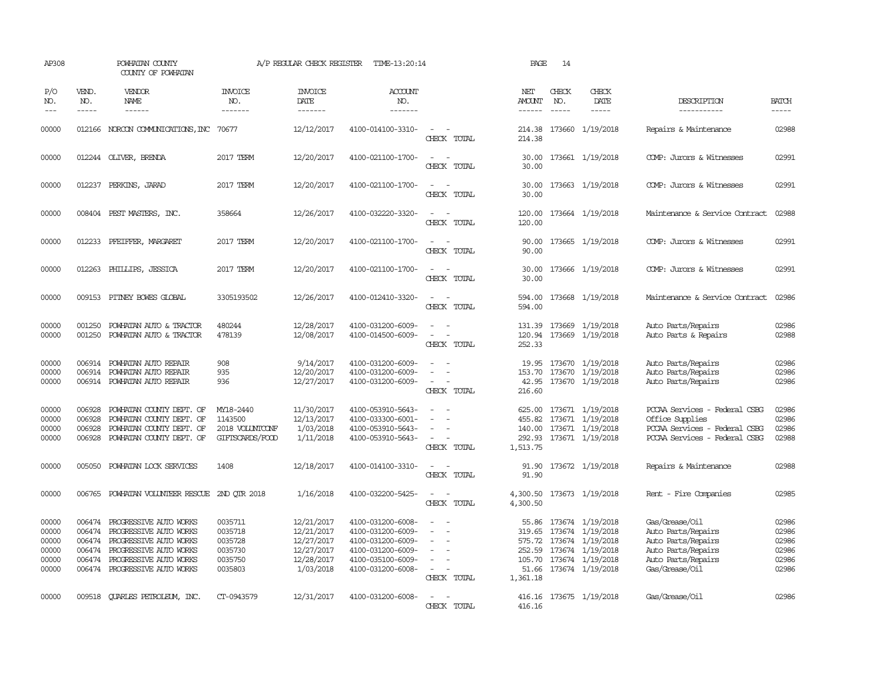AP308 POWHATAN COUNTY COUNTY OF POWHATAN A/P REGULAR CHECK REGISTER TIME-13:20:14

| P/O NO. | VEND. NO. | VENDOR NAME | INVOICE NO. | INVOICE DATE | ACCOUNT NO. | | NET AMOUNT | CHECK NO. | CHECK DATE | DESCRIPTION | BATCH |
|---|---|---|---|---|---|---|---|---|---|---|---|
| 00000 | 012166 | NORCON COMMUNICATIONS, INC | 70677 | 12/12/2017 | 4100-014100-3310- | - - | 214.38 | 173660 | 1/19/2018 | Repairs & Maintenance | 02988 |
| | | | | | | CHECK TOTAL | 214.38 | | | | |
| 00000 | 012244 | OLIVER, BRENDA | 2017 TERM | 12/20/2017 | 4100-021100-1700- | - - | 30.00 | 173661 | 1/19/2018 | COMP: Jurors & Witnesses | 02991 |
| | | | | | | CHECK TOTAL | 30.00 | | | | |
| 00000 | 012237 | PERKINS, JARAD | 2017 TERM | 12/20/2017 | 4100-021100-1700- | - - | 30.00 | 173663 | 1/19/2018 | COMP: Jurors & Witnesses | 02991 |
| | | | | | | CHECK TOTAL | 30.00 | | | | |
| 00000 | 008404 | PEST MASTERS, INC. | 358664 | 12/26/2017 | 4100-032220-3320- | - - | 120.00 | 173664 | 1/19/2018 | Maintenance & Service Contract | 02988 |
| | | | | | | CHECK TOTAL | 120.00 | | | | |
| 00000 | 012233 | PFEIFFER, MARGARET | 2017 TERM | 12/20/2017 | 4100-021100-1700- | - - | 90.00 | 173665 | 1/19/2018 | COMP: Jurors & Witnesses | 02991 |
| | | | | | | CHECK TOTAL | 90.00 | | | | |
| 00000 | 012263 | PHILLIPS, JESSICA | 2017 TERM | 12/20/2017 | 4100-021100-1700- | - - | 30.00 | 173666 | 1/19/2018 | COMP: Jurors & Witnesses | 02991 |
| | | | | | | CHECK TOTAL | 30.00 | | | | |
| 00000 | 009153 | PITNEY BOWES GLOBAL | 3305193502 | 12/26/2017 | 4100-012410-3320- | - - | 594.00 | 173668 | 1/19/2018 | Maintenance & Service Contract | 02986 |
| | | | | | | CHECK TOTAL | 594.00 | | | | |
| 00000 | 001250 | POWHATAN AUTO & TRACTOR | 480244 | 12/28/2017 | 4100-031200-6009- | - - | 131.39 | 173669 | 1/19/2018 | Auto Parts/Repairs | 02986 |
| 00000 | 001250 | POWHATAN AUTO & TRACTOR | 478139 | 12/08/2017 | 4100-014500-6009- | - - | 120.94 | 173669 | 1/19/2018 | Auto Parts & Repairs | 02988 |
| | | | | | | CHECK TOTAL | 252.33 | | | | |
| 00000 | 006914 | POWHATAN AUTO REPAIR | 908 | 9/14/2017 | 4100-031200-6009- | - - | 19.95 | 173670 | 1/19/2018 | Auto Parts/Repairs | 02986 |
| 00000 | 006914 | POWHATAN AUTO REPAIR | 935 | 12/20/2017 | 4100-031200-6009- | - - | 153.70 | 173670 | 1/19/2018 | Auto Parts/Repairs | 02986 |
| 00000 | 006914 | POWHATAN AUTO REPAIR | 936 | 12/27/2017 | 4100-031200-6009- | - - | 42.95 | 173670 | 1/19/2018 | Auto Parts/Repairs | 02986 |
| | | | | | | CHECK TOTAL | 216.60 | | | | |
| 00000 | 006928 | POWHATAN COUNTY DEPT. OF | MY18-2440 | 11/30/2017 | 4100-053910-5643- | - - | 625.00 | 173671 | 1/19/2018 | PCCAA Services - Federal CSBG | 02986 |
| 00000 | 006928 | POWHATAN COUNTY DEPT. OF | 1143500 | 12/13/2017 | 4100-033300-6001- | - - | 455.82 | 173671 | 1/19/2018 | Office Supplies | 02986 |
| 00000 | 006928 | POWHATAN COUNTY DEPT. OF | 2018 VOLUNTCONF | 1/03/2018 | 4100-053910-5643- | - - | 140.00 | 173671 | 1/19/2018 | PCCAA Services - Federal CSBG | 02986 |
| 00000 | 006928 | POWHATAN COUNTY DEPT. OF | GIFTSCARDS/FOOD | 1/11/2018 | 4100-053910-5643- | - - | 292.93 | 173671 | 1/19/2018 | PCCAA Services - Federal CSBG | 02988 |
| | | | | | | CHECK TOTAL | 1,513.75 | | | | |
| 00000 | 005050 | POWHATAN LOCK SERVICES | 1408 | 12/18/2017 | 4100-014100-3310- | - - | 91.90 | 173672 | 1/19/2018 | Repairs & Maintenance | 02988 |
| | | | | | | CHECK TOTAL | 91.90 | | | | |
| 00000 | 006765 | POWHATAN VOLUNTEER RESCUE | 2ND QTR 2018 | 1/16/2018 | 4100-032200-5425- | - - | 4,300.50 | 173673 | 1/19/2018 | Rent - Fire Companies | 02985 |
| | | | | | | CHECK TOTAL | 4,300.50 | | | | |
| 00000 | 006474 | PROGRESSIVE AUTO WORKS | 0035711 | 12/21/2017 | 4100-031200-6008- | - - | 55.86 | 173674 | 1/19/2018 | Gas/Grease/Oil | 02986 |
| 00000 | 006474 | PROGRESSIVE AUTO WORKS | 0035718 | 12/21/2017 | 4100-031200-6009- | - - | 319.65 | 173674 | 1/19/2018 | Auto Parts/Repairs | 02986 |
| 00000 | 006474 | PROGRESSIVE AUTO WORKS | 0035728 | 12/27/2017 | 4100-031200-6009- | - - | 575.72 | 173674 | 1/19/2018 | Auto Parts/Repairs | 02986 |
| 00000 | 006474 | PROGRESSIVE AUTO WORKS | 0035730 | 12/27/2017 | 4100-031200-6009- | - - | 252.59 | 173674 | 1/19/2018 | Auto Parts/Repairs | 02986 |
| 00000 | 006474 | PROGRESSIVE AUTO WORKS | 0035750 | 12/28/2017 | 4100-035100-6009- | - - | 105.70 | 173674 | 1/19/2018 | Auto Parts/Repairs | 02986 |
| 00000 | 006474 | PROGRESSIVE AUTO WORKS | 0035803 | 1/03/2018 | 4100-031200-6008- | - - | 51.66 | 173674 | 1/19/2018 | Gas/Grease/Oil | 02986 |
| | | | | | | CHECK TOTAL | 1,361.18 | | | | |
| 00000 | 009518 | QUARLES PETROLEUM, INC. | CT-0943579 | 12/31/2017 | 4100-031200-6008- | - - | 416.16 | 173675 | 1/19/2018 | Gas/Grease/Oil | 02986 |
| | | | | | | CHECK TOTAL | 416.16 | | | | |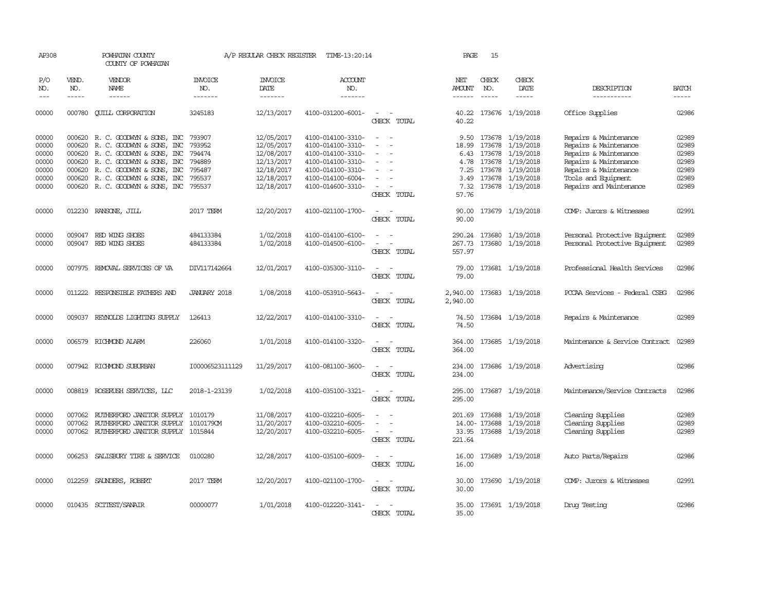AP308 POWHATAN COUNTY A/P REGULAR CHECK REGISTER TIME-13:20:14 PAGE 15

COUNTY OF POWHATAN

| P/O NO. | VEND. NO. | VENDOR NAME | INVOICE NO. | INVOICE DATE | ACCOUNT NO. | | NET AMOUNT | CHECK NO. | CHECK DATE | DESCRIPTION | BATCH |
|---|---|---|---|---|---|---|---|---|---|---|---|
| --- | ----- | ------ | ------- | ------- | ------- | | ------ | ----- | ----- | ----------- | ----- |
| 00000 | 000780 | QUILL CORPORATION | 3245183 | 12/13/2017 | 4100-031200-6001- | - - | 40.22 | 173676 | 1/19/2018 | Office Supplies | 02986 |
| | | | | | | CHECK TOTAL | 40.22 | | | | |
| 00000 | 000620 | R. C. GOODWYN & SONS, INC | 793907 | 12/05/2017 | 4100-014100-3310- | - - | 9.50 | 173678 | 1/19/2018 | Repairs & Maintenance | 02989 |
| 00000 | 000620 | R. C. GOODWYN & SONS, INC | 793952 | 12/05/2017 | 4100-014100-3310- | - - | 18.99 | 173678 | 1/19/2018 | Repairs & Maintenance | 02989 |
| 00000 | 000620 | R. C. GOODWYN & SONS, INC | 794474 | 12/08/2017 | 4100-014100-3310- | - - | 6.43 | 173678 | 1/19/2018 | Repairs & Maintenance | 02989 |
| 00000 | 000620 | R. C. GOODWYN & SONS, INC | 794889 | 12/13/2017 | 4100-014100-3310- | - - | 4.78 | 173678 | 1/19/2018 | Repairs & Maintenance | 02989 |
| 00000 | 000620 | R. C. GOODWYN & SONS, INC | 795487 | 12/18/2017 | 4100-014100-3310- | - - | 7.25 | 173678 | 1/19/2018 | Repairs & Maintenance | 02989 |
| 00000 | 000620 | R. C. GOODWYN & SONS, INC | 795537 | 12/18/2017 | 4100-014100-6004- | - - | 3.49 | 173678 | 1/19/2018 | Tools and Equipment | 02989 |
| 00000 | 000620 | R. C. GOODWYN & SONS, INC | 795537 | 12/18/2017 | 4100-014600-3310- | - - | 7.32 | 173678 | 1/19/2018 | Repairs and Maintenance | 02989 |
| | | | | | | CHECK TOTAL | 57.76 | | | | |
| 00000 | 012230 | RANSONE, JILL | 2017 TERM | 12/20/2017 | 4100-021100-1700- | - - | 90.00 | 173679 | 1/19/2018 | COMP: Jurors & Witnesses | 02991 |
| | | | | | | CHECK TOTAL | 90.00 | | | | |
| 00000 | 009047 | RED WING SHOES | 484133384 | 1/02/2018 | 4100-014100-6100- | - - | 290.24 | 173680 | 1/19/2018 | Personal Protective Equipment | 02989 |
| 00000 | 009047 | RED WING SHOES | 484133384 | 1/02/2018 | 4100-014500-6100- | - - | 267.73 | 173680 | 1/19/2018 | Personal Protective Equipment | 02989 |
| | | | | | | CHECK TOTAL | 557.97 | | | | |
| 00000 | 007975 | REMOVAL SERVICES OF VA | DIV117142664 | 12/01/2017 | 4100-035300-3110- | - - | 79.00 | 173681 | 1/19/2018 | Professional Health Services | 02986 |
| | | | | | | CHECK TOTAL | 79.00 | | | | |
| 00000 | 011222 | RESPONSIBLE FATHERS AND | JANUARY 2018 | 1/08/2018 | 4100-053910-5643- | - - | 2,940.00 | 173683 | 1/19/2018 | PCCAA Services - Federal CSBG | 02986 |
| | | | | | | CHECK TOTAL | 2,940.00 | | | | |
| 00000 | 009037 | REYNOLDS LIGHTING SUPPLY | 126413 | 12/22/2017 | 4100-014100-3310- | - - | 74.50 | 173684 | 1/19/2018 | Repairs & Maintenance | 02989 |
| | | | | | | CHECK TOTAL | 74.50 | | | | |
| 00000 | 006579 | RICHMOND ALARM | 226060 | 1/01/2018 | 4100-014100-3320- | - - | 364.00 | 173685 | 1/19/2018 | Maintenance & Service Contract | 02989 |
| | | | | | | CHECK TOTAL | 364.00 | | | | |
| 00000 | 007942 | RICHMOND SUBURBAN | I00006523111129 | 11/29/2017 | 4100-081100-3600- | - - | 234.00 | 173686 | 1/19/2018 | Advertising | 02986 |
| | | | | | | CHECK TOTAL | 234.00 | | | | |
| 00000 | 008819 | ROSERUSH SERVICES, LLC | 2018-1-23139 | 1/02/2018 | 4100-035100-3321- | - - | 295.00 | 173687 | 1/19/2018 | Maintenance/Service Contracts | 02986 |
| | | | | | | CHECK TOTAL | 295.00 | | | | |
| 00000 | 007062 | RUTHERFORD JANITOR SUPPLY | 1010179 | 11/08/2017 | 4100-032210-6005- | - - | 201.69 | 173688 | 1/19/2018 | Cleaning Supplies | 02989 |
| 00000 | 007062 | RUTHERFORD JANITOR SUPPLY | 1010179CM | 11/20/2017 | 4100-032210-6005- | - - | 14.00- | 173688 | 1/19/2018 | Cleaning Supplies | 02989 |
| 00000 | 007062 | RUTHERFORD JANITOR SUPPLY | 1015844 | 12/20/2017 | 4100-032210-6005- | - - | 33.95 | 173688 | 1/19/2018 | Cleaning Supplies | 02989 |
| | | | | | | CHECK TOTAL | 221.64 | | | | |
| 00000 | 006253 | SALISBURY TIRE & SERVICE | 0100280 | 12/28/2017 | 4100-035100-6009- | - - | 16.00 | 173689 | 1/19/2018 | Auto Parts/Repairs | 02986 |
| | | | | | | CHECK TOTAL | 16.00 | | | | |
| 00000 | 012259 | SAUNDERS, ROBERT | 2017 TERM | 12/20/2017 | 4100-021100-1700- | - - | 30.00 | 173690 | 1/19/2018 | COMP: Jurors & Witnesses | 02991 |
| | | | | | | CHECK TOTAL | 30.00 | | | | |
| 00000 | 010435 | SCITEST/SANAIR | 00000077 | 1/01/2018 | 4100-012220-3141- | - - | 35.00 | 173691 | 1/19/2018 | Drug Testing | 02986 |
| | | | | | | CHECK TOTAL | 35.00 | | | | |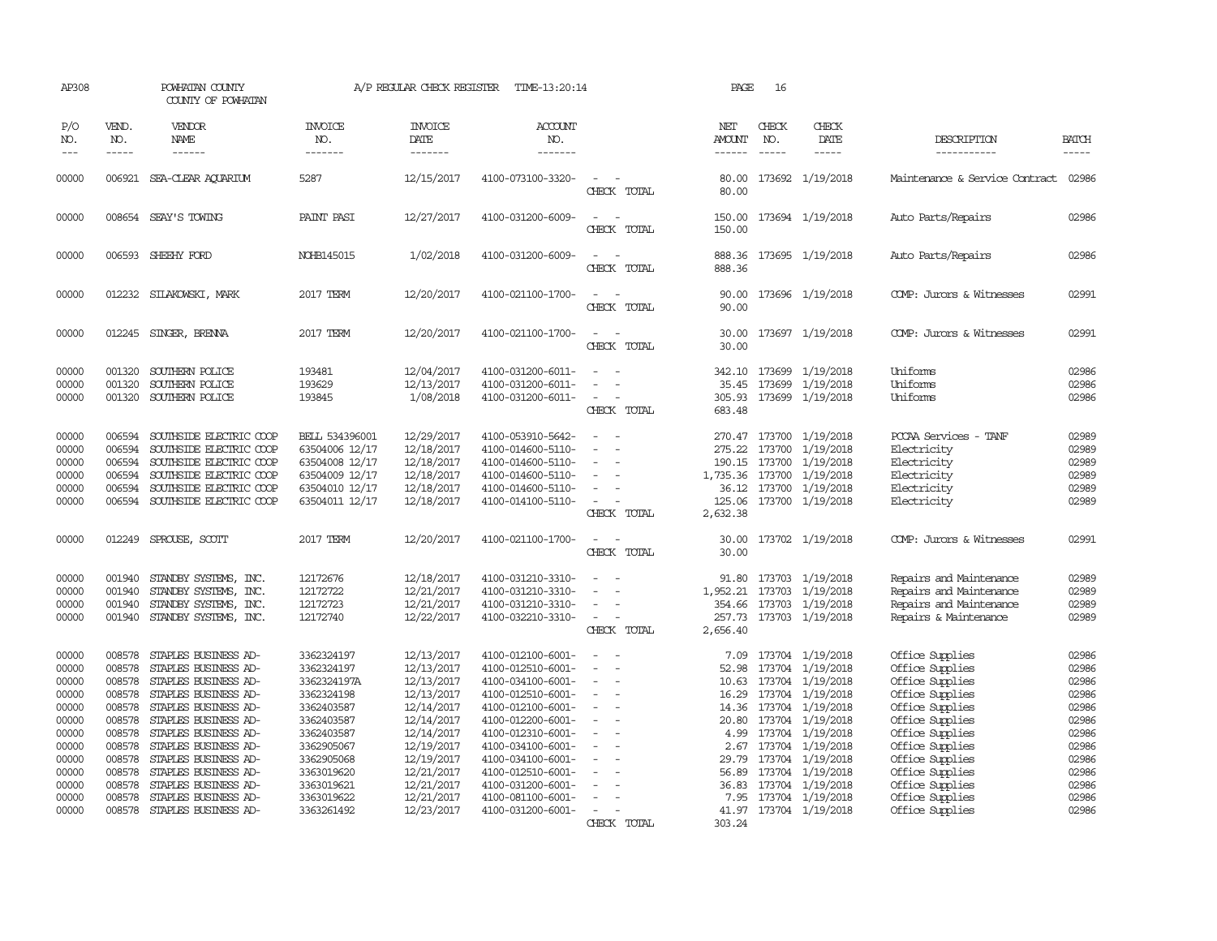AP308 POWHATAN COUNTY A/P REGULAR CHECK REGISTER TIME-13:20:14 PAGE 16

COUNTY OF POWHATAN

| P/O NO. | VEND. NO. | VENDOR NAME | INVOICE NO. | INVOICE DATE | ACCOUNT NO. | | NET AMOUNT | CHECK NO. | CHECK DATE | DESCRIPTION | BATCH |
|---|---|---|---|---|---|---|---|---|---|---|---|
| 00000 | 006921 | SEA-CLEAR AQUARIUM | 5287 | 12/15/2017 | 4100-073100-3320- | - - | 80.00 | 173692 | 1/19/2018 | Maintenance & Service Contract | 02986 |
| | | | | | | CHECK TOTAL | 80.00 | | | | |
| 00000 | 008654 | SEAY'S TOWING | PAINT PASI | 12/27/2017 | 4100-031200-6009- | - - | 150.00 | 173694 | 1/19/2018 | Auto Parts/Repairs | 02986 |
| | | | | | | CHECK TOTAL | 150.00 | | | | |
| 00000 | 006593 | SHEEHY FORD | NOHB145015 | 1/02/2018 | 4100-031200-6009- | - - | 888.36 | 173695 | 1/19/2018 | Auto Parts/Repairs | 02986 |
| | | | | | | CHECK TOTAL | 888.36 | | | | |
| 00000 | 012232 | SILAKOWSKI, MARK | 2017 TERM | 12/20/2017 | 4100-021100-1700- | - - | 90.00 | 173696 | 1/19/2018 | COMP: Jurors & Witnesses | 02991 |
| | | | | | | CHECK TOTAL | 90.00 | | | | |
| 00000 | 012245 | SINGER, BRENNA | 2017 TERM | 12/20/2017 | 4100-021100-1700- | - - | 30.00 | 173697 | 1/19/2018 | COMP: Jurors & Witnesses | 02991 |
| | | | | | | CHECK TOTAL | 30.00 | | | | |
| 00000 | 001320 | SOUTHERN POLICE | 193481 | 12/04/2017 | 4100-031200-6011- | - - | 342.10 | 173699 | 1/19/2018 | Uniforms | 02986 |
| 00000 | 001320 | SOUTHERN POLICE | 193629 | 12/13/2017 | 4100-031200-6011- | - - | 35.45 | 173699 | 1/19/2018 | Uniforms | 02986 |
| 00000 | 001320 | SOUTHERN POLICE | 193845 | 1/08/2018 | 4100-031200-6011- | - - | 305.93 | 173699 | 1/19/2018 | Uniforms | 02986 |
| | | | | | | CHECK TOTAL | 683.48 | | | | |
| 00000 | 006594 | SOUTHSIDE ELECTRIC COOP | BELL 534396001 | 12/29/2017 | 4100-053910-5642- | - - | 270.47 | 173700 | 1/19/2018 | PCCAA Services - TANF | 02989 |
| 00000 | 006594 | SOUTHSIDE ELECTRIC COOP | 63504006 12/17 | 12/18/2017 | 4100-014600-5110- | - - | 275.22 | 173700 | 1/19/2018 | Electricity | 02989 |
| 00000 | 006594 | SOUTHSIDE ELECTRIC COOP | 63504008 12/17 | 12/18/2017 | 4100-014600-5110- | - - | 190.15 | 173700 | 1/19/2018 | Electricity | 02989 |
| 00000 | 006594 | SOUTHSIDE ELECTRIC COOP | 63504009 12/17 | 12/18/2017 | 4100-014600-5110- | - - | 1,735.36 | 173700 | 1/19/2018 | Electricity | 02989 |
| 00000 | 006594 | SOUTHSIDE ELECTRIC COOP | 63504010 12/17 | 12/18/2017 | 4100-014600-5110- | - - | 36.12 | 173700 | 1/19/2018 | Electricity | 02989 |
| 00000 | 006594 | SOUTHSIDE ELECTRIC COOP | 63504011 12/17 | 12/18/2017 | 4100-014100-5110- | - - | 125.06 | 173700 | 1/19/2018 | Electricity | 02989 |
| | | | | | | CHECK TOTAL | 2,632.38 | | | | |
| 00000 | 012249 | SPROUSE, SCOTT | 2017 TERM | 12/20/2017 | 4100-021100-1700- | - - | 30.00 | 173702 | 1/19/2018 | COMP: Jurors & Witnesses | 02991 |
| | | | | | | CHECK TOTAL | 30.00 | | | | |
| 00000 | 001940 | STANDBY SYSTEMS, INC. | 12172676 | 12/18/2017 | 4100-031210-3310- | - - | 91.80 | 173703 | 1/19/2018 | Repairs and Maintenance | 02989 |
| 00000 | 001940 | STANDBY SYSTEMS, INC. | 12172722 | 12/21/2017 | 4100-031210-3310- | - - | 1,952.21 | 173703 | 1/19/2018 | Repairs and Maintenance | 02989 |
| 00000 | 001940 | STANDBY SYSTEMS, INC. | 12172723 | 12/21/2017 | 4100-031210-3310- | - - | 354.66 | 173703 | 1/19/2018 | Repairs and Maintenance | 02989 |
| 00000 | 001940 | STANDBY SYSTEMS, INC. | 12172740 | 12/22/2017 | 4100-032210-3310- | - - | 257.73 | 173703 | 1/19/2018 | Repairs & Maintenance | 02989 |
| | | | | | | CHECK TOTAL | 2,656.40 | | | | |
| 00000 | 008578 | STAPLES BUSINESS AD- | 3362324197 | 12/13/2017 | 4100-012100-6001- | - - | 7.09 | 173704 | 1/19/2018 | Office Supplies | 02986 |
| 00000 | 008578 | STAPLES BUSINESS AD- | 3362324197 | 12/13/2017 | 4100-012510-6001- | - - | 52.98 | 173704 | 1/19/2018 | Office Supplies | 02986 |
| 00000 | 008578 | STAPLES BUSINESS AD- | 3362324197A | 12/13/2017 | 4100-034100-6001- | - - | 10.63 | 173704 | 1/19/2018 | Office Supplies | 02986 |
| 00000 | 008578 | STAPLES BUSINESS AD- | 3362324198 | 12/13/2017 | 4100-012510-6001- | - - | 16.29 | 173704 | 1/19/2018 | Office Supplies | 02986 |
| 00000 | 008578 | STAPLES BUSINESS AD- | 3362403587 | 12/14/2017 | 4100-012100-6001- | - - | 14.36 | 173704 | 1/19/2018 | Office Supplies | 02986 |
| 00000 | 008578 | STAPLES BUSINESS AD- | 3362403587 | 12/14/2017 | 4100-012200-6001- | - - | 20.80 | 173704 | 1/19/2018 | Office Supplies | 02986 |
| 00000 | 008578 | STAPLES BUSINESS AD- | 3362403587 | 12/14/2017 | 4100-012310-6001- | - - | 4.99 | 173704 | 1/19/2018 | Office Supplies | 02986 |
| 00000 | 008578 | STAPLES BUSINESS AD- | 3362905067 | 12/19/2017 | 4100-034100-6001- | - - | 2.67 | 173704 | 1/19/2018 | Office Supplies | 02986 |
| 00000 | 008578 | STAPLES BUSINESS AD- | 3362905068 | 12/19/2017 | 4100-034100-6001- | - - | 29.79 | 173704 | 1/19/2018 | Office Supplies | 02986 |
| 00000 | 008578 | STAPLES BUSINESS AD- | 3363019620 | 12/21/2017 | 4100-012510-6001- | - - | 56.89 | 173704 | 1/19/2018 | Office Supplies | 02986 |
| 00000 | 008578 | STAPLES BUSINESS AD- | 3363019621 | 12/21/2017 | 4100-031200-6001- | - - | 36.83 | 173704 | 1/19/2018 | Office Supplies | 02986 |
| 00000 | 008578 | STAPLES BUSINESS AD- | 3363019622 | 12/21/2017 | 4100-081100-6001- | - - | 7.95 | 173704 | 1/19/2018 | Office Supplies | 02986 |
| 00000 | 008578 | STAPLES BUSINESS AD- | 3363261492 | 12/23/2017 | 4100-031200-6001- | - - | 41.97 | 173704 | 1/19/2018 | Office Supplies | 02986 |
| | | | | | | CHECK TOTAL | 303.24 | | | | |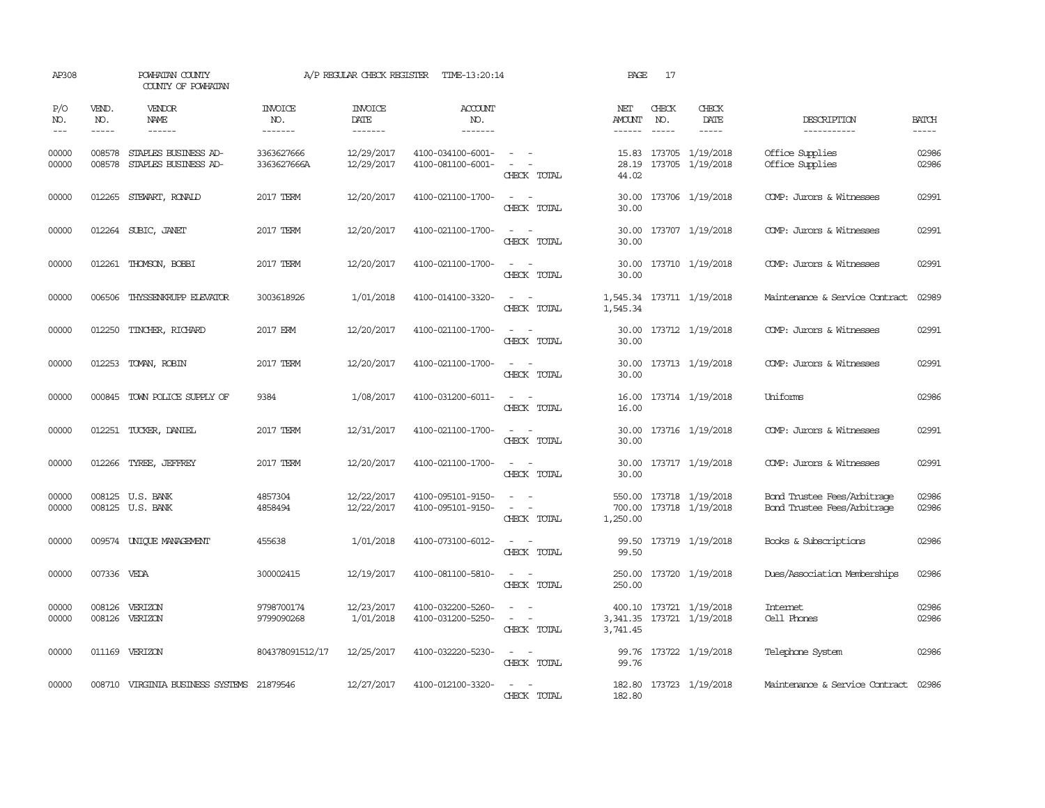AP308 POWHATAN COUNTY A/P REGULAR CHECK REGISTER TIME-13:20:14 PAGE 17
COUNTY OF POWHATAN

| P/O NO. | VEND. NO. | VENDOR NAME | INVOICE NO. | INVOICE DATE | ACCOUNT NO. | | NET AMOUNT | CHECK NO. | CHECK DATE | DESCRIPTION | BATCH |
|---|---|---|---|---|---|---|---|---|---|---|---|
| --- | ----- | ------ | ------- | ------- | ------- | | ------ | ----- | ----- | ----------- | ----- |
| 00000 | 008578 | STAPLES BUSINESS AD- | 3363627666 | 12/29/2017 | 4100-034100-6001- | - - | 15.83 | 173705 | 1/19/2018 | Office Supplies | 02986 |
| 00000 | 008578 | STAPLES BUSINESS AD- | 3363627666A | 12/29/2017 | 4100-081100-6001- | - - | 28.19 | 173705 | 1/19/2018 | Office Supplies | 02986 |
| | | | | | | CHECK TOTAL | 44.02 | | | | |
| 00000 | 012265 | STEWART, RONALD | 2017 TERM | 12/20/2017 | 4100-021100-1700- | - - | 30.00 | 173706 | 1/19/2018 | COMP: Jurors & Witnesses | 02991 |
| | | | | | | CHECK TOTAL | 30.00 | | | | |
| 00000 | 012264 | SUBIC, JANET | 2017 TERM | 12/20/2017 | 4100-021100-1700- | - - | 30.00 | 173707 | 1/19/2018 | COMP: Jurors & Witnesses | 02991 |
| | | | | | | CHECK TOTAL | 30.00 | | | | |
| 00000 | 012261 | THOMSON, BOBBI | 2017 TERM | 12/20/2017 | 4100-021100-1700- | - - | 30.00 | 173710 | 1/19/2018 | COMP: Jurors & Witnesses | 02991 |
| | | | | | | CHECK TOTAL | 30.00 | | | | |
| 00000 | 006506 | THYSSENKRUPP ELEVATOR | 3003618926 | 1/01/2018 | 4100-014100-3320- | - - | 1,545.34 | 173711 | 1/19/2018 | Maintenance & Service Contract | 02989 |
| | | | | | | CHECK TOTAL | 1,545.34 | | | | |
| 00000 | 012250 | TINCHER, RICHARD | 2017 ERM | 12/20/2017 | 4100-021100-1700- | - - | 30.00 | 173712 | 1/19/2018 | COMP: Jurors & Witnesses | 02991 |
| | | | | | | CHECK TOTAL | 30.00 | | | | |
| 00000 | 012253 | TOMAN, ROBIN | 2017 TERM | 12/20/2017 | 4100-021100-1700- | - - | 30.00 | 173713 | 1/19/2018 | COMP: Jurors & Witnesses | 02991 |
| | | | | | | CHECK TOTAL | 30.00 | | | | |
| 00000 | 000845 | TOWN POLICE SUPPLY OF | 9384 | 1/08/2017 | 4100-031200-6011- | - - | 16.00 | 173714 | 1/19/2018 | Uniforms | 02986 |
| | | | | | | CHECK TOTAL | 16.00 | | | | |
| 00000 | 012251 | TUCKER, DANIEL | 2017 TERM | 12/31/2017 | 4100-021100-1700- | - - | 30.00 | 173716 | 1/19/2018 | COMP: Jurors & Witnesses | 02991 |
| | | | | | | CHECK TOTAL | 30.00 | | | | |
| 00000 | 012266 | TYREE, JEFFREY | 2017 TERM | 12/20/2017 | 4100-021100-1700- | - - | 30.00 | 173717 | 1/19/2018 | COMP: Jurors & Witnesses | 02991 |
| | | | | | | CHECK TOTAL | 30.00 | | | | |
| 00000 | 008125 | U.S. BANK | 4857304 | 12/22/2017 | 4100-095101-9150- | - - | 550.00 | 173718 | 1/19/2018 | Bond Trustee Fees/Arbitrage | 02986 |
| 00000 | 008125 | U.S. BANK | 4858494 | 12/22/2017 | 4100-095101-9150- | - - | 700.00 | 173718 | 1/19/2018 | Bond Trustee Fees/Arbitrage | 02986 |
| | | | | | | CHECK TOTAL | 1,250.00 | | | | |
| 00000 | 009574 | UNIQUE MANAGEMENT | 455638 | 1/01/2018 | 4100-073100-6012- | - - | 99.50 | 173719 | 1/19/2018 | Books & Subscriptions | 02986 |
| | | | | | | CHECK TOTAL | 99.50 | | | | |
| 00000 | 007336 | VEDA | 300002415 | 12/19/2017 | 4100-081100-5810- | - - | 250.00 | 173720 | 1/19/2018 | Dues/Association Memberships | 02986 |
| | | | | | | CHECK TOTAL | 250.00 | | | | |
| 00000 | 008126 | VERIZON | 9798700174 | 12/23/2017 | 4100-032200-5260- | - - | 400.10 | 173721 | 1/19/2018 | Internet | 02986 |
| 00000 | 008126 | VERIZON | 9799090268 | 1/01/2018 | 4100-031200-5250- | - - | 3,341.35 | 173721 | 1/19/2018 | Cell Phones | 02986 |
| | | | | | | CHECK TOTAL | 3,741.45 | | | | |
| 00000 | 011169 | VERIZON | 804378091512/17 | 12/25/2017 | 4100-032220-5230- | - - | 99.76 | 173722 | 1/19/2018 | Telephone System | 02986 |
| | | | | | | CHECK TOTAL | 99.76 | | | | |
| 00000 | 008710 | VIRGINIA BUSINESS SYSTEMS | 21879546 | 12/27/2017 | 4100-012100-3320- | - - | 182.80 | 173723 | 1/19/2018 | Maintenance & Service Contract | 02986 |
| | | | | | | CHECK TOTAL | 182.80 | | | | |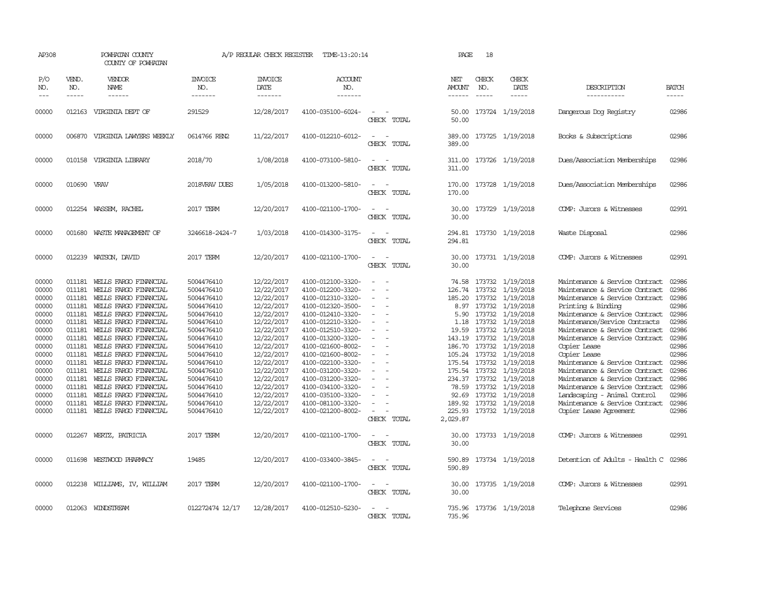AP308 POWHATAN COUNTY A/P REGULAR CHECK REGISTER TIME-13:20:14 PAGE 18
COUNTY OF POWHATAN

| P/O NO. | VEND. NO. | VENDOR NAME | INVOICE NO. | INVOICE DATE | ACCOUNT NO. | | NET AMOUNT | CHECK NO. | CHECK DATE | DESCRIPTION | BATCH |
|---|---|---|---|---|---|---|---|---|---|---|---|
| 00000 | 012163 | VIRGINIA DEPT OF | 291529 | 12/28/2017 | 4100-035100-6024- | - - | 50.00 | 173724 | 1/19/2018 | Dangerous Dog Registry | 02986 |
| | | | | | | CHECK TOTAL | 50.00 | | | | |
| 00000 | 006870 | VIRGINIA LAWYERS WEEKLY | 0614766 REN2 | 11/22/2017 | 4100-012210-6012- | - - | 389.00 | 173725 | 1/19/2018 | Books & Subscriptions | 02986 |
| | | | | | | CHECK TOTAL | 389.00 | | | | |
| 00000 | 010158 | VIRGINIA LIBRARY | 2018/70 | 1/08/2018 | 4100-073100-5810- | - - | 311.00 | 173726 | 1/19/2018 | Dues/Association Memberships | 02986 |
| | | | | | | CHECK TOTAL | 311.00 | | | | |
| 00000 | 010690 | VRAV | 2018VRAV DUES | 1/05/2018 | 4100-013200-5810- | - - | 170.00 | 173728 | 1/19/2018 | Dues/Association Memberships | 02986 |
| | | | | | | CHECK TOTAL | 170.00 | | | | |
| 00000 | 012254 | WASSEM, RACHEL | 2017 TERM | 12/20/2017 | 4100-021100-1700- | - - | 30.00 | 173729 | 1/19/2018 | COMP: Jurors & Witnesses | 02991 |
| | | | | | | CHECK TOTAL | 30.00 | | | | |
| 00000 | 001680 | WASTE MANAGEMENT OF | 3246618-2424-7 | 1/03/2018 | 4100-014300-3175- | - - | 294.81 | 173730 | 1/19/2018 | Waste Disposal | 02986 |
| | | | | | | CHECK TOTAL | 294.81 | | | | |
| 00000 | 012239 | WATSON, DAVID | 2017 TERM | 12/20/2017 | 4100-021100-1700- | - - | 30.00 | 173731 | 1/19/2018 | COMP: Jurors & Witnesses | 02991 |
| | | | | | | CHECK TOTAL | 30.00 | | | | |
| 00000 | 011181 | WELLS FARGO FINANCIAL | 5004476410 | 12/22/2017 | 4100-012100-3320- | - - | 74.58 | 173732 | 1/19/2018 | Maintenance & Service Contract | 02986 |
| 00000 | 011181 | WELLS FARGO FINANCIAL | 5004476410 | 12/22/2017 | 4100-012200-3320- | - - | 126.74 | 173732 | 1/19/2018 | Maintenance & Service Contract | 02986 |
| 00000 | 011181 | WELLS FARGO FINANCIAL | 5004476410 | 12/22/2017 | 4100-012310-3320- | - - | 185.20 | 173732 | 1/19/2018 | Maintenance & Service Contract | 02986 |
| 00000 | 011181 | WELLS FARGO FINANCIAL | 5004476410 | 12/22/2017 | 4100-012320-3500- | - - | 8.97 | 173732 | 1/19/2018 | Printing & Binding | 02986 |
| 00000 | 011181 | WELLS FARGO FINANCIAL | 5004476410 | 12/22/2017 | 4100-012410-3320- | - - | 5.90 | 173732 | 1/19/2018 | Maintenance & Service Contract | 02986 |
| 00000 | 011181 | WELLS FARGO FINANCIAL | 5004476410 | 12/22/2017 | 4100-012210-3320- | - - | 1.18 | 173732 | 1/19/2018 | Maintenance/Service Contracts | 02986 |
| 00000 | 011181 | WELLS FARGO FINANCIAL | 5004476410 | 12/22/2017 | 4100-012510-3320- | - - | 19.59 | 173732 | 1/19/2018 | Maintenance & Service Contract | 02986 |
| 00000 | 011181 | WELLS FARGO FINANCIAL | 5004476410 | 12/22/2017 | 4100-013200-3320- | - - | 143.19 | 173732 | 1/19/2018 | Maintenance & Service Contract | 02986 |
| 00000 | 011181 | WELLS FARGO FINANCIAL | 5004476410 | 12/22/2017 | 4100-021600-8002- | - - | 186.70 | 173732 | 1/19/2018 | Copier Lease | 02986 |
| 00000 | 011181 | WELLS FARGO FINANCIAL | 5004476410 | 12/22/2017 | 4100-021600-8002- | - - | 105.24 | 173732 | 1/19/2018 | Copier Lease | 02986 |
| 00000 | 011181 | WELLS FARGO FINANCIAL | 5004476410 | 12/22/2017 | 4100-022100-3320- | - - | 175.54 | 173732 | 1/19/2018 | Maintenance & Service Contract | 02986 |
| 00000 | 011181 | WELLS FARGO FINANCIAL | 5004476410 | 12/22/2017 | 4100-031200-3320- | - - | 175.54 | 173732 | 1/19/2018 | Maintenance & Service Contract | 02986 |
| 00000 | 011181 | WELLS FARGO FINANCIAL | 5004476410 | 12/22/2017 | 4100-031200-3320- | - - | 234.37 | 173732 | 1/19/2018 | Maintenance & Service Contract | 02986 |
| 00000 | 011181 | WELLS FARGO FINANCIAL | 5004476410 | 12/22/2017 | 4100-034100-3320- | - - | 78.59 | 173732 | 1/19/2018 | Maintenance & Service Contract | 02986 |
| 00000 | 011181 | WELLS FARGO FINANCIAL | 5004476410 | 12/22/2017 | 4100-035100-3320- | - - | 92.69 | 173732 | 1/19/2018 | Landscaping - Animal Control | 02986 |
| 00000 | 011181 | WELLS FARGO FINANCIAL | 5004476410 | 12/22/2017 | 4100-081100-3320- | - - | 189.92 | 173732 | 1/19/2018 | Maintenance & Service Contract | 02986 |
| 00000 | 011181 | WELLS FARGO FINANCIAL | 5004476410 | 12/22/2017 | 4100-021200-8002- | - - | 225.93 | 173732 | 1/19/2018 | Copier Lease Agreement | 02986 |
| | | | | | | CHECK TOTAL | 2,029.87 | | | | |
| 00000 | 012267 | WERTZ, PATRICIA | 2017 TERM | 12/20/2017 | 4100-021100-1700- | - - | 30.00 | 173733 | 1/19/2018 | COMP: Jurors & Witnesses | 02991 |
| | | | | | | CHECK TOTAL | 30.00 | | | | |
| 00000 | 011698 | WESTWOOD PHARMACY | 19485 | 12/20/2017 | 4100-033400-3845- | - - | 590.89 | 173734 | 1/19/2018 | Detention of Adults - Health C | 02986 |
| | | | | | | CHECK TOTAL | 590.89 | | | | |
| 00000 | 012238 | WILLIAMS, IV, WILLIAM | 2017 TERM | 12/20/2017 | 4100-021100-1700- | - - | 30.00 | 173735 | 1/19/2018 | COMP: Jurors & Witnesses | 02991 |
| | | | | | | CHECK TOTAL | 30.00 | | | | |
| 00000 | 012063 | WINDSTREAM | 012272474 12/17 | 12/28/2017 | 4100-012510-5230- | - - | 735.96 | 173736 | 1/19/2018 | Telephone Services | 02986 |
| | | | | | | CHECK TOTAL | 735.96 | | | | |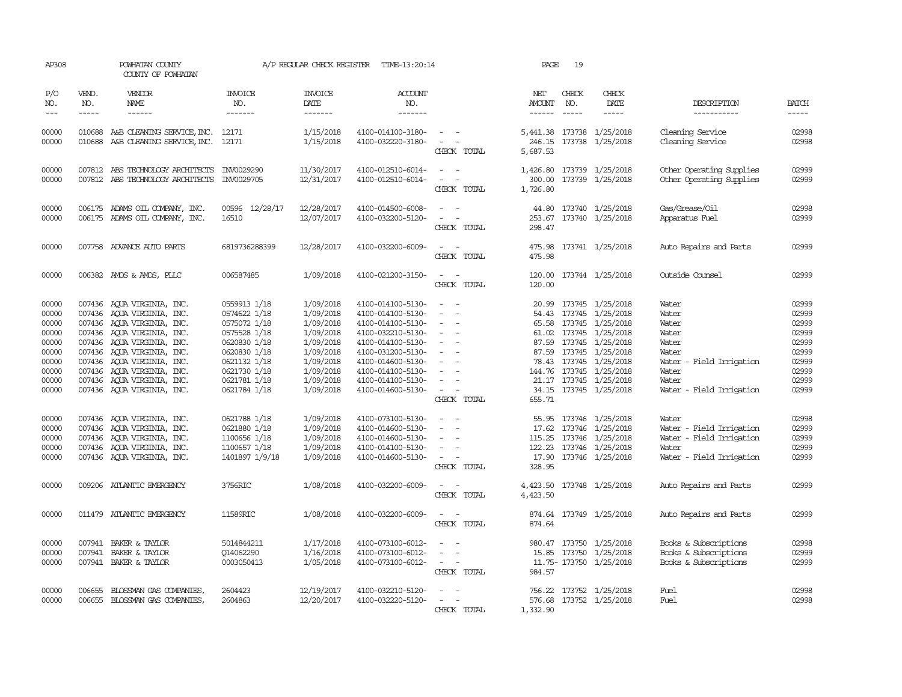AP308 POWHATAN COUNTY A/P REGULAR CHECK REGISTER TIME-13:20:14 PAGE 19

COUNTY OF POWHATAN

| P/O NO. | VEND. NO. | VENDOR NAME | INVOICE NO. | INVOICE DATE | ACCOUNT NO. | | NET AMOUNT | CHECK NO. | CHECK DATE | DESCRIPTION | BATCH |
|---|---|---|---|---|---|---|---|---|---|---|---|
| --- | ----- | ------ | ------- | ------- | ------- | | ------ | ----- | ----- | ----------- | ----- |
| 00000 | 010688 | A&B CLEANING SERVICE, INC. | 12171 | 1/15/2018 | 4100-014100-3180- | - - | 5,441.38 | 173738 | 1/25/2018 | Cleaning Service | 02998 |
| 00000 | 010688 | A&B CLEANING SERVICE, INC. | 12171 | 1/15/2018 | 4100-032220-3180- | - - | 246.15 | 173738 | 1/25/2018 | Cleaning Service | 02998 |
| | | | | | | CHECK TOTAL | 5,687.53 | | | | |
| 00000 | 007812 | ABS TECHNOLOGY ARCHITECTS | INV0029290 | 11/30/2017 | 4100-012510-6014- | - - | 1,426.80 | 173739 | 1/25/2018 | Other Operating Supplies | 02999 |
| 00000 | 007812 | ABS TECHNOLOGY ARCHITECTS | INV0029705 | 12/31/2017 | 4100-012510-6014- | - - | 300.00 | 173739 | 1/25/2018 | Other Operating Supplies | 02999 |
| | | | | | | CHECK TOTAL | 1,726.80 | | | | |
| 00000 | 006175 | ADAMS OIL COMPANY, INC. | 00596 12/28/17 | 12/28/2017 | 4100-014500-6008- | - - | 44.80 | 173740 | 1/25/2018 | Gas/Grease/Oil | 02998 |
| 00000 | 006175 | ADAMS OIL COMPANY, INC. | 16510 | 12/07/2017 | 4100-032200-5120- | - - | 253.67 | 173740 | 1/25/2018 | Apparatus Fuel | 02999 |
| | | | | | | CHECK TOTAL | 298.47 | | | | |
| 00000 | 007758 | ADVANCE AUTO PARTS | 6819736288399 | 12/28/2017 | 4100-032200-6009- | - - | 475.98 | 173741 | 1/25/2018 | Auto Repairs and Parts | 02999 |
| | | | | | | CHECK TOTAL | 475.98 | | | | |
| 00000 | 006382 | AMOS & AMOS, PLLC | 006587485 | 1/09/2018 | 4100-021200-3150- | - - | 120.00 | 173744 | 1/25/2018 | Outside Counsel | 02999 |
| | | | | | | CHECK TOTAL | 120.00 | | | | |
| 00000 | 007436 | AQUA VIRGINIA, INC. | 0559913 1/18 | 1/09/2018 | 4100-014100-5130- | - - | 20.99 | 173745 | 1/25/2018 | Water | 02999 |
| 00000 | 007436 | AQUA VIRGINIA, INC. | 0574622 1/18 | 1/09/2018 | 4100-014100-5130- | - - | 54.43 | 173745 | 1/25/2018 | Water | 02999 |
| 00000 | 007436 | AQUA VIRGINIA, INC. | 0575072 1/18 | 1/09/2018 | 4100-014100-5130- | - - | 65.58 | 173745 | 1/25/2018 | Water | 02999 |
| 00000 | 007436 | AQUA VIRGINIA, INC. | 0575528 1/18 | 1/09/2018 | 4100-032210-5130- | - - | 61.02 | 173745 | 1/25/2018 | Water | 02999 |
| 00000 | 007436 | AQUA VIRGINIA, INC. | 0620830 1/18 | 1/09/2018 | 4100-014100-5130- | - - | 87.59 | 173745 | 1/25/2018 | Water | 02999 |
| 00000 | 007436 | AQUA VIRGINIA, INC. | 0620830 1/18 | 1/09/2018 | 4100-031200-5130- | - - | 87.59 | 173745 | 1/25/2018 | Water | 02999 |
| 00000 | 007436 | AQUA VIRGINIA, INC. | 0621132 1/18 | 1/09/2018 | 4100-014600-5130- | - - | 78.43 | 173745 | 1/25/2018 | Water - Field Irrigation | 02999 |
| 00000 | 007436 | AQUA VIRGINIA, INC. | 0621730 1/18 | 1/09/2018 | 4100-014100-5130- | - - | 144.76 | 173745 | 1/25/2018 | Water | 02999 |
| 00000 | 007436 | AQUA VIRGINIA, INC. | 0621781 1/18 | 1/09/2018 | 4100-014100-5130- | - - | 21.17 | 173745 | 1/25/2018 | Water | 02999 |
| 00000 | 007436 | AQUA VIRGINIA, INC. | 0621784 1/18 | 1/09/2018 | 4100-014600-5130- | - - | 34.15 | 173745 | 1/25/2018 | Water - Field Irrigation | 02999 |
| | | | | | | CHECK TOTAL | 655.71 | | | | |
| 00000 | 007436 | AQUA VIRGINIA, INC. | 0621788 1/18 | 1/09/2018 | 4100-073100-5130- | - - | 55.95 | 173746 | 1/25/2018 | Water | 02998 |
| 00000 | 007436 | AQUA VIRGINIA, INC. | 0621880 1/18 | 1/09/2018 | 4100-014600-5130- | - - | 17.62 | 173746 | 1/25/2018 | Water - Field Irrigation | 02999 |
| 00000 | 007436 | AQUA VIRGINIA, INC. | 1100656 1/18 | 1/09/2018 | 4100-014600-5130- | - - | 115.25 | 173746 | 1/25/2018 | Water - Field Irrigation | 02999 |
| 00000 | 007436 | AQUA VIRGINIA, INC. | 1100657 1/18 | 1/09/2018 | 4100-014100-5130- | - - | 122.23 | 173746 | 1/25/2018 | Water | 02999 |
| 00000 | 007436 | AQUA VIRGINIA, INC. | 1401897 1/9/18 | 1/09/2018 | 4100-014600-5130- | - - | 17.90 | 173746 | 1/25/2018 | Water - Field Irrigation | 02999 |
| | | | | | | CHECK TOTAL | 328.95 | | | | |
| 00000 | 009206 | ATLANTIC EMERGENCY | 3756RIC | 1/08/2018 | 4100-032200-6009- | - - | 4,423.50 | 173748 | 1/25/2018 | Auto Repairs and Parts | 02999 |
| | | | | | | CHECK TOTAL | 4,423.50 | | | | |
| 00000 | 011479 | ATLANTIC EMERGENCY | 11589RIC | 1/08/2018 | 4100-032200-6009- | - - | 874.64 | 173749 | 1/25/2018 | Auto Repairs and Parts | 02999 |
| | | | | | | CHECK TOTAL | 874.64 | | | | |
| 00000 | 007941 | BAKER & TAYLOR | 5014844211 | 1/17/2018 | 4100-073100-6012- | - - | 980.47 | 173750 | 1/25/2018 | Books & Subscriptions | 02998 |
| 00000 | 007941 | BAKER & TAYLOR | Q14062290 | 1/16/2018 | 4100-073100-6012- | - - | 15.85 | 173750 | 1/25/2018 | Books & Subscriptions | 02999 |
| 00000 | 007941 | BAKER & TAYLOR | 0003050413 | 1/05/2018 | 4100-073100-6012- | - - | 11.75- | 173750 | 1/25/2018 | Books & Subscriptions | 02999 |
| | | | | | | CHECK TOTAL | 984.57 | | | | |
| 00000 | 006655 | BLOSSMAN GAS COMPANIES, | 2604423 | 12/19/2017 | 4100-032210-5120- | - - | 756.22 | 173752 | 1/25/2018 | Fuel | 02998 |
| 00000 | 006655 | BLOSSMAN GAS COMPANIES, | 2604863 | 12/20/2017 | 4100-032220-5120- | - - | 576.68 | 173752 | 1/25/2018 | Fuel | 02998 |
| | | | | | | CHECK TOTAL | 1,332.90 | | | | |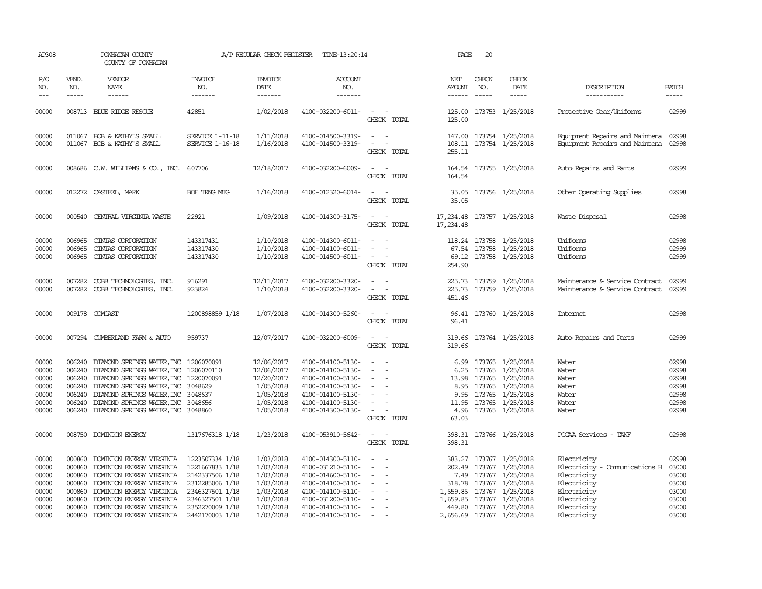AP308 POWHATAN COUNTY A/P REGULAR CHECK REGISTER TIME-13:20:14 PAGE 20

COUNTY OF POWHATAN

| P/O NO. | VEND. NO. | VENDOR NAME | INVOICE NO. | INVOICE DATE | ACCOUNT NO. | | NET AMOUNT | CHECK NO. | CHECK DATE | DESCRIPTION | BATCH |
|---|---|---|---|---|---|---|---|---|---|---|---|
| 00000 | 008713 | BLUE RIDGE RESCUE | 42851 | 1/02/2018 | 4100-032200-6011- | - - | 125.00 | 173753 | 1/25/2018 | Protective Gear/Uniforms | 02999 |
| | | | | | | CHECK TOTAL | 125.00 | | | | |
| 00000 | 011067 | BOB & KATHY'S SMALL | SERVICE 1-11-18 | 1/11/2018 | 4100-014500-3319- | - - | 147.00 | 173754 | 1/25/2018 | Equipment Repairs and Maintena | 02998 |
| 00000 | 011067 | BOB & KATHY'S SMALL | SERVICE 1-16-18 | 1/16/2018 | 4100-014500-3319- | - - | 108.11 | 173754 | 1/25/2018 | Equipment Repairs and Maintena | 02998 |
| | | | | | | CHECK TOTAL | 255.11 | | | | |
| 00000 | 008686 | C.W. WILLIAMS & CO., INC. | 607706 | 12/18/2017 | 4100-032200-6009- | - - | 164.54 | 173755 | 1/25/2018 | Auto Repairs and Parts | 02999 |
| | | | | | | CHECK TOTAL | 164.54 | | | | |
| 00000 | 012272 | CASTEEL, MARK | BOE TRNG MTG | 1/16/2018 | 4100-012320-6014- | - - | 35.05 | 173756 | 1/25/2018 | Other Operating Supplies | 02998 |
| | | | | | | CHECK TOTAL | 35.05 | | | | |
| 00000 | 000540 | CENTRAL VIRGINIA WASTE | 22921 | 1/09/2018 | 4100-014300-3175- | - - | 17,234.48 | 173757 | 1/25/2018 | Waste Disposal | 02998 |
| | | | | | | CHECK TOTAL | 17,234.48 | | | | |
| 00000 | 006965 | CINTAS CORPORATION | 143317431 | 1/10/2018 | 4100-014300-6011- | - - | 118.24 | 173758 | 1/25/2018 | Uniforms | 02998 |
| 00000 | 006965 | CINTAS CORPORATION | 143317430 | 1/10/2018 | 4100-014100-6011- | - - | 67.54 | 173758 | 1/25/2018 | Uniforms | 02999 |
| 00000 | 006965 | CINTAS CORPORATION | 143317430 | 1/10/2018 | 4100-014500-6011- | - - | 69.12 | 173758 | 1/25/2018 | Uniforms | 02999 |
| | | | | | | CHECK TOTAL | 254.90 | | | | |
| 00000 | 007282 | COBB TECHNOLOGIES, INC. | 916291 | 12/11/2017 | 4100-032200-3320- | - - | 225.73 | 173759 | 1/25/2018 | Maintenance & Service Contract | 02999 |
| 00000 | 007282 | COBB TECHNOLOGIES, INC. | 923824 | 1/10/2018 | 4100-032200-3320- | - - | 225.73 | 173759 | 1/25/2018 | Maintenance & Service Contract | 02999 |
| | | | | | | CHECK TOTAL | 451.46 | | | | |
| 00000 | 009178 | COMCAST | 1200898859 1/18 | 1/07/2018 | 4100-014300-5260- | - - | 96.41 | 173760 | 1/25/2018 | Internet | 02998 |
| | | | | | | CHECK TOTAL | 96.41 | | | | |
| 00000 | 007294 | CUMBERLAND FARM & AUTO | 959737 | 12/07/2017 | 4100-032200-6009- | - - | 319.66 | 173764 | 1/25/2018 | Auto Repairs and Parts | 02999 |
| | | | | | | CHECK TOTAL | 319.66 | | | | |
| 00000 | 006240 | DIAMOND SPRINGS WATER,INC | 1206070091 | 12/06/2017 | 4100-014100-5130- | - - | 6.99 | 173765 | 1/25/2018 | Water | 02998 |
| 00000 | 006240 | DIAMOND SPRINGS WATER,INC | 1206070110 | 12/06/2017 | 4100-014100-5130- | - - | 6.25 | 173765 | 1/25/2018 | Water | 02998 |
| 00000 | 006240 | DIAMOND SPRINGS WATER,INC | 1220070091 | 12/20/2017 | 4100-014100-5130- | - - | 13.98 | 173765 | 1/25/2018 | Water | 02998 |
| 00000 | 006240 | DIAMOND SPRINGS WATER,INC | 3048629 | 1/05/2018 | 4100-014100-5130- | - - | 8.95 | 173765 | 1/25/2018 | Water | 02998 |
| 00000 | 006240 | DIAMOND SPRINGS WATER,INC | 3048637 | 1/05/2018 | 4100-014100-5130- | - - | 9.95 | 173765 | 1/25/2018 | Water | 02998 |
| 00000 | 006240 | DIAMOND SPRINGS WATER,INC | 3048656 | 1/05/2018 | 4100-014100-5130- | - - | 11.95 | 173765 | 1/25/2018 | Water | 02998 |
| 00000 | 006240 | DIAMOND SPRINGS WATER,INC | 3048860 | 1/05/2018 | 4100-014300-5130- | - - | 4.96 | 173765 | 1/25/2018 | Water | 02998 |
| | | | | | | CHECK TOTAL | 63.03 | | | | |
| 00000 | 008750 | DOMINION ENERGY | 1317676318 1/18 | 1/23/2018 | 4100-053910-5642- | - - | 398.31 | 173766 | 1/25/2018 | PCCAA Services - TANF | 02998 |
| | | | | | | CHECK TOTAL | 398.31 | | | | |
| 00000 | 000860 | DOMINION ENERGY VIRGINIA | 1223507334 1/18 | 1/03/2018 | 4100-014300-5110- | - - | 383.27 | 173767 | 1/25/2018 | Electricity | 02998 |
| 00000 | 000860 | DOMINION ENERGY VIRGINIA | 1221667833 1/18 | 1/03/2018 | 4100-031210-5110- | - - | 202.49 | 173767 | 1/25/2018 | Electricity - Communications H | 03000 |
| 00000 | 000860 | DOMINION ENERGY VIRGINIA | 2142337506 1/18 | 1/03/2018 | 4100-014600-5110- | - - | 7.49 | 173767 | 1/25/2018 | Electricity | 03000 |
| 00000 | 000860 | DOMINION ENERGY VIRGINIA | 2312285006 1/18 | 1/03/2018 | 4100-014100-5110- | - - | 318.78 | 173767 | 1/25/2018 | Electricity | 03000 |
| 00000 | 000860 | DOMINION ENERGY VIRGINIA | 2346327501 1/18 | 1/03/2018 | 4100-014100-5110- | - - | 1,659.86 | 173767 | 1/25/2018 | Electricity | 03000 |
| 00000 | 000860 | DOMINION ENERGY VIRGINIA | 2346327501 1/18 | 1/03/2018 | 4100-031200-5110- | - - | 1,659.85 | 173767 | 1/25/2018 | Electricity | 03000 |
| 00000 | 000860 | DOMINION ENERGY VIRGINIA | 2352270009 1/18 | 1/03/2018 | 4100-014100-5110- | - - | 449.80 | 173767 | 1/25/2018 | Electricity | 03000 |
| 00000 | 000860 | DOMINION ENERGY VIRGINIA | 2442170003 1/18 | 1/03/2018 | 4100-014100-5110- | - - | 2,656.69 | 173767 | 1/25/2018 | Electricity | 03000 |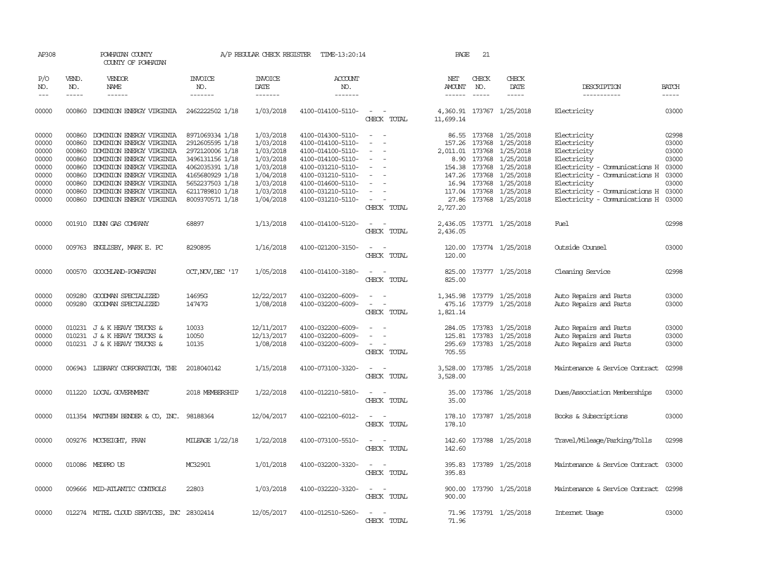AP308 POWHATAN COUNTY A/P REGULAR CHECK REGISTER TIME-13:20:14 PAGE 21

COUNTY OF POWHATAN

| P/O NO. | VEND. NO. | VENDOR NAME | INVOICE NO. | INVOICE DATE | ACCOUNT NO. | | NET AMOUNT | CHECK NO. | CHECK DATE | DESCRIPTION | BATCH |
|---|---|---|---|---|---|---|---|---|---|---|---|
| 00000 | 000860 | DOMINION ENERGY VIRGINIA | 2462222502 1/18 | 1/03/2018 | 4100-014100-5110- | - - | 4,360.91 | 173767 | 1/25/2018 | Electricity | 03000 |
| | | | | | | CHECK TOTAL | 11,699.14 | | | | |
| 00000 | 000860 | DOMINION ENERGY VIRGINIA | 8971069334 1/18 | 1/03/2018 | 4100-014300-5110- | - - | 86.55 | 173768 | 1/25/2018 | Electricity | 02998 |
| 00000 | 000860 | DOMINION ENERGY VIRGINIA | 2912605595 1/18 | 1/03/2018 | 4100-014100-5110- | - - | 157.26 | 173768 | 1/25/2018 | Electricity | 03000 |
| 00000 | 000860 | DOMINION ENERGY VIRGINIA | 2972120006 1/18 | 1/03/2018 | 4100-014100-5110- | - - | 2,011.01 | 173768 | 1/25/2018 | Electricity | 03000 |
| 00000 | 000860 | DOMINION ENERGY VIRGINIA | 3496131156 1/18 | 1/03/2018 | 4100-014100-5110- | - - | 8.90 | 173768 | 1/25/2018 | Electricity | 03000 |
| 00000 | 000860 | DOMINION ENERGY VIRGINIA | 4062035391 1/18 | 1/03/2018 | 4100-031210-5110- | - - | 154.38 | 173768 | 1/25/2018 | Electricity - Communications H | 03000 |
| 00000 | 000860 | DOMINION ENERGY VIRGINIA | 4165680929 1/18 | 1/04/2018 | 4100-031210-5110- | - - | 147.26 | 173768 | 1/25/2018 | Electricity - Communications H | 03000 |
| 00000 | 000860 | DOMINION ENERGY VIRGINIA | 5652237503 1/18 | 1/03/2018 | 4100-014600-5110- | - - | 16.94 | 173768 | 1/25/2018 | Electricity | 03000 |
| 00000 | 000860 | DOMINION ENERGY VIRGINIA | 6211789810 1/18 | 1/03/2018 | 4100-031210-5110- | - - | 117.04 | 173768 | 1/25/2018 | Electricity - Communications H | 03000 |
| 00000 | 000860 | DOMINION ENERGY VIRGINIA | 8009370571 1/18 | 1/04/2018 | 4100-031210-5110- | - - | 27.86 | 173768 | 1/25/2018 | Electricity - Communications H | 03000 |
| | | | | | | CHECK TOTAL | 2,727.20 | | | | |
| 00000 | 001910 | DUNN GAS COMPANY | 68897 | 1/13/2018 | 4100-014100-5120- | - - | 2,436.05 | 173771 | 1/25/2018 | Fuel | 02998 |
| | | | | | | CHECK TOTAL | 2,436.05 | | | | |
| 00000 | 009763 | ENGLISBY, MARK E. PC | 8290895 | 1/16/2018 | 4100-021200-3150- | - - | 120.00 | 173774 | 1/25/2018 | Outside Counsel | 03000 |
| | | | | | | CHECK TOTAL | 120.00 | | | | |
| 00000 | 000570 | GOOCHLAND-POWHATAN | OCT,NOV,DEC '17 | 1/05/2018 | 4100-014100-3180- | - - | 825.00 | 173777 | 1/25/2018 | Cleaning Service | 02998 |
| | | | | | | CHECK TOTAL | 825.00 | | | | |
| 00000 | 009280 | GOODMAN SPECIALIZED | 14695G | 12/22/2017 | 4100-032200-6009- | - - | 1,345.98 | 173779 | 1/25/2018 | Auto Repairs and Parts | 03000 |
| 00000 | 009280 | GOODMAN SPECIALIZED | 14747G | 1/08/2018 | 4100-032200-6009- | - - | 475.16 | 173779 | 1/25/2018 | Auto Repairs and Parts | 03000 |
| | | | | | | CHECK TOTAL | 1,821.14 | | | | |
| 00000 | 010231 | J & K HEAVY TRUCKS & | 10033 | 12/11/2017 | 4100-032200-6009- | - - | 284.05 | 173783 | 1/25/2018 | Auto Repairs and Parts | 03000 |
| 00000 | 010231 | J & K HEAVY TRUCKS & | 10050 | 12/13/2017 | 4100-032200-6009- | - - | 125.81 | 173783 | 1/25/2018 | Auto Repairs and Parts | 03000 |
| 00000 | 010231 | J & K HEAVY TRUCKS & | 10135 | 1/08/2018 | 4100-032200-6009- | - - | 295.69 | 173783 | 1/25/2018 | Auto Repairs and Parts | 03000 |
| | | | | | | CHECK TOTAL | 705.55 | | | | |
| 00000 | 006943 | LIBRARY CORPORATION, THE | 2018040142 | 1/15/2018 | 4100-073100-3320- | - - | 3,528.00 | 173785 | 1/25/2018 | Maintenance & Service Contract | 02998 |
| | | | | | | CHECK TOTAL | 3,528.00 | | | | |
| 00000 | 011220 | LOCAL GOVERNMENT | 2018 MEMBERSHIP | 1/22/2018 | 4100-012210-5810- | - - | 35.00 | 173786 | 1/25/2018 | Dues/Association Memberships | 03000 |
| | | | | | | CHECK TOTAL | 35.00 | | | | |
| 00000 | 011354 | MATTHEW BENDER & CO, INC. | 98188364 | 12/04/2017 | 4100-022100-6012- | - - | 178.10 | 173787 | 1/25/2018 | Books & Subscriptions | 03000 |
| | | | | | | CHECK TOTAL | 178.10 | | | | |
| 00000 | 009276 | MCCREIGHT, FRAN | MILEAGE 1/22/18 | 1/22/2018 | 4100-073100-5510- | - - | 142.60 | 173788 | 1/25/2018 | Travel/Mileage/Parking/Tolls | 02998 |
| | | | | | | CHECK TOTAL | 142.60 | | | | |
| 00000 | 010086 | MEDPRO US | MC32901 | 1/01/2018 | 4100-032200-3320- | - - | 395.83 | 173789 | 1/25/2018 | Maintenance & Service Contract | 03000 |
| | | | | | | CHECK TOTAL | 395.83 | | | | |
| 00000 | 009666 | MID-ATLANTIC CONTROLS | 22803 | 1/03/2018 | 4100-032220-3320- | - - | 900.00 | 173790 | 1/25/2018 | Maintenance & Service Contract | 02998 |
| | | | | | | CHECK TOTAL | 900.00 | | | | |
| 00000 | 012274 | MITEL CLOUD SERVICES, INC | 28302414 | 12/05/2017 | 4100-012510-5260- | - - | 71.96 | 173791 | 1/25/2018 | Internet Usage | 03000 |
| | | | | | | CHECK TOTAL | 71.96 | | | | |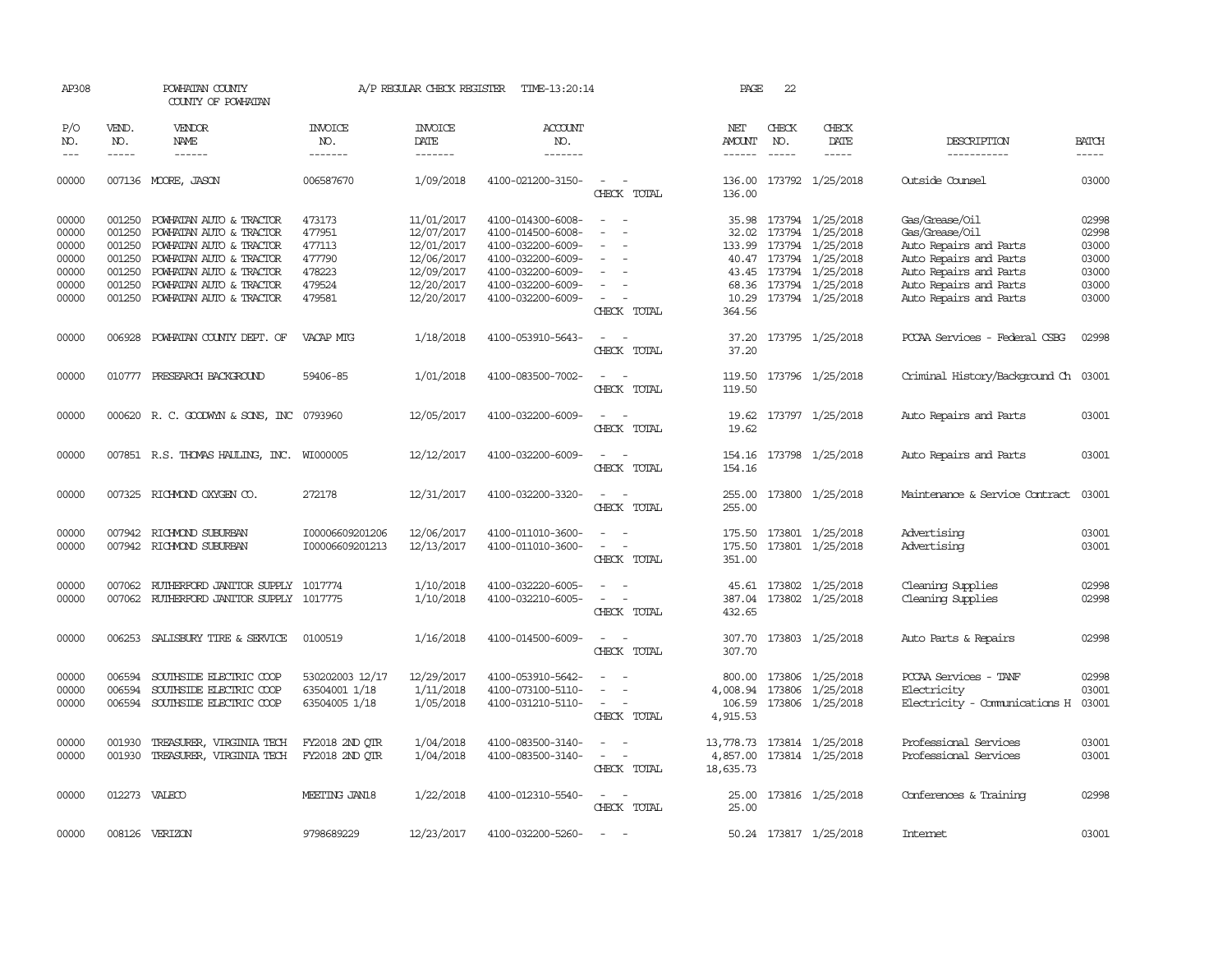AP308 POWHATAN COUNTY COUNTY OF POWHATAN A/P REGULAR CHECK REGISTER TIME-13:20:14 PAGE 22

| P/O NO. | VEND. NO. | VENDOR NAME | INVOICE NO. | INVOICE DATE | ACCOUNT NO. | | NET AMOUNT | CHECK NO. | CHECK DATE | DESCRIPTION | BATCH |
|---|---|---|---|---|---|---|---|---|---|---|---|
| 00000 | 007136 | MOORE, JASON | 006587670 | 1/09/2018 | 4100-021200-3150- | - - | 136.00 | 173792 | 1/25/2018 | Outside Counsel | 03000 |
| | | | | | | CHECK TOTAL | 136.00 | | | | |
| 00000 | 001250 | POWHATAN AUTO & TRACTOR | 473173 | 11/01/2017 | 4100-014300-6008- | - - | 35.98 | 173794 | 1/25/2018 | Gas/Grease/Oil | 02998 |
| 00000 | 001250 | POWHATAN AUTO & TRACTOR | 477951 | 12/07/2017 | 4100-014500-6008- | - - | 32.02 | 173794 | 1/25/2018 | Gas/Grease/Oil | 02998 |
| 00000 | 001250 | POWHATAN AUTO & TRACTOR | 477113 | 12/01/2017 | 4100-032200-6009- | - - | 133.99 | 173794 | 1/25/2018 | Auto Repairs and Parts | 03000 |
| 00000 | 001250 | POWHATAN AUTO & TRACTOR | 477790 | 12/06/2017 | 4100-032200-6009- | - - | 40.47 | 173794 | 1/25/2018 | Auto Repairs and Parts | 03000 |
| 00000 | 001250 | POWHATAN AUTO & TRACTOR | 478223 | 12/09/2017 | 4100-032200-6009- | - - | 43.45 | 173794 | 1/25/2018 | Auto Repairs and Parts | 03000 |
| 00000 | 001250 | POWHATAN AUTO & TRACTOR | 479524 | 12/20/2017 | 4100-032200-6009- | - - | 68.36 | 173794 | 1/25/2018 | Auto Repairs and Parts | 03000 |
| 00000 | 001250 | POWHATAN AUTO & TRACTOR | 479581 | 12/20/2017 | 4100-032200-6009- | - - | 10.29 | 173794 | 1/25/2018 | Auto Repairs and Parts | 03000 |
| | | | | | | CHECK TOTAL | 364.56 | | | | |
| 00000 | 006928 | POWHATAN COUNTY DEPT. OF | VACAP MTG | 1/18/2018 | 4100-053910-5643- | - - | 37.20 | 173795 | 1/25/2018 | PCCAA Services - Federal CSBG | 02998 |
| | | | | | | CHECK TOTAL | 37.20 | | | | |
| 00000 | 010777 | PRESEARCH BACKGROUND | 59406-85 | 1/01/2018 | 4100-083500-7002- | - - | 119.50 | 173796 | 1/25/2018 | Criminal History/Background Ch | 03001 |
| | | | | | | CHECK TOTAL | 119.50 | | | | |
| 00000 | 000620 | R. C. GOODWYN & SONS, INC | 0793960 | 12/05/2017 | 4100-032200-6009- | - - | 19.62 | 173797 | 1/25/2018 | Auto Repairs and Parts | 03001 |
| | | | | | | CHECK TOTAL | 19.62 | | | | |
| 00000 | 007851 | R.S. THOMAS HAULING, INC. | WI000005 | 12/12/2017 | 4100-032200-6009- | - - | 154.16 | 173798 | 1/25/2018 | Auto Repairs and Parts | 03001 |
| | | | | | | CHECK TOTAL | 154.16 | | | | |
| 00000 | 007325 | RICHMOND OXYGEN CO. | 272178 | 12/31/2017 | 4100-032200-3320- | - - | 255.00 | 173800 | 1/25/2018 | Maintenance & Service Contract | 03001 |
| | | | | | | CHECK TOTAL | 255.00 | | | | |
| 00000 | 007942 | RICHMOND SUBURBAN | I00006609201206 | 12/06/2017 | 4100-011010-3600- | - - | 175.50 | 173801 | 1/25/2018 | Advertising | 03001 |
| 00000 | 007942 | RICHMOND SUBURBAN | I00006609201213 | 12/13/2017 | 4100-011010-3600- | - - | 175.50 | 173801 | 1/25/2018 | Advertising | 03001 |
| | | | | | | CHECK TOTAL | 351.00 | | | | |
| 00000 | 007062 | RUTHERFORD JANITOR SUPPLY | 1017774 | 1/10/2018 | 4100-032220-6005- | - - | 45.61 | 173802 | 1/25/2018 | Cleaning Supplies | 02998 |
| 00000 | 007062 | RUTHERFORD JANITOR SUPPLY | 1017775 | 1/10/2018 | 4100-032210-6005- | - - | 387.04 | 173802 | 1/25/2018 | Cleaning Supplies | 02998 |
| | | | | | | CHECK TOTAL | 432.65 | | | | |
| 00000 | 006253 | SALISBURY TIRE & SERVICE | 0100519 | 1/16/2018 | 4100-014500-6009- | - - | 307.70 | 173803 | 1/25/2018 | Auto Parts & Repairs | 02998 |
| | | | | | | CHECK TOTAL | 307.70 | | | | |
| 00000 | 006594 | SOUTHSIDE ELECTRIC COOP | 530202003 12/17 | 12/29/2017 | 4100-053910-5642- | - - | 800.00 | 173806 | 1/25/2018 | PCCAA Services - TANF | 02998 |
| 00000 | 006594 | SOUTHSIDE ELECTRIC COOP | 63504001 1/18 | 1/11/2018 | 4100-073100-5110- | - - | 4,008.94 | 173806 | 1/25/2018 | Electricity | 03001 |
| 00000 | 006594 | SOUTHSIDE ELECTRIC COOP | 63504005 1/18 | 1/05/2018 | 4100-031210-5110- | - - | 106.59 | 173806 | 1/25/2018 | Electricity - Communications H | 03001 |
| | | | | | | CHECK TOTAL | 4,915.53 | | | | |
| 00000 | 001930 | TREASURER, VIRGINIA TECH | FY2018 2ND QTR | 1/04/2018 | 4100-083500-3140- | - - | 13,778.73 | 173814 | 1/25/2018 | Professional Services | 03001 |
| 00000 | 001930 | TREASURER, VIRGINIA TECH | FY2018 2ND QTR | 1/04/2018 | 4100-083500-3140- | - - | 4,857.00 | 173814 | 1/25/2018 | Professional Services | 03001 |
| | | | | | | CHECK TOTAL | 18,635.73 | | | | |
| 00000 | 012273 | VALECO | MEETING JAN18 | 1/22/2018 | 4100-012310-5540- | - - | 25.00 | 173816 | 1/25/2018 | Conferences & Training | 02998 |
| | | | | | | CHECK TOTAL | 25.00 | | | | |
| 00000 | 008126 | VERIZON | 9798689229 | 12/23/2017 | 4100-032200-5260- | - - | 50.24 | 173817 | 1/25/2018 | Internet | 03001 |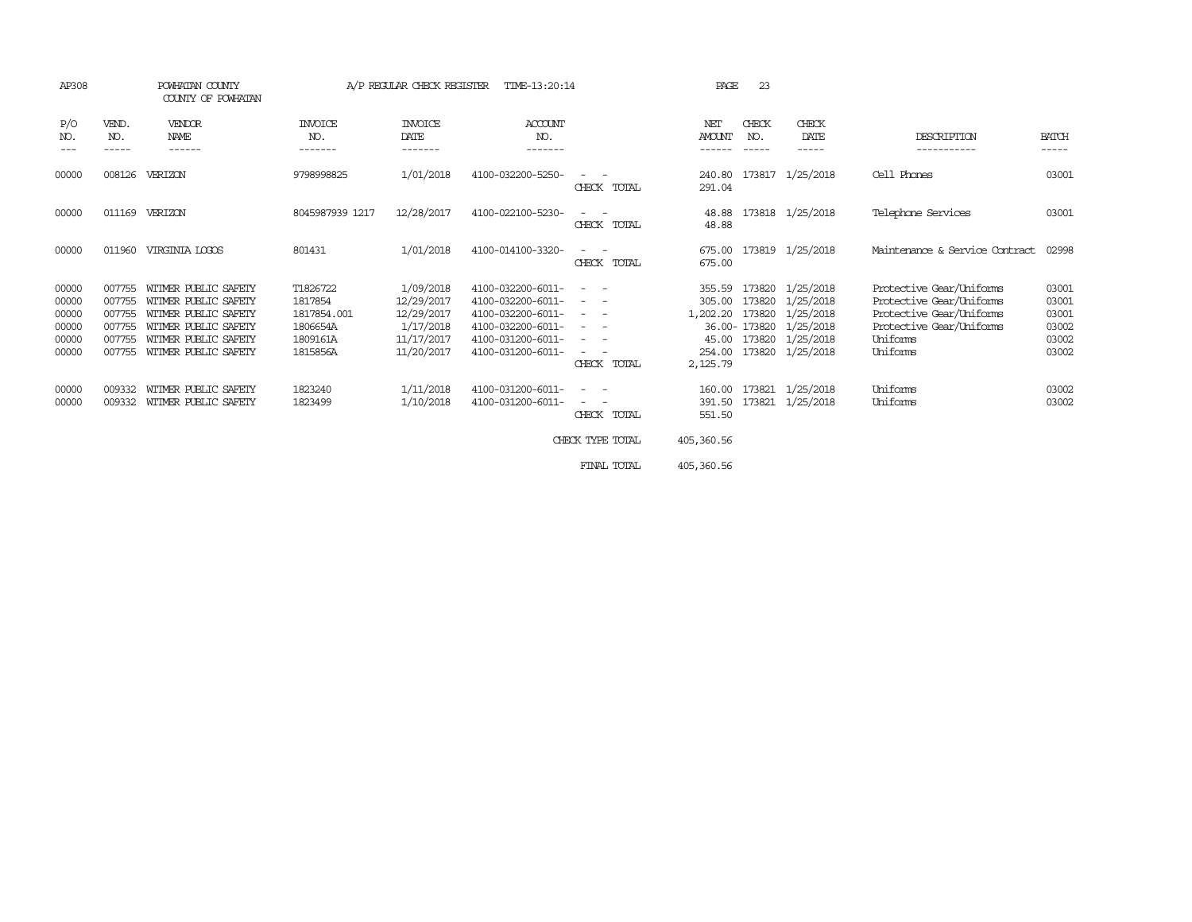AP308 POWHATAN COUNTY A/P REGULAR CHECK REGISTER TIME-13:20:14

COUNTY OF POWHATAN

| P/O NO. | VEND. NO. | VENDOR NAME | INVOICE NO. | INVOICE DATE | ACCOUNT NO. | | NET AMOUNT | CHECK NO. | CHECK DATE | DESCRIPTION | BATCH |
|---|---|---|---|---|---|---|---|---|---|---|---|
| --- | ----- | ------ | ------- | ------- | ------- | | ------ | ----- | ----- | ----------- | ----- |
| 00000 | 008126 | VERIZON | 9798998825 | 1/01/2018 | 4100-032200-5250- | - - | 240.80 | 173817 | 1/25/2018 | Cell Phones | 03001 |
| | | | | | | CHECK TOTAL | 291.04 | | | | |
| 00000 | 011169 | VERIZON | 8045987939 1217 | 12/28/2017 | 4100-022100-5230- | - - | 48.88 | 173818 | 1/25/2018 | Telephone Services | 03001 |
| | | | | | | CHECK TOTAL | 48.88 | | | | |
| 00000 | 011960 | VIRGINIA LOGOS | 801431 | 1/01/2018 | 4100-014100-3320- | - - | 675.00 | 173819 | 1/25/2018 | Maintenance & Service Contract | 02998 |
| | | | | | | CHECK TOTAL | 675.00 | | | | |
| 00000 | 007755 | WITMER PUBLIC SAFETY | T1826722 | 1/09/2018 | 4100-032200-6011- | - - | 355.59 | 173820 | 1/25/2018 | Protective Gear/Uniforms | 03001 |
| 00000 | 007755 | WITMER PUBLIC SAFETY | 1817854 | 12/29/2017 | 4100-032200-6011- | - - | 305.00 | 173820 | 1/25/2018 | Protective Gear/Uniforms | 03001 |
| 00000 | 007755 | WITMER PUBLIC SAFETY | 1817854.001 | 12/29/2017 | 4100-032200-6011- | - - | 1,202.20 | 173820 | 1/25/2018 | Protective Gear/Uniforms | 03001 |
| 00000 | 007755 | WITMER PUBLIC SAFETY | 1806654A | 1/17/2018 | 4100-032200-6011- | - - | 36.00- | 173820 | 1/25/2018 | Protective Gear/Uniforms | 03002 |
| 00000 | 007755 | WITMER PUBLIC SAFETY | 1809161A | 11/17/2017 | 4100-031200-6011- | - - | 45.00 | 173820 | 1/25/2018 | Uniforms | 03002 |
| 00000 | 007755 | WITMER PUBLIC SAFETY | 1815856A | 11/20/2017 | 4100-031200-6011- | - - | 254.00 | 173820 | 1/25/2018 | Uniforms | 03002 |
| | | | | | | CHECK TOTAL | 2,125.79 | | | | |
| 00000 | 009332 | WITMER PUBLIC SAFETY | 1823240 | 1/11/2018 | 4100-031200-6011- | - - | 160.00 | 173821 | 1/25/2018 | Uniforms | 03002 |
| 00000 | 009332 | WITMER PUBLIC SAFETY | 1823499 | 1/10/2018 | 4100-031200-6011- | - - | 391.50 | 173821 | 1/25/2018 | Uniforms | 03002 |
| | | | | | | CHECK TOTAL | 551.50 | | | | |
| | | | | | | CHECK TYPE TOTAL | 405,360.56 | | | | |
| | | | | | | FINAL TOTAL | 405,360.56 | | | | |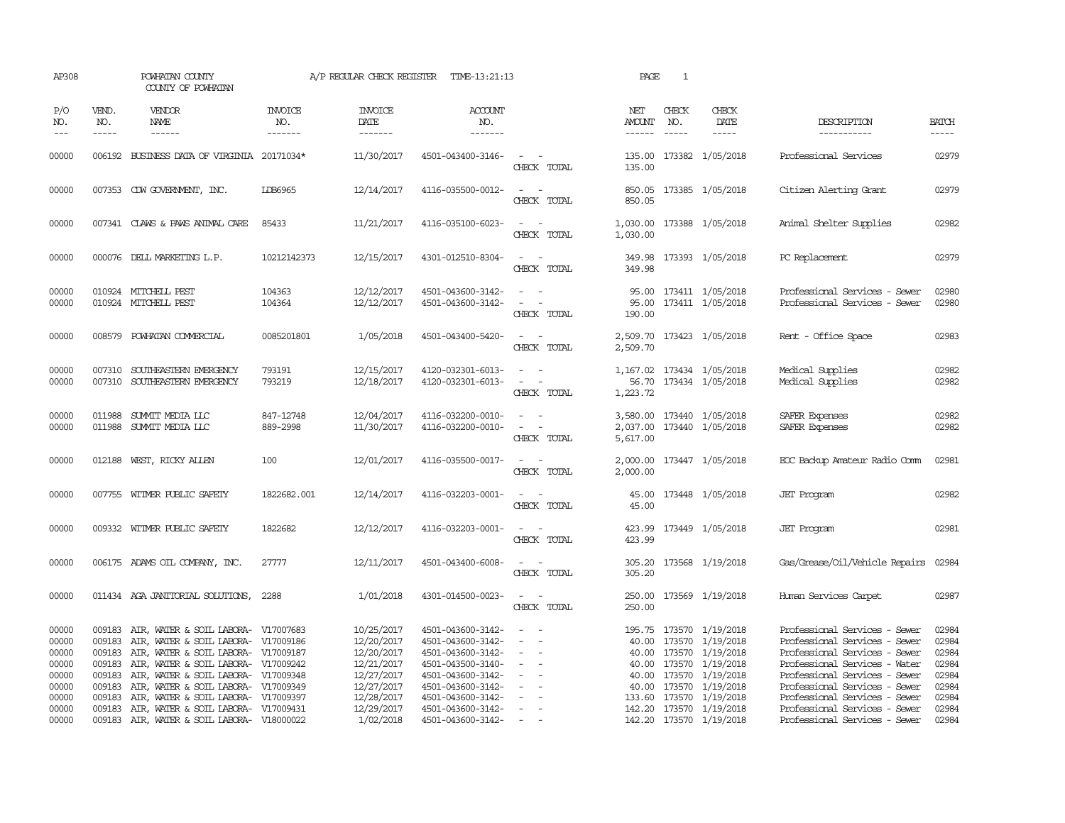AP308 POWHATAN COUNTY A/P REGULAR CHECK REGISTER TIME-13:21:13 PAGE 1

COUNTY OF POWHATAN

| P/O NO. | VEND. NO. | VENDOR NAME | INVOICE NO. | INVOICE DATE | ACCOUNT NO. | | NET AMOUNT | CHECK NO. | CHECK DATE | DESCRIPTION | BATCH |
|---|---|---|---|---|---|---|---|---|---|---|---|
| 00000 | 006192 | BUSINESS DATA OF VIRGINIA | 20171034* | 11/30/2017 | 4501-043400-3146- | - - | 135.00 | 173382 | 1/05/2018 | Professional Services | 02979 |
| | | | | | | CHECK TOTAL | 135.00 | | | | |
| 00000 | 007353 | CDW GOVERNMENT, INC. | LDB6965 | 12/14/2017 | 4116-035500-0012- | - - | 850.05 | 173385 | 1/05/2018 | Citizen Alerting Grant | 02979 |
| | | | | | | CHECK TOTAL | 850.05 | | | | |
| 00000 | 007341 | CLAWS & PAWS ANIMAL CARE | 85433 | 11/21/2017 | 4116-035100-6023- | - - | 1,030.00 | 173388 | 1/05/2018 | Animal Shelter Supplies | 02982 |
| | | | | | | CHECK TOTAL | 1,030.00 | | | | |
| 00000 | 000076 | DELL MARKETING L.P. | 10212142373 | 12/15/2017 | 4301-012510-8304- | - - | 349.98 | 173393 | 1/05/2018 | PC Replacement | 02979 |
| | | | | | | CHECK TOTAL | 349.98 | | | | |
| 00000 | 010924 | MITCHELL PEST | 104363 | 12/12/2017 | 4501-043600-3142- | - - | 95.00 | 173411 | 1/05/2018 | Professional Services - Sewer | 02980 |
| 00000 | 010924 | MITCHELL PEST | 104364 | 12/12/2017 | 4501-043600-3142- | - - | 95.00 | 173411 | 1/05/2018 | Professional Services - Sewer | 02980 |
| | | | | | | CHECK TOTAL | 190.00 | | | | |
| 00000 | 008579 | POWHATAN COMMERCIAL | 0085201801 | 1/05/2018 | 4501-043400-5420- | - - | 2,509.70 | 173423 | 1/05/2018 | Rent - Office Space | 02983 |
| | | | | | | CHECK TOTAL | 2,509.70 | | | | |
| 00000 | 007310 | SOUTHEASTERN EMERGENCY | 793191 | 12/15/2017 | 4120-032301-6013- | - - | 1,167.02 | 173434 | 1/05/2018 | Medical Supplies | 02982 |
| 00000 | 007310 | SOUTHEASTERN EMERGENCY | 793219 | 12/18/2017 | 4120-032301-6013- | - - | 56.70 | 173434 | 1/05/2018 | Medical Supplies | 02982 |
| | | | | | | CHECK TOTAL | 1,223.72 | | | | |
| 00000 | 011988 | SUMMIT MEDIA LLC | 847-12748 | 12/04/2017 | 4116-032200-0010- | - - | 3,580.00 | 173440 | 1/05/2018 | SAFER Expenses | 02982 |
| 00000 | 011988 | SUMMIT MEDIA LLC | 889-2998 | 11/30/2017 | 4116-032200-0010- | - - | 2,037.00 | 173440 | 1/05/2018 | SAFER Expenses | 02982 |
| | | | | | | CHECK TOTAL | 5,617.00 | | | | |
| 00000 | 012188 | WEST, RICKY ALLEN | 100 | 12/01/2017 | 4116-035500-0017- | - - | 2,000.00 | 173447 | 1/05/2018 | EOC Backup Amateur Radio Comm | 02981 |
| | | | | | | CHECK TOTAL | 2,000.00 | | | | |
| 00000 | 007755 | WITMER PUBLIC SAFETY | 1822682.001 | 12/14/2017 | 4116-032203-0001- | - - | 45.00 | 173448 | 1/05/2018 | JET Program | 02982 |
| | | | | | | CHECK TOTAL | 45.00 | | | | |
| 00000 | 009332 | WITMER PUBLIC SAFETY | 1822682 | 12/12/2017 | 4116-032203-0001- | - - | 423.99 | 173449 | 1/05/2018 | JET Program | 02981 |
| | | | | | | CHECK TOTAL | 423.99 | | | | |
| 00000 | 006175 | ADAMS OIL COMPANY, INC. | 27777 | 12/11/2017 | 4501-043400-6008- | - - | 305.20 | 173568 | 1/19/2018 | Gas/Grease/Oil/Vehicle Repairs | 02984 |
| | | | | | | CHECK TOTAL | 305.20 | | | | |
| 00000 | 011434 | AGA JANITORIAL SOLUTIONS, | 2288 | 1/01/2018 | 4301-014500-0023- | - - | 250.00 | 173569 | 1/19/2018 | Human Services Carpet | 02987 |
| | | | | | | CHECK TOTAL | 250.00 | | | | |
| 00000 | 009183 | AIR, WATER & SOIL LABORA- | V17007683 | 10/25/2017 | 4501-043600-3142- | - - | 195.75 | 173570 | 1/19/2018 | Professional Services - Sewer | 02984 |
| 00000 | 009183 | AIR, WATER & SOIL LABORA- | V17009186 | 12/20/2017 | 4501-043600-3142- | - - | 40.00 | 173570 | 1/19/2018 | Professional Services - Sewer | 02984 |
| 00000 | 009183 | AIR, WATER & SOIL LABORA- | V17009187 | 12/20/2017 | 4501-043600-3142- | - - | 40.00 | 173570 | 1/19/2018 | Professional Services - Sewer | 02984 |
| 00000 | 009183 | AIR, WATER & SOIL LABORA- | V17009242 | 12/21/2017 | 4501-043500-3140- | - - | 40.00 | 173570 | 1/19/2018 | Professional Services - Water | 02984 |
| 00000 | 009183 | AIR, WATER & SOIL LABORA- | V17009348 | 12/27/2017 | 4501-043600-3142- | - - | 40.00 | 173570 | 1/19/2018 | Professional Services - Sewer | 02984 |
| 00000 | 009183 | AIR, WATER & SOIL LABORA- | V17009349 | 12/27/2017 | 4501-043600-3142- | - - | 40.00 | 173570 | 1/19/2018 | Professional Services - Sewer | 02984 |
| 00000 | 009183 | AIR, WATER & SOIL LABORA- | V17009397 | 12/28/2017 | 4501-043600-3142- | - - | 133.60 | 173570 | 1/19/2018 | Professional Services - Sewer | 02984 |
| 00000 | 009183 | AIR, WATER & SOIL LABORA- | V17009431 | 12/29/2017 | 4501-043600-3142- | - - | 142.20 | 173570 | 1/19/2018 | Professional Services - Sewer | 02984 |
| 00000 | 009183 | AIR, WATER & SOIL LABORA- | V18000022 | 1/02/2018 | 4501-043600-3142- | - - | 142.20 | 173570 | 1/19/2018 | Professional Services - Sewer | 02984 |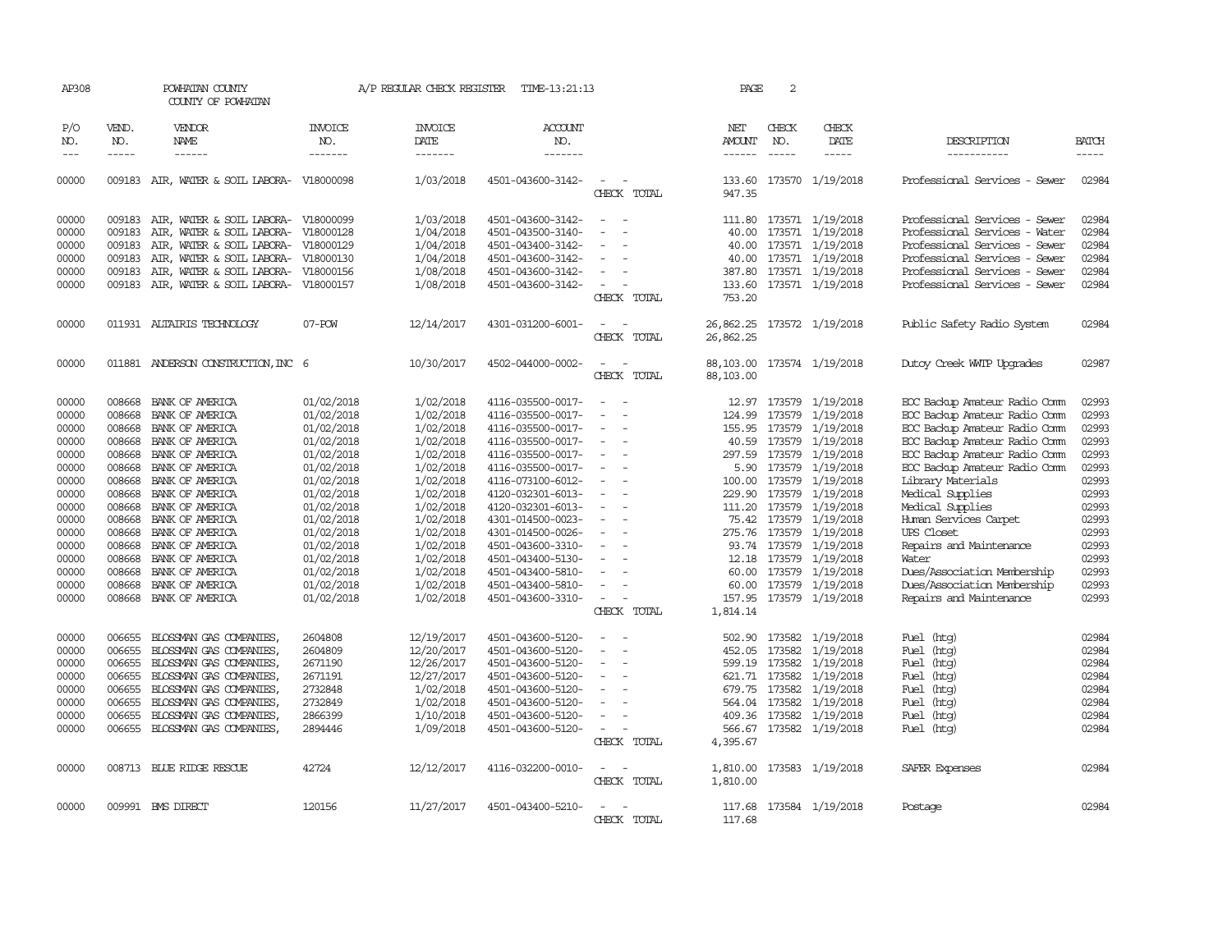AP308 POWHATAN COUNTY A/P REGULAR CHECK REGISTER TIME-13:21:13 PAGE 2

COUNTY OF POWHATAN

| P/O NO. | VEND. NO. | VENDOR NAME | INVOICE NO. | INVOICE DATE | ACCOUNT NO. | | NET AMOUNT | CHECK NO. | CHECK DATE | DESCRIPTION | BATCH |
|---|---|---|---|---|---|---|---|---|---|---|---|
| 00000 | 009183 | AIR, WATER & SOIL LABORA- | V18000098 | 1/03/2018 | 4501-043600-3142- | - - | 133.60 | 173570 | 1/19/2018 | Professional Services - Sewer | 02984 |
| | | | | | | CHECK TOTAL | 947.35 | | | | |
| 00000 | 009183 | AIR, WATER & SOIL LABORA- | V18000099 | 1/03/2018 | 4501-043600-3142- | - - | 111.80 | 173571 | 1/19/2018 | Professional Services - Sewer | 02984 |
| 00000 | 009183 | AIR, WATER & SOIL LABORA- | V18000128 | 1/04/2018 | 4501-043500-3140- | - - | 40.00 | 173571 | 1/19/2018 | Professional Services - Water | 02984 |
| 00000 | 009183 | AIR, WATER & SOIL LABORA- | V18000129 | 1/04/2018 | 4501-043400-3142- | - - | 40.00 | 173571 | 1/19/2018 | Professional Services - Sewer | 02984 |
| 00000 | 009183 | AIR, WATER & SOIL LABORA- | V18000130 | 1/04/2018 | 4501-043600-3142- | - - | 40.00 | 173571 | 1/19/2018 | Professional Services - Sewer | 02984 |
| 00000 | 009183 | AIR, WATER & SOIL LABORA- | V18000156 | 1/08/2018 | 4501-043600-3142- | - - | 387.80 | 173571 | 1/19/2018 | Professional Services - Sewer | 02984 |
| 00000 | 009183 | AIR, WATER & SOIL LABORA- | V18000157 | 1/08/2018 | 4501-043600-3142- | - - | 133.60 | 173571 | 1/19/2018 | Professional Services - Sewer | 02984 |
| | | | | | | CHECK TOTAL | 753.20 | | | | |
| 00000 | 011931 | ALTAIRIS TECHNOLOGY | 07-POW | 12/14/2017 | 4301-031200-6001- | - - | 26,862.25 | 173572 | 1/19/2018 | Public Safety Radio System | 02984 |
| | | | | | | CHECK TOTAL | 26,862.25 | | | | |
| 00000 | 011881 | ANDERSON CONSTRUCTION, INC | 6 | 10/30/2017 | 4502-044000-0002- | - - | 88,103.00 | 173574 | 1/19/2018 | Dutoy Creek WWTP Upgrades | 02987 |
| | | | | | | CHECK TOTAL | 88,103.00 | | | | |
| 00000 | 008668 | BANK OF AMERICA | 01/02/2018 | 1/02/2018 | 4116-035500-0017- | - - | 12.97 | 173579 | 1/19/2018 | EOC Backup Amateur Radio Comm | 02993 |
| 00000 | 008668 | BANK OF AMERICA | 01/02/2018 | 1/02/2018 | 4116-035500-0017- | - - | 124.99 | 173579 | 1/19/2018 | EOC Backup Amateur Radio Comm | 02993 |
| 00000 | 008668 | BANK OF AMERICA | 01/02/2018 | 1/02/2018 | 4116-035500-0017- | - - | 155.95 | 173579 | 1/19/2018 | EOC Backup Amateur Radio Comm | 02993 |
| 00000 | 008668 | BANK OF AMERICA | 01/02/2018 | 1/02/2018 | 4116-035500-0017- | - - | 40.59 | 173579 | 1/19/2018 | EOC Backup Amateur Radio Comm | 02993 |
| 00000 | 008668 | BANK OF AMERICA | 01/02/2018 | 1/02/2018 | 4116-035500-0017- | - - | 297.59 | 173579 | 1/19/2018 | EOC Backup Amateur Radio Comm | 02993 |
| 00000 | 008668 | BANK OF AMERICA | 01/02/2018 | 1/02/2018 | 4116-035500-0017- | - - | 5.90 | 173579 | 1/19/2018 | EOC Backup Amateur Radio Comm | 02993 |
| 00000 | 008668 | BANK OF AMERICA | 01/02/2018 | 1/02/2018 | 4116-073100-6012- | - - | 100.00 | 173579 | 1/19/2018 | Library Materials | 02993 |
| 00000 | 008668 | BANK OF AMERICA | 01/02/2018 | 1/02/2018 | 4120-032301-6013- | - - | 229.90 | 173579 | 1/19/2018 | Medical Supplies | 02993 |
| 00000 | 008668 | BANK OF AMERICA | 01/02/2018 | 1/02/2018 | 4120-032301-6013- | - - | 111.20 | 173579 | 1/19/2018 | Medical Supplies | 02993 |
| 00000 | 008668 | BANK OF AMERICA | 01/02/2018 | 1/02/2018 | 4301-014500-0023- | - - | 75.42 | 173579 | 1/19/2018 | Human Services Carpet | 02993 |
| 00000 | 008668 | BANK OF AMERICA | 01/02/2018 | 1/02/2018 | 4301-014500-0026- | - - | 275.76 | 173579 | 1/19/2018 | UPS Closet | 02993 |
| 00000 | 008668 | BANK OF AMERICA | 01/02/2018 | 1/02/2018 | 4501-043600-3310- | - - | 93.74 | 173579 | 1/19/2018 | Repairs and Maintenance | 02993 |
| 00000 | 008668 | BANK OF AMERICA | 01/02/2018 | 1/02/2018 | 4501-043400-5130- | - - | 12.18 | 173579 | 1/19/2018 | Water | 02993 |
| 00000 | 008668 | BANK OF AMERICA | 01/02/2018 | 1/02/2018 | 4501-043400-5810- | - - | 60.00 | 173579 | 1/19/2018 | Dues/Association Membership | 02993 |
| 00000 | 008668 | BANK OF AMERICA | 01/02/2018 | 1/02/2018 | 4501-043400-5810- | - - | 60.00 | 173579 | 1/19/2018 | Dues/Association Membership | 02993 |
| 00000 | 008668 | BANK OF AMERICA | 01/02/2018 | 1/02/2018 | 4501-043600-3310- | - - | 157.95 | 173579 | 1/19/2018 | Repairs and Maintenance | 02993 |
| | | | | | | CHECK TOTAL | 1,814.14 | | | | |
| 00000 | 006655 | BLOSSMAN GAS COMPANIES, | 2604808 | 12/19/2017 | 4501-043600-5120- | - - | 502.90 | 173582 | 1/19/2018 | Fuel (htg) | 02984 |
| 00000 | 006655 | BLOSSMAN GAS COMPANIES, | 2604809 | 12/20/2017 | 4501-043600-5120- | - - | 452.05 | 173582 | 1/19/2018 | Fuel (htg) | 02984 |
| 00000 | 006655 | BLOSSMAN GAS COMPANIES, | 2671190 | 12/26/2017 | 4501-043600-5120- | - - | 599.19 | 173582 | 1/19/2018 | Fuel (htg) | 02984 |
| 00000 | 006655 | BLOSSMAN GAS COMPANIES, | 2671191 | 12/27/2017 | 4501-043600-5120- | - - | 621.71 | 173582 | 1/19/2018 | Fuel (htg) | 02984 |
| 00000 | 006655 | BLOSSMAN GAS COMPANIES, | 2732848 | 1/02/2018 | 4501-043600-5120- | - - | 679.75 | 173582 | 1/19/2018 | Fuel (htg) | 02984 |
| 00000 | 006655 | BLOSSMAN GAS COMPANIES, | 2732849 | 1/02/2018 | 4501-043600-5120- | - - | 564.04 | 173582 | 1/19/2018 | Fuel (htg) | 02984 |
| 00000 | 006655 | BLOSSMAN GAS COMPANIES, | 2866399 | 1/10/2018 | 4501-043600-5120- | - - | 409.36 | 173582 | 1/19/2018 | Fuel (htg) | 02984 |
| 00000 | 006655 | BLOSSMAN GAS COMPANIES, | 2894446 | 1/09/2018 | 4501-043600-5120- | - - | 566.67 | 173582 | 1/19/2018 | Fuel (htg) | 02984 |
| | | | | | | CHECK TOTAL | 4,395.67 | | | | |
| 00000 | 008713 | BLUE RIDGE RESCUE | 42724 | 12/12/2017 | 4116-032200-0010- | - - | 1,810.00 | 173583 | 1/19/2018 | SAFER Expenses | 02984 |
| | | | | | | CHECK TOTAL | 1,810.00 | | | | |
| 00000 | 009991 | BMS DIRECT | 120156 | 11/27/2017 | 4501-043400-5210- | - - | 117.68 | 173584 | 1/19/2018 | Postage | 02984 |
| | | | | | | CHECK TOTAL | 117.68 | | | | |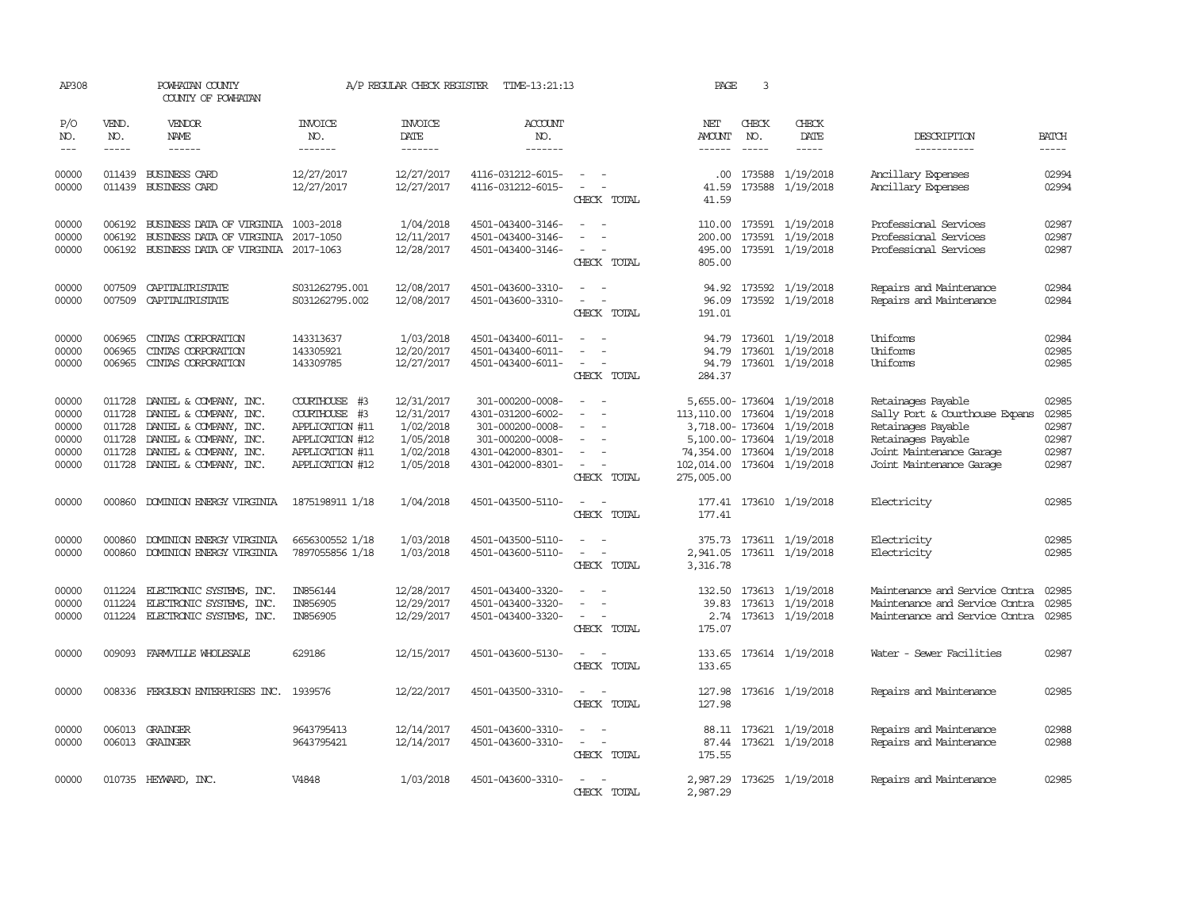AP308 POWHATAN COUNTY A/P REGULAR CHECK REGISTER TIME-13:21:13 PAGE 3
COUNTY OF POWHATAN

| P/O NO. | VEND. NO. | VENDOR NAME | INVOICE NO. | INVOICE DATE | ACCOUNT NO. | | NET AMOUNT | CHECK NO. | CHECK DATE | DESCRIPTION | BATCH |
|---|---|---|---|---|---|---|---|---|---|---|---|
| 00000 | 011439 | BUSINESS CARD | 12/27/2017 | 12/27/2017 | 4116-031212-6015- | - - | .00 | 173588 | 1/19/2018 | Ancillary Expenses | 02994 |
| 00000 | 011439 | BUSINESS CARD | 12/27/2017 | 12/27/2017 | 4116-031212-6015- | - - | 41.59 | 173588 | 1/19/2018 | Ancillary Expenses | 02994 |
| | | | | | | CHECK TOTAL | 41.59 | | | | |
| 00000 | 006192 | BUSINESS DATA OF VIRGINIA | 1003-2018 | 1/04/2018 | 4501-043400-3146- | - - | 110.00 | 173591 | 1/19/2018 | Professional Services | 02987 |
| 00000 | 006192 | BUSINESS DATA OF VIRGINIA | 2017-1050 | 12/11/2017 | 4501-043400-3146- | - - | 200.00 | 173591 | 1/19/2018 | Professional Services | 02987 |
| 00000 | 006192 | BUSINESS DATA OF VIRGINIA | 2017-1063 | 12/28/2017 | 4501-043400-3146- | - - | 495.00 | 173591 | 1/19/2018 | Professional Services | 02987 |
| | | | | | | CHECK TOTAL | 805.00 | | | | |
| 00000 | 007509 | CAPITALTRISTATE | S031262795.001 | 12/08/2017 | 4501-043600-3310- | - - | 94.92 | 173592 | 1/19/2018 | Repairs and Maintenance | 02984 |
| 00000 | 007509 | CAPITALTRISTATE | S031262795.002 | 12/08/2017 | 4501-043600-3310- | - - | 96.09 | 173592 | 1/19/2018 | Repairs and Maintenance | 02984 |
| | | | | | | CHECK TOTAL | 191.01 | | | | |
| 00000 | 006965 | CINTAS CORPORATION | 143313637 | 1/03/2018 | 4501-043400-6011- | - - | 94.79 | 173601 | 1/19/2018 | Uniforms | 02984 |
| 00000 | 006965 | CINTAS CORPORATION | 143305921 | 12/20/2017 | 4501-043400-6011- | - - | 94.79 | 173601 | 1/19/2018 | Uniforms | 02985 |
| 00000 | 006965 | CINTAS CORPORATION | 143309785 | 12/27/2017 | 4501-043400-6011- | - - | 94.79 | 173601 | 1/19/2018 | Uniforms | 02985 |
| | | | | | | CHECK TOTAL | 284.37 | | | | |
| 00000 | 011728 | DANIEL & COMPANY, INC. | COURTHOUSE #3 | 12/31/2017 | 301-000200-0008- | - - | 5,655.00- | 173604 | 1/19/2018 | Retainages Payable | 02985 |
| 00000 | 011728 | DANIEL & COMPANY, INC. | COURTHOUSE #3 | 12/31/2017 | 4301-031200-6002- | - - | 113,110.00 | 173604 | 1/19/2018 | Sally Port & Courthouse Expans | 02985 |
| 00000 | 011728 | DANIEL & COMPANY, INC. | APPLICATION #11 | 1/02/2018 | 301-000200-0008- | - - | 3,718.00- | 173604 | 1/19/2018 | Retainages Payable | 02987 |
| 00000 | 011728 | DANIEL & COMPANY, INC. | APPLICATION #12 | 1/05/2018 | 301-000200-0008- | - - | 5,100.00- | 173604 | 1/19/2018 | Retainages Payable | 02987 |
| 00000 | 011728 | DANIEL & COMPANY, INC. | APPLICATION #11 | 1/02/2018 | 4301-042000-8301- | - - | 74,354.00 | 173604 | 1/19/2018 | Joint Maintenance Garage | 02987 |
| 00000 | 011728 | DANIEL & COMPANY, INC. | APPLICATION #12 | 1/05/2018 | 4301-042000-8301- | - - | 102,014.00 | 173604 | 1/19/2018 | Joint Maintenance Garage | 02987 |
| | | | | | | CHECK TOTAL | 275,005.00 | | | | |
| 00000 | 000860 | DOMINION ENERGY VIRGINIA | 1875198911 1/18 | 1/04/2018 | 4501-043500-5110- | - - | 177.41 | 173610 | 1/19/2018 | Electricity | 02985 |
| | | | | | | CHECK TOTAL | 177.41 | | | | |
| 00000 | 000860 | DOMINION ENERGY VIRGINIA | 6656300552 1/18 | 1/03/2018 | 4501-043500-5110- | - - | 375.73 | 173611 | 1/19/2018 | Electricity | 02985 |
| 00000 | 000860 | DOMINION ENERGY VIRGINIA | 7897055856 1/18 | 1/03/2018 | 4501-043600-5110- | - - | 2,941.05 | 173611 | 1/19/2018 | Electricity | 02985 |
| | | | | | | CHECK TOTAL | 3,316.78 | | | | |
| 00000 | 011224 | ELECTRONIC SYSTEMS, INC. | IN856144 | 12/28/2017 | 4501-043400-3320- | - - | 132.50 | 173613 | 1/19/2018 | Maintenance and Service Contra | 02985 |
| 00000 | 011224 | ELECTRONIC SYSTEMS, INC. | IN856905 | 12/29/2017 | 4501-043400-3320- | - - | 39.83 | 173613 | 1/19/2018 | Maintenance and Service Contra | 02985 |
| 00000 | 011224 | ELECTRONIC SYSTEMS, INC. | IN856905 | 12/29/2017 | 4501-043400-3320- | - - | 2.74 | 173613 | 1/19/2018 | Maintenance and Service Contra | 02985 |
| | | | | | | CHECK TOTAL | 175.07 | | | | |
| 00000 | 009093 | FARMVILLE WHOLESALE | 629186 | 12/15/2017 | 4501-043600-5130- | - - | 133.65 | 173614 | 1/19/2018 | Water - Sewer Facilities | 02987 |
| | | | | | | CHECK TOTAL | 133.65 | | | | |
| 00000 | 008336 | FERGUSON ENTERPRISES INC. | 1939576 | 12/22/2017 | 4501-043500-3310- | - - | 127.98 | 173616 | 1/19/2018 | Repairs and Maintenance | 02985 |
| | | | | | | CHECK TOTAL | 127.98 | | | | |
| 00000 | 006013 | GRAINGER | 9643795413 | 12/14/2017 | 4501-043600-3310- | - - | 88.11 | 173621 | 1/19/2018 | Repairs and Maintenance | 02988 |
| 00000 | 006013 | GRAINGER | 9643795421 | 12/14/2017 | 4501-043600-3310- | - - | 87.44 | 173621 | 1/19/2018 | Repairs and Maintenance | 02988 |
| | | | | | | CHECK TOTAL | 175.55 | | | | |
| 00000 | 010735 | HEYWARD, INC. | V4848 | 1/03/2018 | 4501-043600-3310- | - - | 2,987.29 | 173625 | 1/19/2018 | Repairs and Maintenance | 02985 |
| | | | | | | CHECK TOTAL | 2,987.29 | | | | |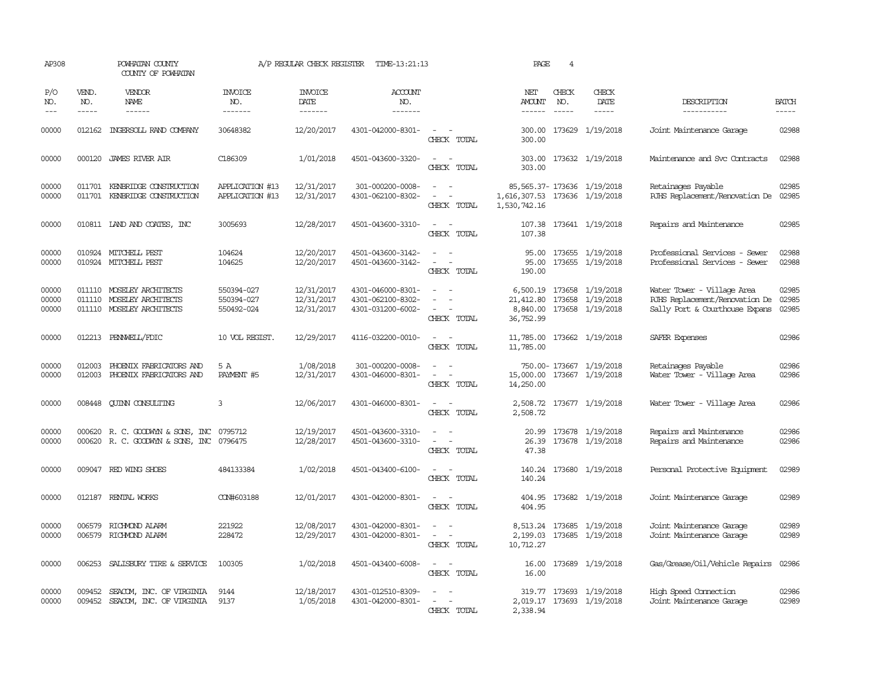AP308 POWHATAN COUNTY A/P REGULAR CHECK REGISTER TIME-13:21:13 PAGE 4

COUNTY OF POWHATAN

| P/O NO. | VEND. NO. | VENDOR NAME | INVOICE NO. | INVOICE DATE | ACCOUNT NO. | | NET AMOUNT | CHECK NO. | CHECK DATE | DESCRIPTION | BATCH |
|---|---|---|---|---|---|---|---|---|---|---|---|
| 00000 | 012162 | INGERSOLL RAND COMPANY | 30648382 | 12/20/2017 | 4301-042000-8301- | - - | 300.00 | 173629 | 1/19/2018 | Joint Maintenance Garage | 02988 |
| | | | | | | CHECK TOTAL | 300.00 | | | | |
| 00000 | 000120 | JAMES RIVER AIR | C186309 | 1/01/2018 | 4501-043600-3320- | - - | 303.00 | 173632 | 1/19/2018 | Maintenance and Svc Contracts | 02988 |
| | | | | | | CHECK TOTAL | 303.00 | | | | |
| 00000 | 011701 | KENBRIDGE CONSTRUCTION | APPLICATION #13 | 12/31/2017 | 301-000200-0008- | - - | 85,565.37- | 173636 | 1/19/2018 | Retainages Payable | 02985 |
| 00000 | 011701 | KENBRIDGE CONSTRUCTION | APPLICATION #13 | 12/31/2017 | 4301-062100-8302- | - - | 1,616,307.53 | 173636 | 1/19/2018 | PJHS Replacement/Renovation De | 02985 |
| | | | | | | CHECK TOTAL | 1,530,742.16 | | | | |
| 00000 | 010811 | LAND AND COATES, INC | 3005693 | 12/28/2017 | 4501-043600-3310- | - - | 107.38 | 173641 | 1/19/2018 | Repairs and Maintenance | 02985 |
| | | | | | | CHECK TOTAL | 107.38 | | | | |
| 00000 | 010924 | MITCHELL PEST | 104624 | 12/20/2017 | 4501-043600-3142- | - - | 95.00 | 173655 | 1/19/2018 | Professional Services - Sewer | 02988 |
| 00000 | 010924 | MITCHELL PEST | 104625 | 12/20/2017 | 4501-043600-3142- | - - | 95.00 | 173655 | 1/19/2018 | Professional Services - Sewer | 02988 |
| | | | | | | CHECK TOTAL | 190.00 | | | | |
| 00000 | 011110 | MOSELEY ARCHITECTS | 550394-027 | 12/31/2017 | 4301-046000-8301- | - - | 6,500.19 | 173658 | 1/19/2018 | Water Tower - Village Area | 02985 |
| 00000 | 011110 | MOSELEY ARCHITECTS | 550394-027 | 12/31/2017 | 4301-062100-8302- | - - | 21,412.80 | 173658 | 1/19/2018 | PJHS Replacement/Renovation De | 02985 |
| 00000 | 011110 | MOSELEY ARCHITECTS | 550492-024 | 12/31/2017 | 4301-031200-6002- | - - | 8,840.00 | 173658 | 1/19/2018 | Sally Port & Courthouse Expans | 02985 |
| | | | | | | CHECK TOTAL | 36,752.99 | | | | |
| 00000 | 012213 | PENNWELL/FDIC | 10 VOL REGIST. | 12/29/2017 | 4116-032200-0010- | - - | 11,785.00 | 173662 | 1/19/2018 | SAFER Expenses | 02986 |
| | | | | | | CHECK TOTAL | 11,785.00 | | | | |
| 00000 | 012003 | PHOENIX FABRICATORS AND | 5 A | 1/08/2018 | 301-000200-0008- | - - | 750.00- | 173667 | 1/19/2018 | Retainages Payable | 02986 |
| 00000 | 012003 | PHOENIX FABRICATORS AND | PAYMENT #5 | 12/31/2017 | 4301-046000-8301- | - - | 15,000.00 | 173667 | 1/19/2018 | Water Tower - Village Area | 02986 |
| | | | | | | CHECK TOTAL | 14,250.00 | | | | |
| 00000 | 008448 | QUINN CONSULTING | 3 | 12/06/2017 | 4301-046000-8301- | - - | 2,508.72 | 173677 | 1/19/2018 | Water Tower - Village Area | 02986 |
| | | | | | | CHECK TOTAL | 2,508.72 | | | | |
| 00000 | 000620 | R. C. GOODWYN & SONS, INC | 0795712 | 12/19/2017 | 4501-043600-3310- | - - | 20.99 | 173678 | 1/19/2018 | Repairs and Maintenance | 02986 |
| 00000 | 000620 | R. C. GOODWYN & SONS, INC | 0796475 | 12/28/2017 | 4501-043600-3310- | - - | 26.39 | 173678 | 1/19/2018 | Repairs and Maintenance | 02986 |
| | | | | | | CHECK TOTAL | 47.38 | | | | |
| 00000 | 009047 | RED WING SHOES | 484133384 | 1/02/2018 | 4501-043400-6100- | - - | 140.24 | 173680 | 1/19/2018 | Personal Protective Equipment | 02989 |
| | | | | | | CHECK TOTAL | 140.24 | | | | |
| 00000 | 012187 | RENTAL WORKS | CON#603188 | 12/01/2017 | 4301-042000-8301- | - - | 404.95 | 173682 | 1/19/2018 | Joint Maintenance Garage | 02989 |
| | | | | | | CHECK TOTAL | 404.95 | | | | |
| 00000 | 006579 | RICHMOND ALARM | 221922 | 12/08/2017 | 4301-042000-8301- | - - | 8,513.24 | 173685 | 1/19/2018 | Joint Maintenance Garage | 02989 |
| 00000 | 006579 | RICHMOND ALARM | 228472 | 12/29/2017 | 4301-042000-8301- | - - | 2,199.03 | 173685 | 1/19/2018 | Joint Maintenance Garage | 02989 |
| | | | | | | CHECK TOTAL | 10,712.27 | | | | |
| 00000 | 006253 | SALISBURY TIRE & SERVICE | 100305 | 1/02/2018 | 4501-043400-6008- | - - | 16.00 | 173689 | 1/19/2018 | Gas/Grease/Oil/Vehicle Repairs | 02986 |
| | | | | | | CHECK TOTAL | 16.00 | | | | |
| 00000 | 009452 | SEACOM, INC. OF VIRGINIA | 9144 | 12/18/2017 | 4301-012510-8309- | - - | 319.77 | 173693 | 1/19/2018 | High Speed Connection | 02986 |
| 00000 | 009452 | SEACOM, INC. OF VIRGINIA | 9137 | 1/05/2018 | 4301-042000-8301- | - - | 2,019.17 | 173693 | 1/19/2018 | Joint Maintenance Garage | 02989 |
| | | | | | | CHECK TOTAL | 2,338.94 | | | | |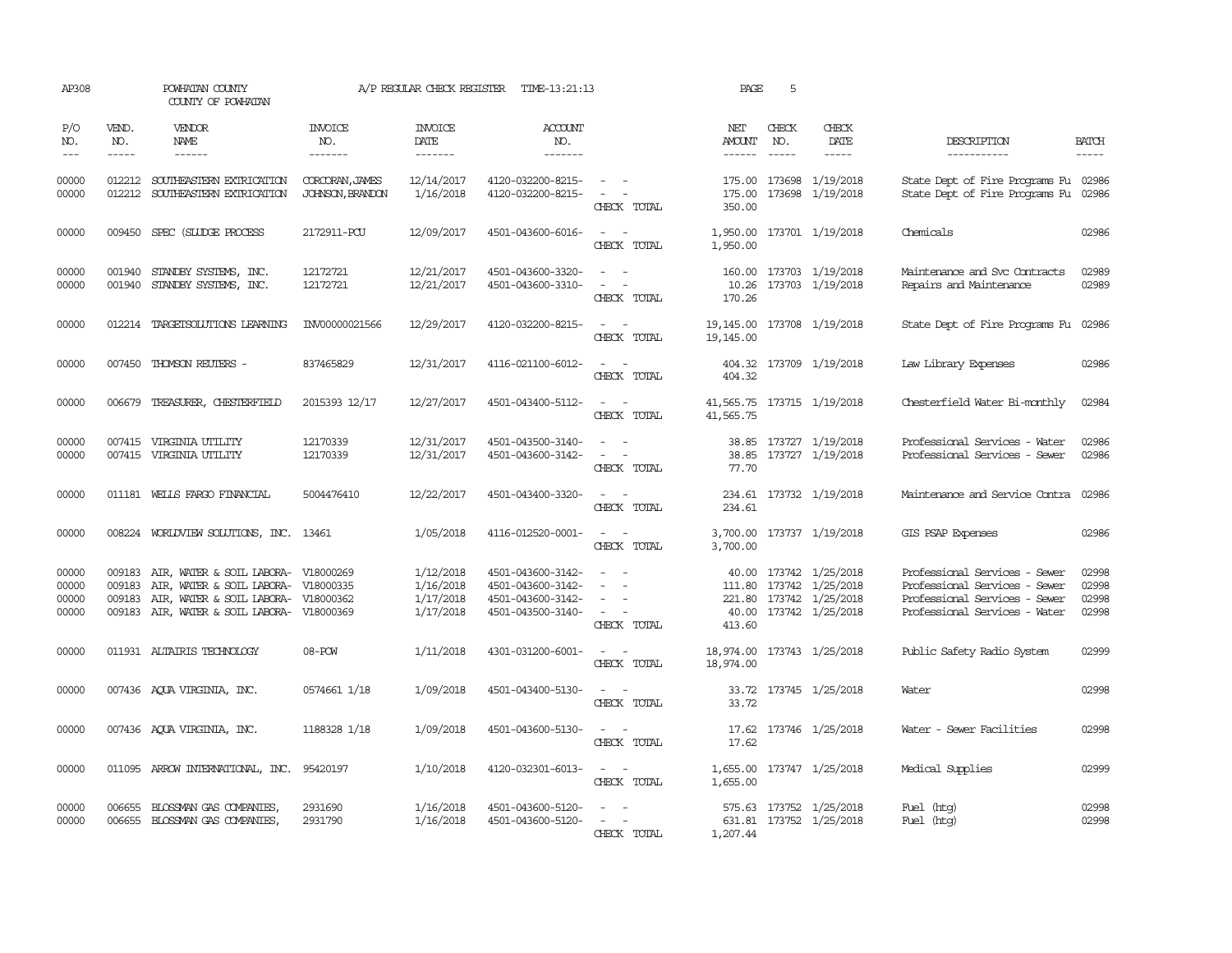AP308 POWHATAN COUNTY A/P REGULAR CHECK REGISTER TIME-13:21:13 PAGE 5

COUNTY OF POWHATAN

| P/O NO. | VEND. NO. | VENDOR NAME | INVOICE NO. | INVOICE DATE | ACCOUNT NO. | | NET AMOUNT | CHECK NO. | CHECK DATE | DESCRIPTION | BATCH |
|---|---|---|---|---|---|---|---|---|---|---|---|
| 00000 | 012212 | SOUTHEASTERN EXTRICATION | CORCORAN,JAMES | 12/14/2017 | 4120-032200-8215- | - - | 175.00 | 173698 | 1/19/2018 | State Dept of Fire Programs Fu | 02986 |
| 00000 | 012212 | SOUTHEASTERN EXTRICATION | JOHNSON,BRANDON | 1/16/2018 | 4120-032200-8215- | - - | 175.00 | 173698 | 1/19/2018 | State Dept of Fire Programs Fu | 02986 |
| | | | | | | CHECK TOTAL | 350.00 | | | | |
| 00000 | 009450 | SPEC (SLUDGE PROCESS | 2172911-PCU | 12/09/2017 | 4501-043600-6016- | - - | 1,950.00 | 173701 | 1/19/2018 | Chemicals | 02986 |
| | | | | | | CHECK TOTAL | 1,950.00 | | | | |
| 00000 | 001940 | STANDBY SYSTEMS, INC. | 12172721 | 12/21/2017 | 4501-043600-3320- | - - | 160.00 | 173703 | 1/19/2018 | Maintenance and Svc Contracts | 02989 |
| 00000 | 001940 | STANDBY SYSTEMS, INC. | 12172721 | 12/21/2017 | 4501-043600-3310- | - - | 10.26 | 173703 | 1/19/2018 | Repairs and Maintenance | 02989 |
| | | | | | | CHECK TOTAL | 170.26 | | | | |
| 00000 | 012214 | TARGETSOLUTIONS LEARNING | INV00000021566 | 12/29/2017 | 4120-032200-8215- | - - | 19,145.00 | 173708 | 1/19/2018 | State Dept of Fire Programs Fu | 02986 |
| | | | | | | CHECK TOTAL | 19,145.00 | | | | |
| 00000 | 007450 | THOMSON REUTERS - | 837465829 | 12/31/2017 | 4116-021100-6012- | - - | 404.32 | 173709 | 1/19/2018 | Law Library Expenses | 02986 |
| | | | | | | CHECK TOTAL | 404.32 | | | | |
| 00000 | 006679 | TREASURER, CHESTERFIELD | 2015393 12/17 | 12/27/2017 | 4501-043400-5112- | - - | 41,565.75 | 173715 | 1/19/2018 | Chesterfield Water Bi-monthly | 02984 |
| | | | | | | CHECK TOTAL | 41,565.75 | | | | |
| 00000 | 007415 | VIRGINIA UTILITY | 12170339 | 12/31/2017 | 4501-043500-3140- | - - | 38.85 | 173727 | 1/19/2018 | Professional Services - Water | 02986 |
| 00000 | 007415 | VIRGINIA UTILITY | 12170339 | 12/31/2017 | 4501-043600-3142- | - - | 38.85 | 173727 | 1/19/2018 | Professional Services - Sewer | 02986 |
| | | | | | | CHECK TOTAL | 77.70 | | | | |
| 00000 | 011181 | WELLS FARGO FINANCIAL | 5004476410 | 12/22/2017 | 4501-043400-3320- | - - | 234.61 | 173732 | 1/19/2018 | Maintenance and Service Contra | 02986 |
| | | | | | | CHECK TOTAL | 234.61 | | | | |
| 00000 | 008224 | WORLDVIEW SOLUTIONS, INC. | 13461 | 1/05/2018 | 4116-012520-0001- | - - | 3,700.00 | 173737 | 1/19/2018 | GIS PSAP Expenses | 02986 |
| | | | | | | CHECK TOTAL | 3,700.00 | | | | |
| 00000 | 009183 | AIR, WATER & SOIL LABORA- | V18000269 | 1/12/2018 | 4501-043600-3142- | - - | 40.00 | 173742 | 1/25/2018 | Professional Services - Sewer | 02998 |
| 00000 | 009183 | AIR, WATER & SOIL LABORA- | V18000335 | 1/16/2018 | 4501-043600-3142- | - - | 111.80 | 173742 | 1/25/2018 | Professional Services - Sewer | 02998 |
| 00000 | 009183 | AIR, WATER & SOIL LABORA- | V18000362 | 1/17/2018 | 4501-043600-3142- | - - | 221.80 | 173742 | 1/25/2018 | Professional Services - Sewer | 02998 |
| 00000 | 009183 | AIR, WATER & SOIL LABORA- | V18000369 | 1/17/2018 | 4501-043500-3140- | - - | 40.00 | 173742 | 1/25/2018 | Professional Services - Water | 02998 |
| | | | | | | CHECK TOTAL | 413.60 | | | | |
| 00000 | 011931 | ALTAIRIS TECHNOLOGY | 08-POW | 1/11/2018 | 4301-031200-6001- | - - | 18,974.00 | 173743 | 1/25/2018 | Public Safety Radio System | 02999 |
| | | | | | | CHECK TOTAL | 18,974.00 | | | | |
| 00000 | 007436 | AQUA VIRGINIA, INC. | 0574661 1/18 | 1/09/2018 | 4501-043400-5130- | - - | 33.72 | 173745 | 1/25/2018 | Water | 02998 |
| | | | | | | CHECK TOTAL | 33.72 | | | | |
| 00000 | 007436 | AQUA VIRGINIA, INC. | 1188328 1/18 | 1/09/2018 | 4501-043600-5130- | - - | 17.62 | 173746 | 1/25/2018 | Water - Sewer Facilities | 02998 |
| | | | | | | CHECK TOTAL | 17.62 | | | | |
| 00000 | 011095 | ARROW INTERNATIONAL, INC. | 95420197 | 1/10/2018 | 4120-032301-6013- | - - | 1,655.00 | 173747 | 1/25/2018 | Medical Supplies | 02999 |
| | | | | | | CHECK TOTAL | 1,655.00 | | | | |
| 00000 | 006655 | BLOSSMAN GAS COMPANIES, | 2931690 | 1/16/2018 | 4501-043600-5120- | - - | 575.63 | 173752 | 1/25/2018 | Fuel (htg) | 02998 |
| 00000 | 006655 | BLOSSMAN GAS COMPANIES, | 2931790 | 1/16/2018 | 4501-043600-5120- | - - | 631.81 | 173752 | 1/25/2018 | Fuel (htg) | 02998 |
| | | | | | | CHECK TOTAL | 1,207.44 | | | | |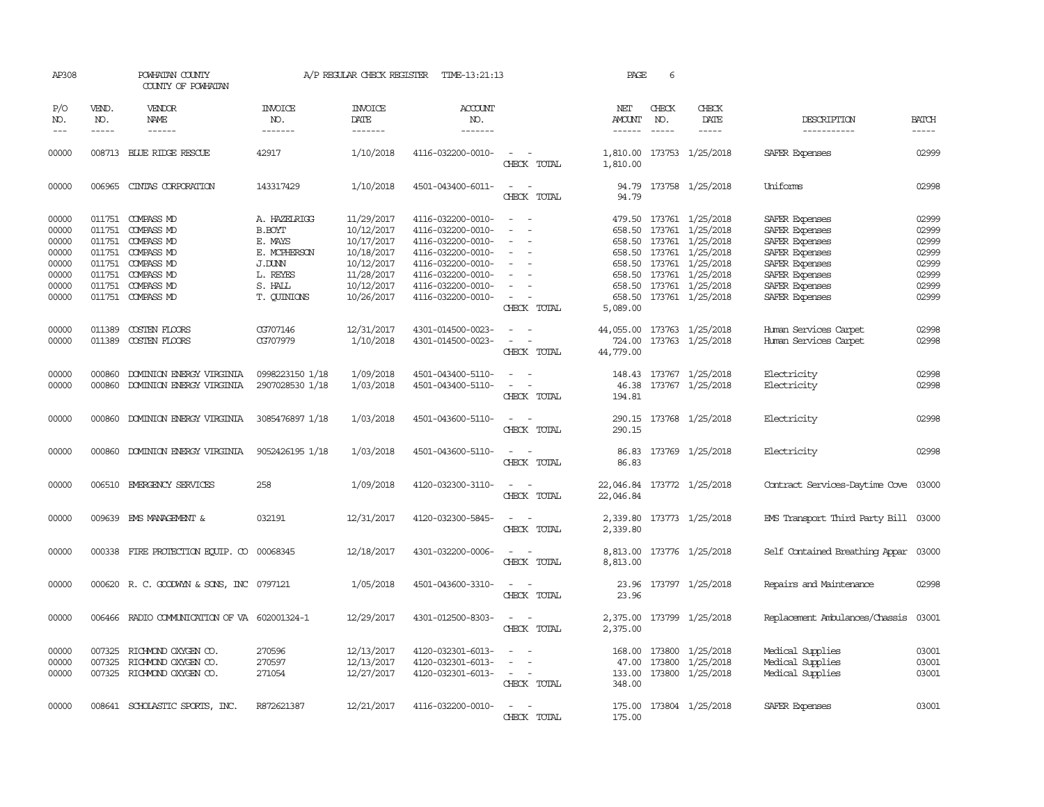AP308 POWHATAN COUNTY A/P REGULAR CHECK REGISTER TIME-13:21:13 PAGE 6
COUNTY OF POWHATAN

| P/O NO. | VEND. NO. | VENDOR NAME | INVOICE NO. | INVOICE DATE | ACCOUNT NO. | | NET AMOUNT | CHECK NO. | CHECK DATE | DESCRIPTION | BATCH |
|---|---|---|---|---|---|---|---|---|---|---|---|
| 00000 | 008713 | BLUE RIDGE RESCUE | 42917 | 1/10/2018 | 4116-032200-0010- | - - | 1,810.00 | 173753 | 1/25/2018 | SAFER Expenses | 02999 |
| | | | | | | CHECK TOTAL | 1,810.00 | | | | |
| 00000 | 006965 | CINTAS CORPORATION | 143317429 | 1/10/2018 | 4501-043400-6011- | - - | 94.79 | 173758 | 1/25/2018 | Uniforms | 02998 |
| | | | | | | CHECK TOTAL | 94.79 | | | | |
| 00000 | 011751 | COMPASS MD | A. HAZELRIGG | 11/29/2017 | 4116-032200-0010- | - - | 479.50 | 173761 | 1/25/2018 | SAFER Expenses | 02999 |
| 00000 | 011751 | COMPASS MD | B.BOYT | 10/12/2017 | 4116-032200-0010- | - - | 658.50 | 173761 | 1/25/2018 | SAFER Expenses | 02999 |
| 00000 | 011751 | COMPASS MD | E. MAYS | 10/17/2017 | 4116-032200-0010- | - - | 658.50 | 173761 | 1/25/2018 | SAFER Expenses | 02999 |
| 00000 | 011751 | COMPASS MD | E. MCPHERSON | 10/18/2017 | 4116-032200-0010- | - - | 658.50 | 173761 | 1/25/2018 | SAFER Expenses | 02999 |
| 00000 | 011751 | COMPASS MD | J.DUNN | 10/12/2017 | 4116-032200-0010- | - - | 658.50 | 173761 | 1/25/2018 | SAFER Expenses | 02999 |
| 00000 | 011751 | COMPASS MD | L. REYES | 11/28/2017 | 4116-032200-0010- | - - | 658.50 | 173761 | 1/25/2018 | SAFER Expenses | 02999 |
| 00000 | 011751 | COMPASS MD | S. HALL | 10/12/2017 | 4116-032200-0010- | - - | 658.50 | 173761 | 1/25/2018 | SAFER Expenses | 02999 |
| 00000 | 011751 | COMPASS MD | T. QUINIONS | 10/26/2017 | 4116-032200-0010- | - - | 658.50 | 173761 | 1/25/2018 | SAFER Expenses | 02999 |
| | | | | | | CHECK TOTAL | 5,089.00 | | | | |
| 00000 | 011389 | COSTEN FLOORS | CG707146 | 12/31/2017 | 4301-014500-0023- | - - | 44,055.00 | 173763 | 1/25/2018 | Human Services Carpet | 02998 |
| 00000 | 011389 | COSTEN FLOORS | CG707979 | 1/10/2018 | 4301-014500-0023- | - - | 724.00 | 173763 | 1/25/2018 | Human Services Carpet | 02998 |
| | | | | | | CHECK TOTAL | 44,779.00 | | | | |
| 00000 | 000860 | DOMINION ENERGY VIRGINIA | 0998223150 1/18 | 1/09/2018 | 4501-043400-5110- | - - | 148.43 | 173767 | 1/25/2018 | Electricity | 02998 |
| 00000 | 000860 | DOMINION ENERGY VIRGINIA | 2907028530 1/18 | 1/03/2018 | 4501-043400-5110- | - - | 46.38 | 173767 | 1/25/2018 | Electricity | 02998 |
| | | | | | | CHECK TOTAL | 194.81 | | | | |
| 00000 | 000860 | DOMINION ENERGY VIRGINIA | 3085476897 1/18 | 1/03/2018 | 4501-043600-5110- | - - | 290.15 | 173768 | 1/25/2018 | Electricity | 02998 |
| | | | | | | CHECK TOTAL | 290.15 | | | | |
| 00000 | 000860 | DOMINION ENERGY VIRGINIA | 9052426195 1/18 | 1/03/2018 | 4501-043600-5110- | - - | 86.83 | 173769 | 1/25/2018 | Electricity | 02998 |
| | | | | | | CHECK TOTAL | 86.83 | | | | |
| 00000 | 006510 | EMERGENCY SERVICES | 258 | 1/09/2018 | 4120-032300-3110- | - - | 22,046.84 | 173772 | 1/25/2018 | Contract Services-Daytime Cove | 03000 |
| | | | | | | CHECK TOTAL | 22,046.84 | | | | |
| 00000 | 009639 | EMS MANAGEMENT & | 032191 | 12/31/2017 | 4120-032300-5845- | - - | 2,339.80 | 173773 | 1/25/2018 | EMS Transport Third Party Bill | 03000 |
| | | | | | | CHECK TOTAL | 2,339.80 | | | | |
| 00000 | 000338 | FIRE PROTECTION EQUIP. CO | 00068345 | 12/18/2017 | 4301-032200-0006- | - - | 8,813.00 | 173776 | 1/25/2018 | Self Contained Breathing Appar | 03000 |
| | | | | | | CHECK TOTAL | 8,813.00 | | | | |
| 00000 | 000620 | R. C. GOODWYN & SONS, INC | 0797121 | 1/05/2018 | 4501-043600-3310- | - - | 23.96 | 173797 | 1/25/2018 | Repairs and Maintenance | 02998 |
| | | | | | | CHECK TOTAL | 23.96 | | | | |
| 00000 | 006466 | RADIO COMMUNICATION OF VA | 602001324-1 | 12/29/2017 | 4301-012500-8303- | - - | 2,375.00 | 173799 | 1/25/2018 | Replacement Ambulances/Chassis | 03001 |
| | | | | | | CHECK TOTAL | 2,375.00 | | | | |
| 00000 | 007325 | RICHMOND OXYGEN CO. | 270596 | 12/13/2017 | 4120-032301-6013- | - - | 168.00 | 173800 | 1/25/2018 | Medical Supplies | 03001 |
| 00000 | 007325 | RICHMOND OXYGEN CO. | 270597 | 12/13/2017 | 4120-032301-6013- | - - | 47.00 | 173800 | 1/25/2018 | Medical Supplies | 03001 |
| 00000 | 007325 | RICHMOND OXYGEN CO. | 271054 | 12/27/2017 | 4120-032301-6013- | - - | 133.00 | 173800 | 1/25/2018 | Medical Supplies | 03001 |
| | | | | | | CHECK TOTAL | 348.00 | | | | |
| 00000 | 008641 | SCHOLASTIC SPORTS, INC. | R872621387 | 12/21/2017 | 4116-032200-0010- | - - | 175.00 | 173804 | 1/25/2018 | SAFER Expenses | 03001 |
| | | | | | | CHECK TOTAL | 175.00 | | | | |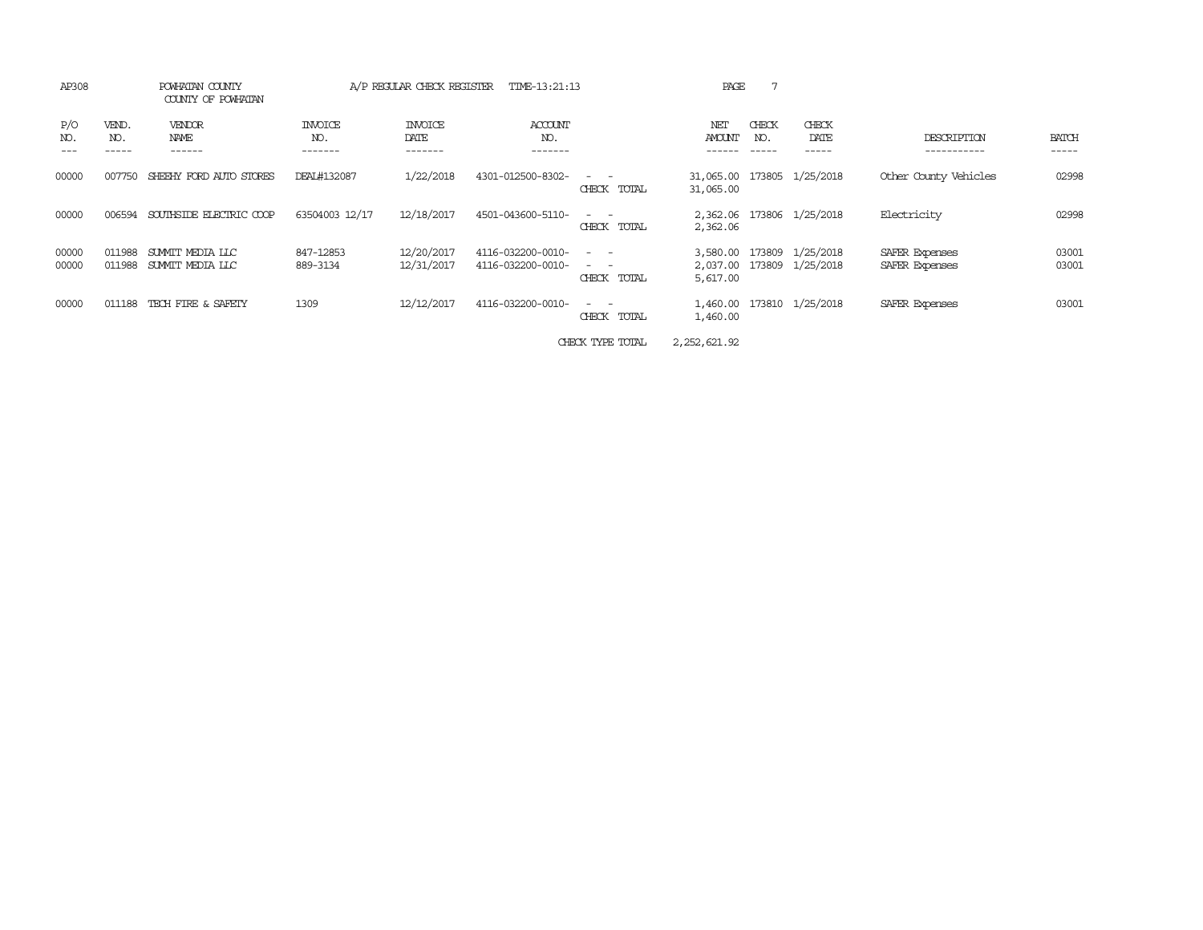AP308 POWHATAN COUNTY A/P REGULAR CHECK REGISTER TIME-13:21:13

COUNTY OF POWHATAN

| P/O NO. | VEND. NO. | VENDOR NAME | INVOICE NO. | INVOICE DATE | ACCOUNT NO. | | NET AMOUNT | CHECK NO. | CHECK DATE | DESCRIPTION | BATCH |
|---|---|---|---|---|---|---|---|---|---|---|---|
| 00000 | 007750 | SHEEHY FORD AUTO STORES | DEAL#132087 | 1/22/2018 | 4301-012500-8302- | - - | 31,065.00 | 173805 | 1/25/2018 | Other County Vehicles | 02998 |
| | | | | | | CHECK TOTAL | 31,065.00 | | | | |
| 00000 | 006594 | SOUTHSIDE ELECTRIC COOP | 63504003 12/17 | 12/18/2017 | 4501-043600-5110- | - - | 2,362.06 | 173806 | 1/25/2018 | Electricity | 02998 |
| | | | | | | CHECK TOTAL | 2,362.06 | | | | |
| 00000 | 011988 | SUMMIT MEDIA LLC | 847-12853 | 12/20/2017 | 4116-032200-0010- | - - | 3,580.00 | 173809 | 1/25/2018 | SAFER Expenses | 03001 |
| 00000 | 011988 | SUMMIT MEDIA LLC | 889-3134 | 12/31/2017 | 4116-032200-0010- | - - | 2,037.00 | 173809 | 1/25/2018 | SAFER Expenses | 03001 |
| | | | | | | CHECK TOTAL | 5,617.00 | | | | |
| 00000 | 011188 | TECH FIRE & SAFETY | 1309 | 12/12/2017 | 4116-032200-0010- | - - | 1,460.00 | 173810 | 1/25/2018 | SAFER Expenses | 03001 |
| | | | | | | CHECK TOTAL | 1,460.00 | | | | |
| | | | | | | CHECK TYPE TOTAL | 2,252,621.92 | | | | |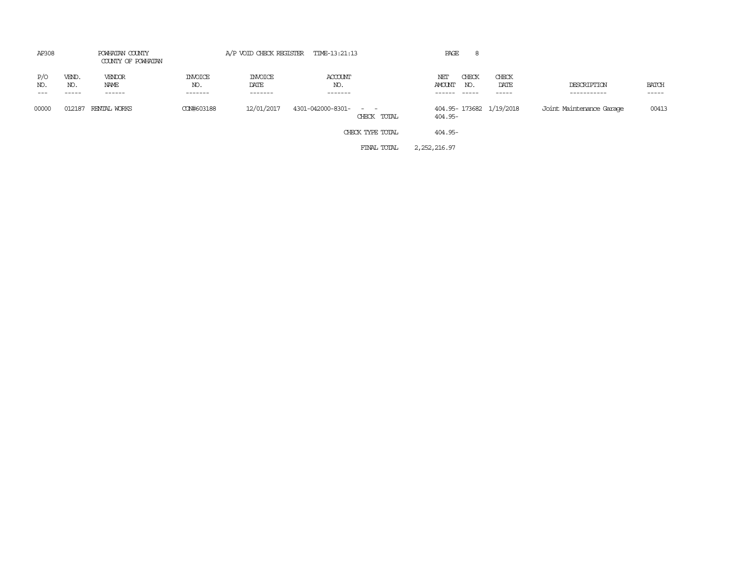AP308 POWHATAN COUNTY A/P VOID CHECK REGISTER TIME-13:21:13 PAGE 8
COUNTY OF POWHATAN

| P/O NO. | VEND. NO. | VENDOR NAME | INVOICE NO. | INVOICE DATE | ACCOUNT NO. | | NET AMOUNT | CHECK NO. | CHECK DATE | DESCRIPTION | BATCH |
|---|---|---|---|---|---|---|---|---|---|---|---|
| 00000 | 012187 | RENTAL WORKS | CON#603188 | 12/01/2017 | 4301-042000-8301- - - | | 404.95- | 173682 | 1/19/2018 | Joint Maintenance Garage | 00413 |
| | | | | | | CHECK TOTAL | 404.95- | | | | |
| | | | | | | CHECK TYPE TOTAL | 404.95- | | | | |
| | | | | | | FINAL TOTAL | 2,252,216.97 | | | | |